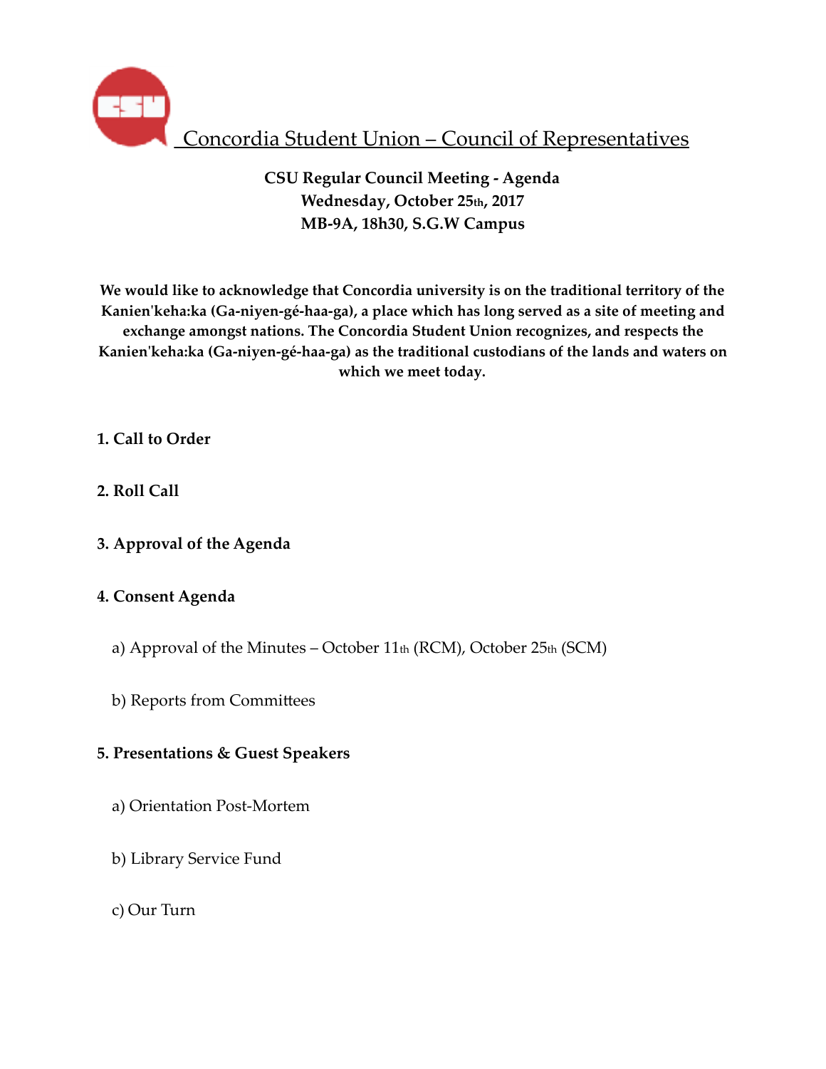# Concordia Student Union – Council of Representatives

**CSU Regular Council Meeting - Agenda**
**Wednesday, October 25th, 2017**
**MB-9A, 18h30, S.G.W Campus**

**We would like to acknowledge that Concordia university is on the traditional territory of the Kanien'keha:ka (Ga-niyen-gé-haa-ga), a place which has long served as a site of meeting and exchange amongst nations. The Concordia Student Union recognizes, and respects the Kanien'keha:ka (Ga-niyen-gé-haa-ga) as the traditional custodians of the lands and waters on which we meet today.**

**1. Call to Order**

**2. Roll Call**

**3. Approval of the Agenda**

**4. Consent Agenda**

a) Approval of the Minutes – October 11th (RCM), October 25th (SCM)

b) Reports from Committees

**5. Presentations & Guest Speakers**

a) Orientation Post-Mortem

b) Library Service Fund

c) Our Turn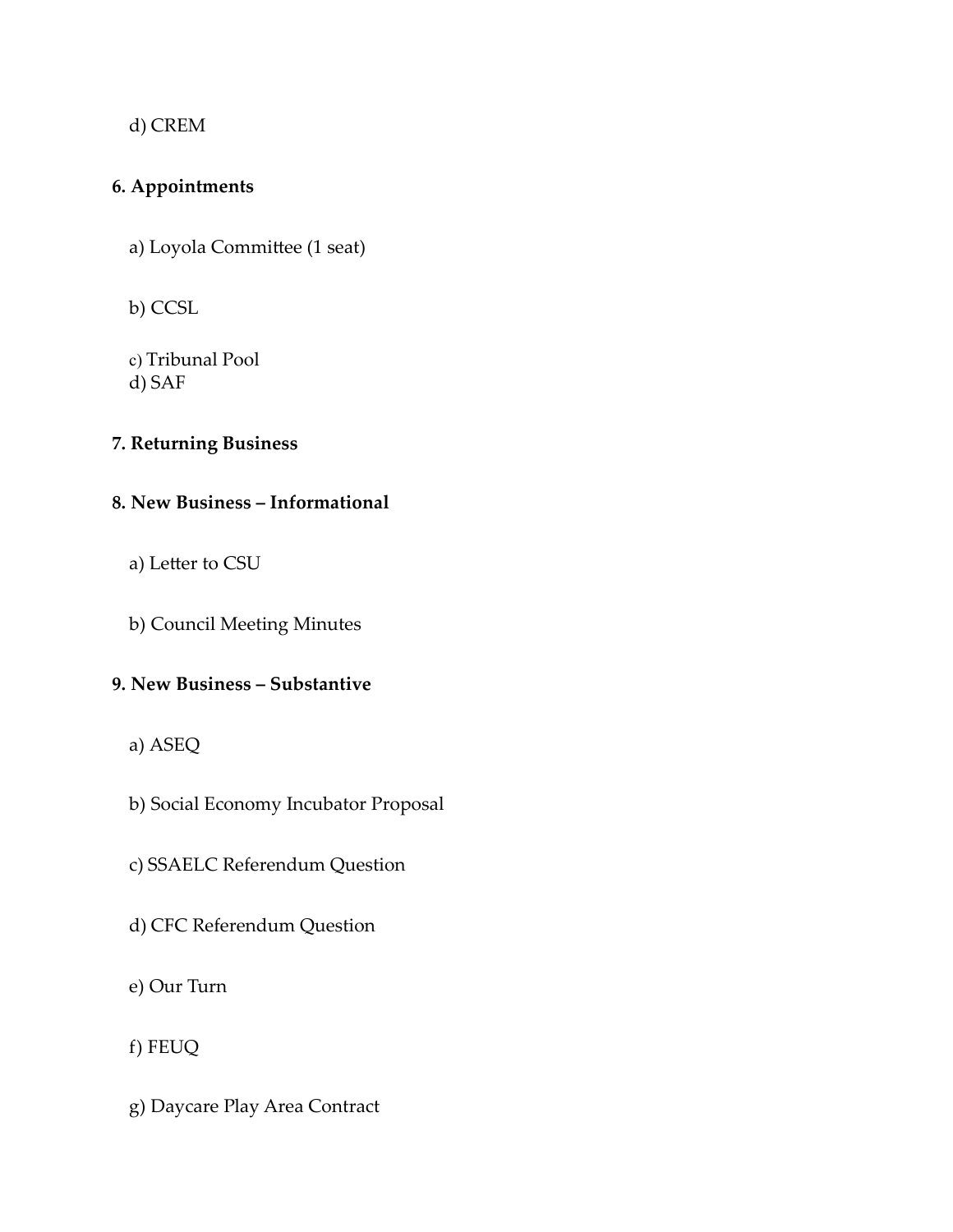d) CREM

**6. Appointments**

a) Loyola Committee (1 seat)

b) CCSL

c) Tribunal Pool
d) SAF

**7. Returning Business**

**8. New Business – Informational**

a) Letter to CSU

b) Council Meeting Minutes

**9. New Business – Substantive**

a) ASEQ

b) Social Economy Incubator Proposal

c) SSAELC Referendum Question

d) CFC Referendum Question

e) Our Turn

f) FEUQ

g) Daycare Play Area Contract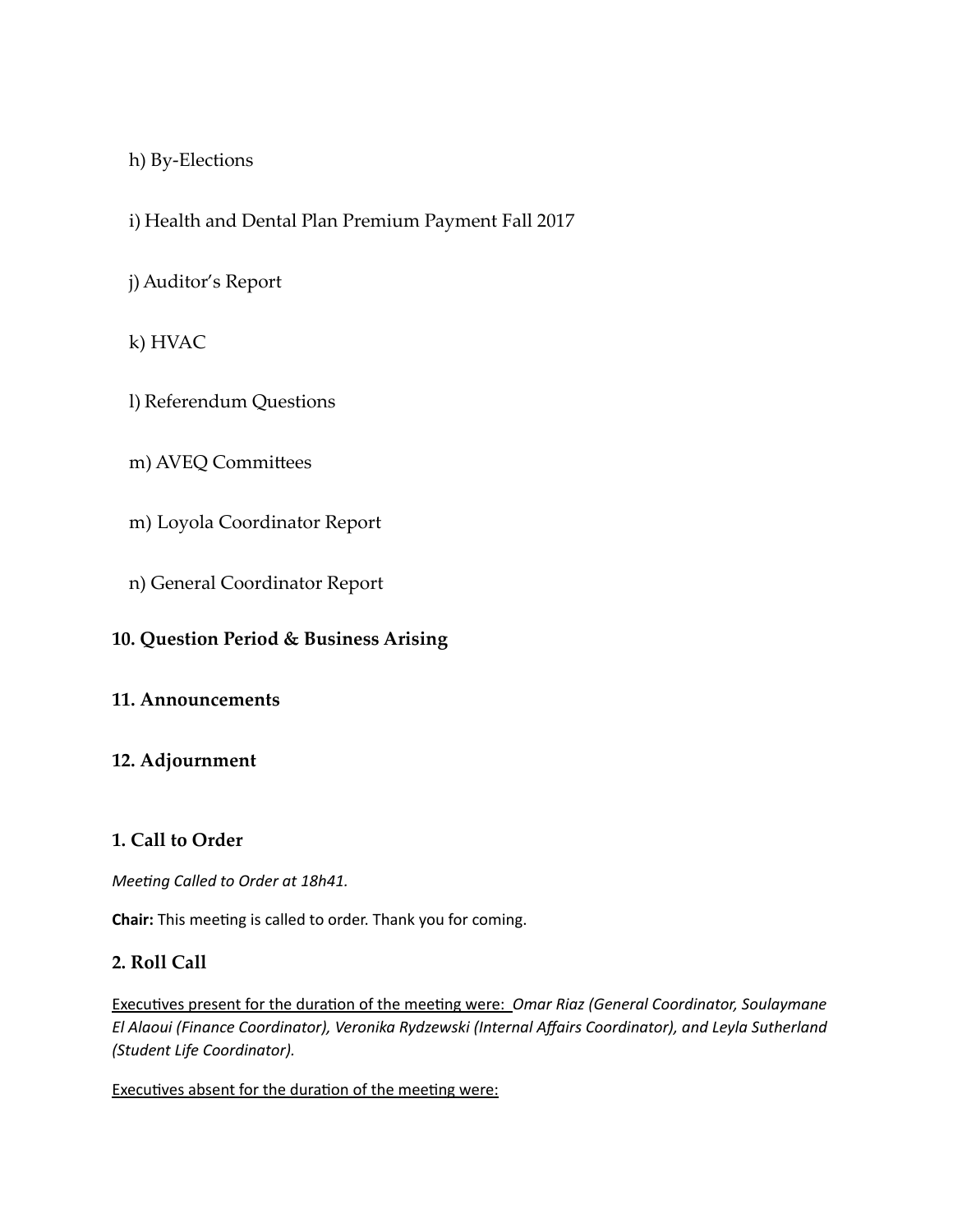h) By-Elections

i) Health and Dental Plan Premium Payment Fall 2017

j) Auditor's Report

k) HVAC

l) Referendum Questions

m) AVEQ Committees

m) Loyola Coordinator Report

n) General Coordinator Report

**10. Question Period & Business Arising**

**11. Announcements**

**12. Adjournment**

## 1. Call to Order

*Meeting Called to Order at 18h41.*

**Chair:** This meeting is called to order. Thank you for coming.

## 2. Roll Call

Executives present for the duration of the meeting were: *Omar Riaz (General Coordinator, Soulaymane El Alaoui (Finance Coordinator), Veronika Rydzewski (Internal Affairs Coordinator), and Leyla Sutherland (Student Life Coordinator).*

Executives absent for the duration of the meeting were: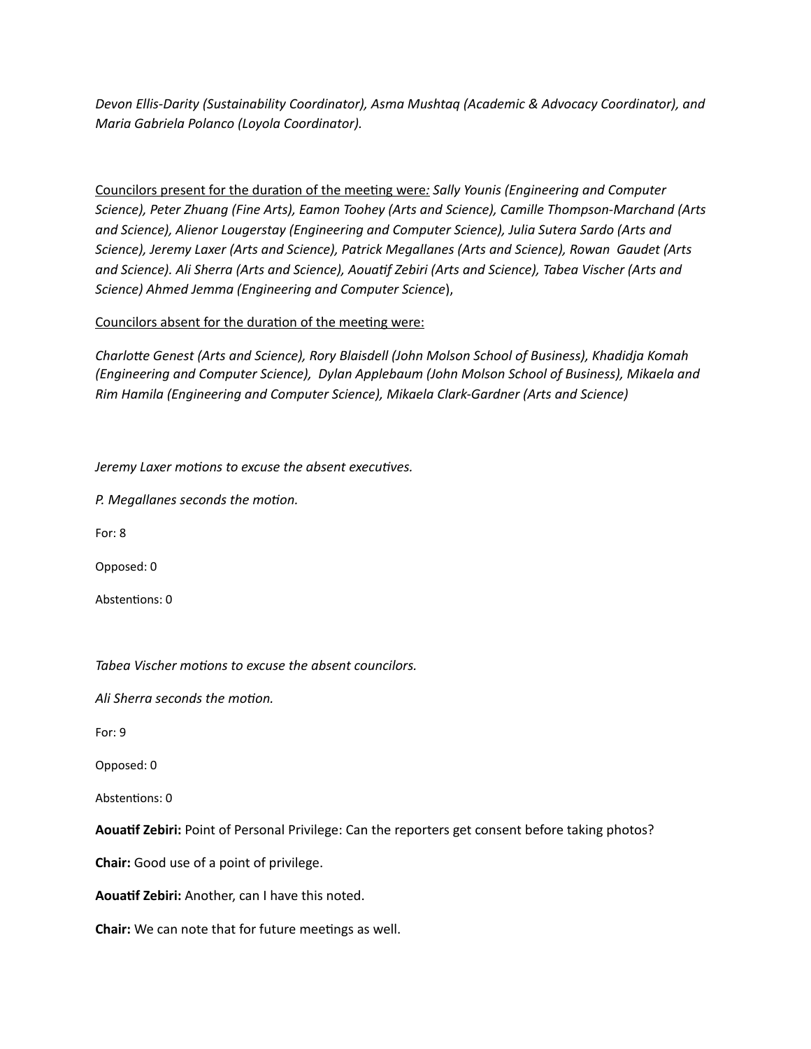*Devon Ellis-Darity (Sustainability Coordinator), Asma Mushtaq (Academic & Advocacy Coordinator), and Maria Gabriela Polanco (Loyola Coordinator).*

<u>Councilors present for the duration of the meeting were</u>*: Sally Younis (Engineering and Computer Science), Peter Zhuang (Fine Arts), Eamon Toohey (Arts and Science), Camille Thompson-Marchand (Arts and Science), Alienor Lougerstay (Engineering and Computer Science), Julia Sutera Sardo (Arts and Science), Jeremy Laxer (Arts and Science), Patrick Megallanes (Arts and Science), Rowan Gaudet (Arts and Science). Ali Sherra (Arts and Science), Aouatif Zebiri (Arts and Science), Tabea Vischer (Arts and Science) Ahmed Jemma (Engineering and Computer Science*),

<u>Councilors absent for the duration of the meeting were:</u>

*Charlotte Genest (Arts and Science), Rory Blaisdell (John Molson School of Business), Khadidja Komah (Engineering and Computer Science), Dylan Applebaum (John Molson School of Business), Mikaela and Rim Hamila (Engineering and Computer Science), Mikaela Clark-Gardner (Arts and Science)*

*Jeremy Laxer motions to excuse the absent executives.*

*P. Megallanes seconds the motion.*

For: 8

Opposed: 0

Abstentions: 0

*Tabea Vischer motions to excuse the absent councilors.*

*Ali Sherra seconds the motion.*

For: 9

Opposed: 0

Abstentions: 0

**Aouatif Zebiri:** Point of Personal Privilege: Can the reporters get consent before taking photos?

**Chair:** Good use of a point of privilege.

**Aouatif Zebiri:** Another, can I have this noted.

**Chair:** We can note that for future meetings as well.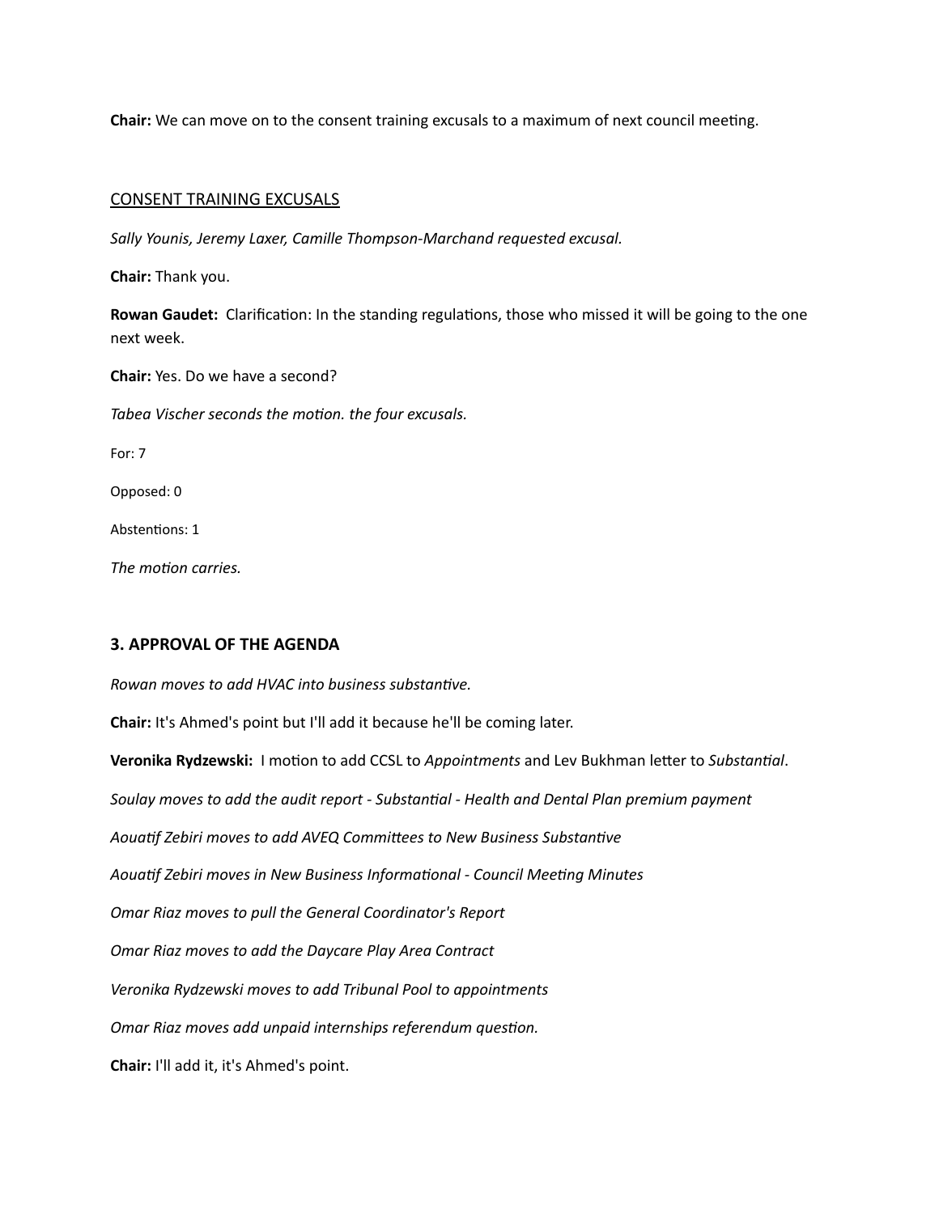**Chair:** We can move on to the consent training excusals to a maximum of next council meeting.

CONSENT TRAINING EXCUSALS

*Sally Younis, Jeremy Laxer, Camille Thompson-Marchand requested excusal.*

**Chair:** Thank you.

**Rowan Gaudet:** Clarification: In the standing regulations, those who missed it will be going to the one next week.

**Chair:** Yes. Do we have a second?

*Tabea Vischer seconds the motion. the four excusals.*

For: 7

Opposed: 0

Abstentions: 1

*The motion carries.*

### 3. APPROVAL OF THE AGENDA

*Rowan moves to add HVAC into business substantive.*

**Chair:** It's Ahmed's point but I'll add it because he'll be coming later.

**Veronika Rydzewski:** I motion to add CCSL to *Appointments* and Lev Bukhman letter to *Substantial*.

*Soulay moves to add the audit report - Substantial - Health and Dental Plan premium payment*

*Aouatif Zebiri moves to add AVEQ Committees to New Business Substantive*

*Aouatif Zebiri moves in New Business Informational - Council Meeting Minutes*

*Omar Riaz moves to pull the General Coordinator's Report*

*Omar Riaz moves to add the Daycare Play Area Contract*

*Veronika Rydzewski moves to add Tribunal Pool to appointments*

*Omar Riaz moves add unpaid internships referendum question.*

**Chair:** I'll add it, it's Ahmed's point.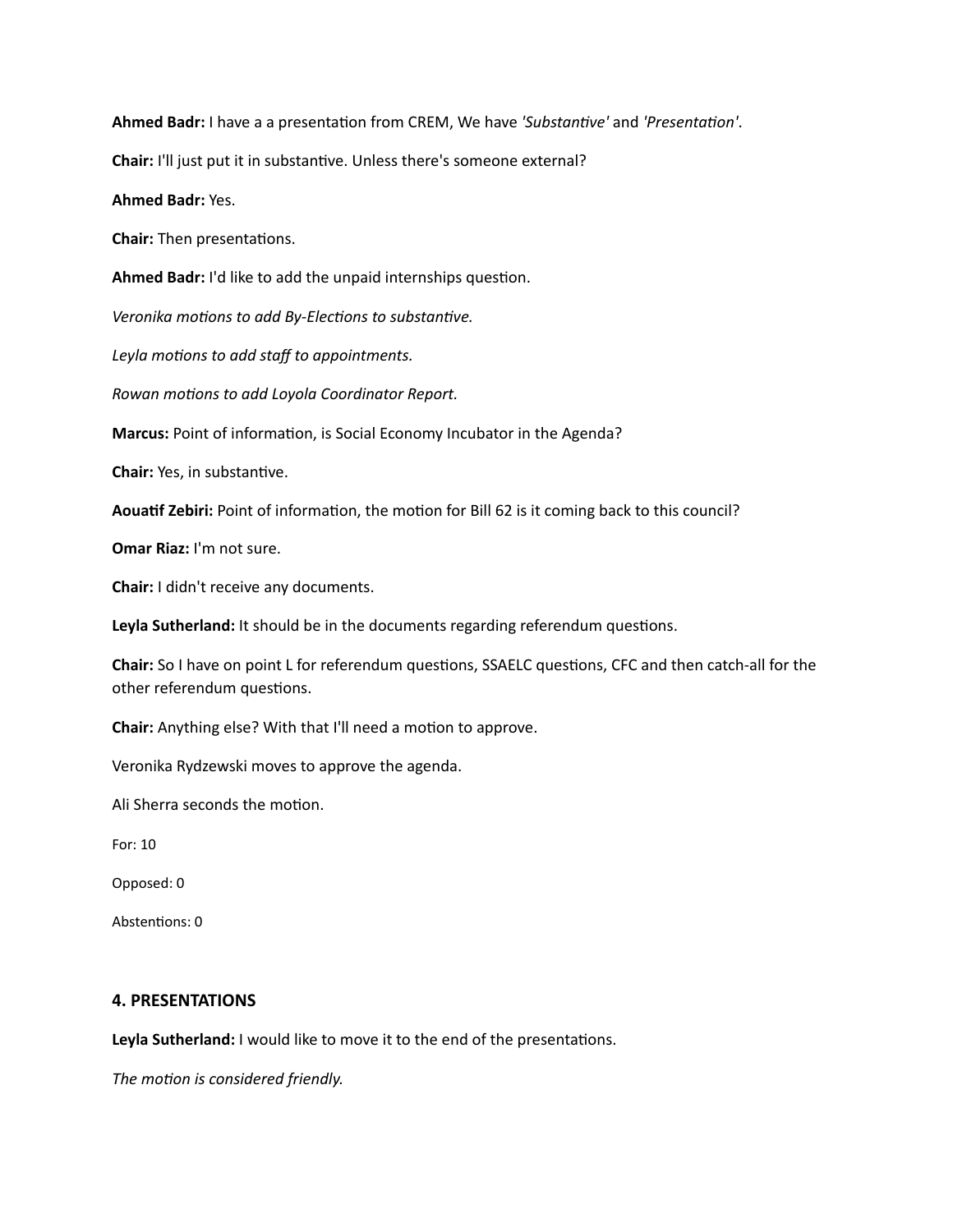**Ahmed Badr:** I have a a presentation from CREM, We have *'Substantive'* and *'Presentation'*.

**Chair:** I'll just put it in substantive. Unless there's someone external?

**Ahmed Badr:** Yes.

**Chair:** Then presentations.

**Ahmed Badr:** I'd like to add the unpaid internships question.

*Veronika motions to add By-Elections to substantive.*

*Leyla motions to add staff to appointments.*

*Rowan motions to add Loyola Coordinator Report.*

**Marcus:** Point of information, is Social Economy Incubator in the Agenda?

**Chair:** Yes, in substantive.

**Aouatif Zebiri:** Point of information, the motion for Bill 62 is it coming back to this council?

**Omar Riaz:** I'm not sure.

**Chair:** I didn't receive any documents.

**Leyla Sutherland:** It should be in the documents regarding referendum questions.

**Chair:** So I have on point L for referendum questions, SSAELC questions, CFC and then catch-all for the other referendum questions.

**Chair:** Anything else? With that I'll need a motion to approve.

Veronika Rydzewski moves to approve the agenda.

Ali Sherra seconds the motion.

For: 10

Opposed: 0

Abstentions: 0

## 4. PRESENTATIONS

**Leyla Sutherland:** I would like to move it to the end of the presentations.

*The motion is considered friendly.*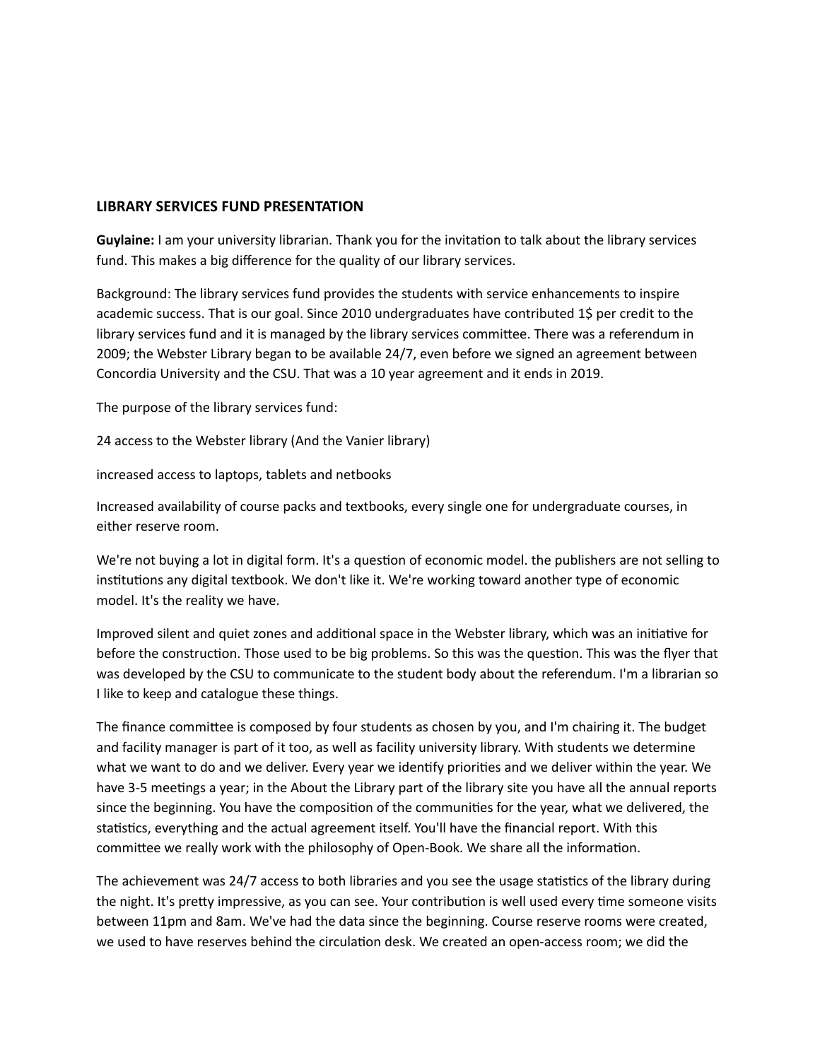**LIBRARY SERVICES FUND PRESENTATION**

**Guylaine:** I am your university librarian. Thank you for the invitation to talk about the library services fund. This makes a big difference for the quality of our library services.

Background: The library services fund provides the students with service enhancements to inspire academic success. That is our goal. Since 2010 undergraduates have contributed 1$ per credit to the library services fund and it is managed by the library services committee. There was a referendum in 2009; the Webster Library began to be available 24/7, even before we signed an agreement between Concordia University and the CSU. That was a 10 year agreement and it ends in 2019.

The purpose of the library services fund:

24 access to the Webster library (And the Vanier library)

increased access to laptops, tablets and netbooks

Increased availability of course packs and textbooks, every single one for undergraduate courses, in either reserve room.

We're not buying a lot in digital form. It's a question of economic model. the publishers are not selling to institutions any digital textbook. We don't like it. We're working toward another type of economic model. It's the reality we have.

Improved silent and quiet zones and additional space in the Webster library, which was an initiative for before the construction. Those used to be big problems. So this was the question. This was the flyer that was developed by the CSU to communicate to the student body about the referendum. I'm a librarian so I like to keep and catalogue these things.

The finance committee is composed by four students as chosen by you, and I'm chairing it. The budget and facility manager is part of it too, as well as facility university library. With students we determine what we want to do and we deliver. Every year we identify priorities and we deliver within the year. We have 3-5 meetings a year; in the About the Library part of the library site you have all the annual reports since the beginning. You have the composition of the communities for the year, what we delivered, the statistics, everything and the actual agreement itself. You'll have the financial report. With this committee we really work with the philosophy of Open-Book. We share all the information.

The achievement was 24/7 access to both libraries and you see the usage statistics of the library during the night. It's pretty impressive, as you can see. Your contribution is well used every time someone visits between 11pm and 8am. We've had the data since the beginning. Course reserve rooms were created, we used to have reserves behind the circulation desk. We created an open-access room; we did the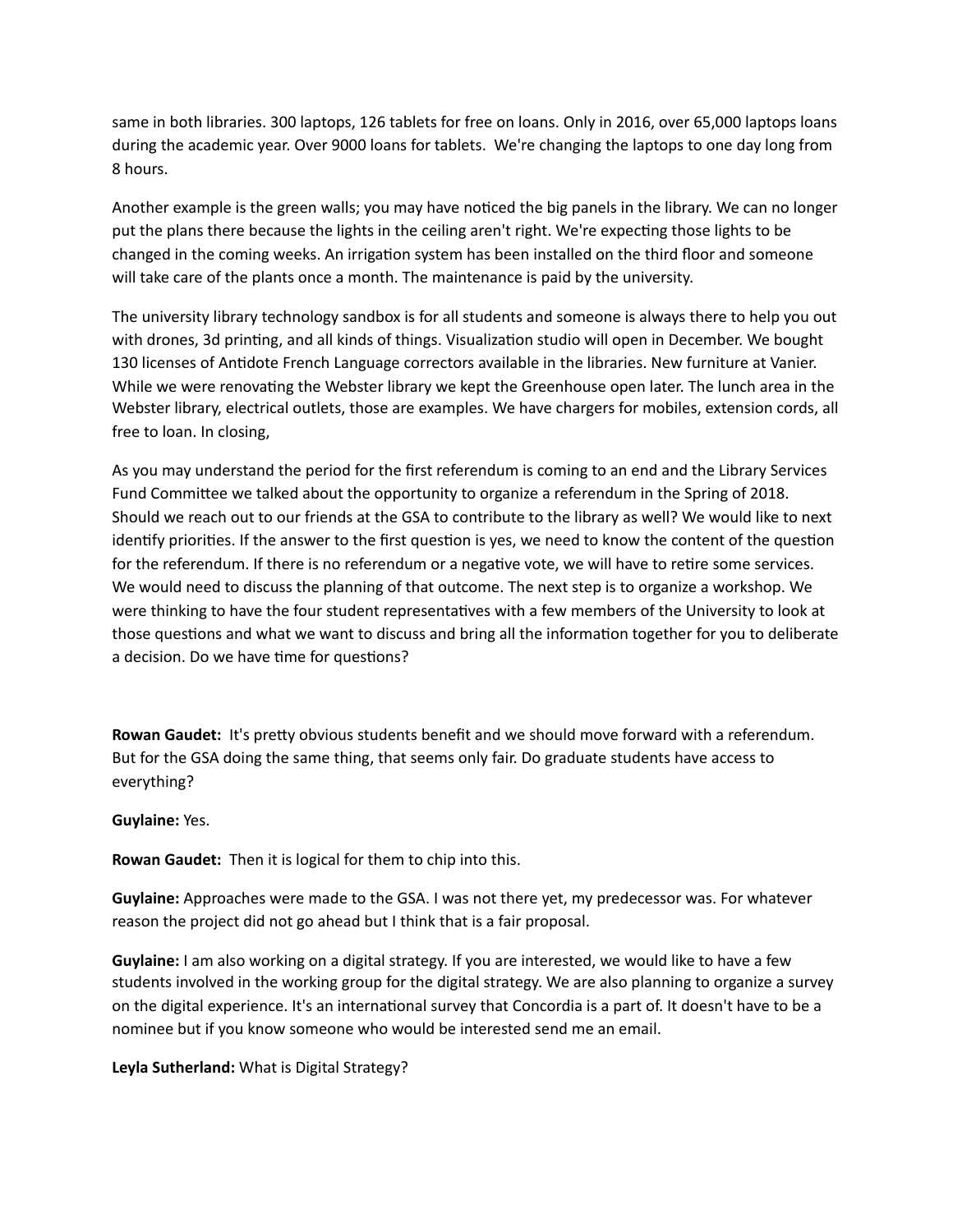same in both libraries. 300 laptops, 126 tablets for free on loans. Only in 2016, over 65,000 laptops loans during the academic year. Over 9000 loans for tablets. We're changing the laptops to one day long from 8 hours.

Another example is the green walls; you may have noticed the big panels in the library. We can no longer put the plans there because the lights in the ceiling aren't right. We're expecting those lights to be changed in the coming weeks. An irrigation system has been installed on the third floor and someone will take care of the plants once a month. The maintenance is paid by the university.

The university library technology sandbox is for all students and someone is always there to help you out with drones, 3d printing, and all kinds of things. Visualization studio will open in December. We bought 130 licenses of Antidote French Language correctors available in the libraries. New furniture at Vanier. While we were renovating the Webster library we kept the Greenhouse open later. The lunch area in the Webster library, electrical outlets, those are examples. We have chargers for mobiles, extension cords, all free to loan. In closing,

As you may understand the period for the first referendum is coming to an end and the Library Services Fund Committee we talked about the opportunity to organize a referendum in the Spring of 2018. Should we reach out to our friends at the GSA to contribute to the library as well? We would like to next identify priorities. If the answer to the first question is yes, we need to know the content of the question for the referendum. If there is no referendum or a negative vote, we will have to retire some services. We would need to discuss the planning of that outcome. The next step is to organize a workshop. We were thinking to have the four student representatives with a few members of the University to look at those questions and what we want to discuss and bring all the information together for you to deliberate a decision. Do we have time for questions?

**Rowan Gaudet:** It's pretty obvious students benefit and we should move forward with a referendum. But for the GSA doing the same thing, that seems only fair. Do graduate students have access to everything?

**Guylaine:** Yes.

**Rowan Gaudet:** Then it is logical for them to chip into this.

**Guylaine:** Approaches were made to the GSA. I was not there yet, my predecessor was. For whatever reason the project did not go ahead but I think that is a fair proposal.

**Guylaine:** I am also working on a digital strategy. If you are interested, we would like to have a few students involved in the working group for the digital strategy. We are also planning to organize a survey on the digital experience. It's an international survey that Concordia is a part of. It doesn't have to be a nominee but if you know someone who would be interested send me an email.

**Leyla Sutherland:** What is Digital Strategy?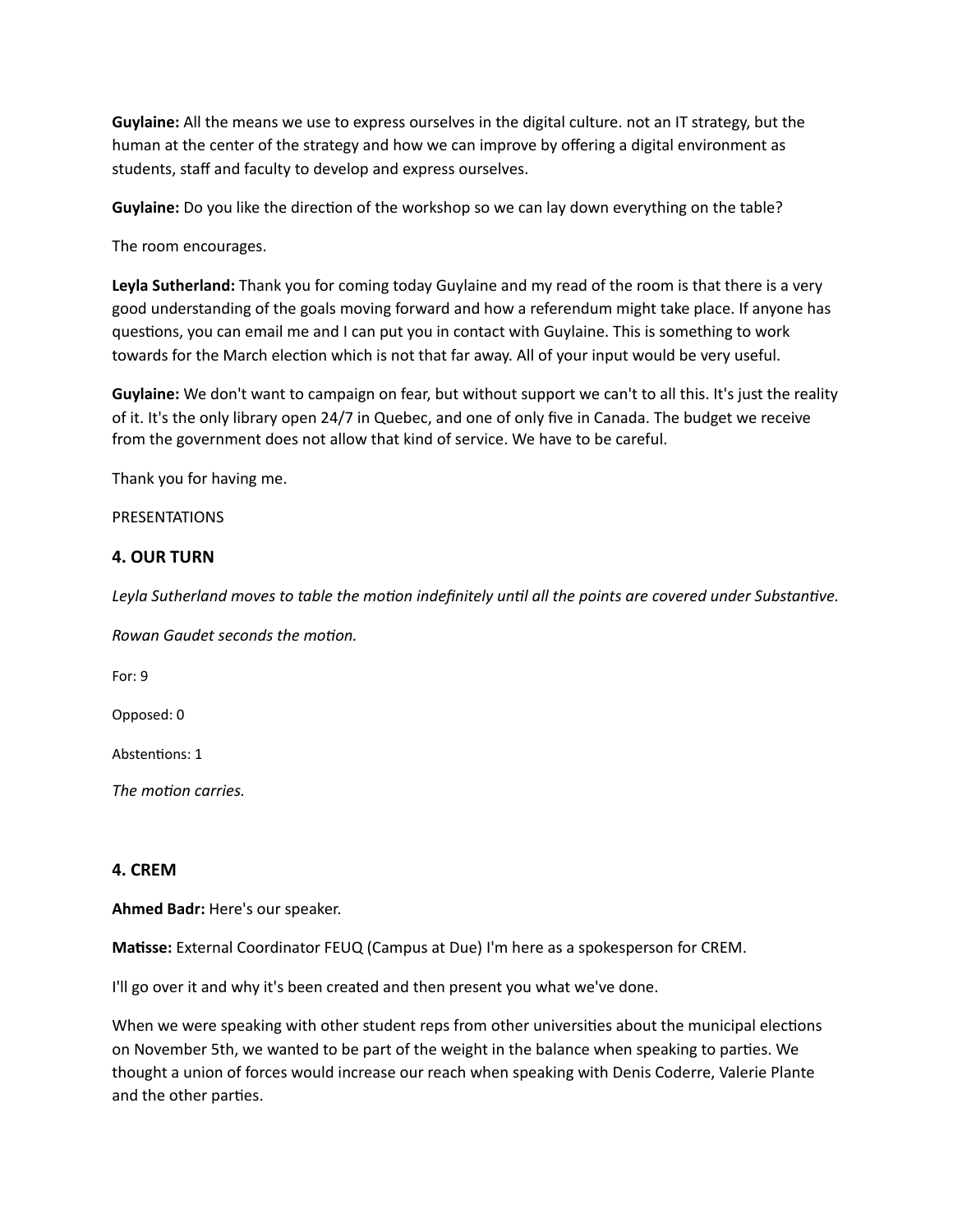**Guylaine:** All the means we use to express ourselves in the digital culture. not an IT strategy, but the human at the center of the strategy and how we can improve by offering a digital environment as students, staff and faculty to develop and express ourselves.

**Guylaine:** Do you like the direction of the workshop so we can lay down everything on the table?

The room encourages.

**Leyla Sutherland:** Thank you for coming today Guylaine and my read of the room is that there is a very good understanding of the goals moving forward and how a referendum might take place. If anyone has questions, you can email me and I can put you in contact with Guylaine. This is something to work towards for the March election which is not that far away. All of your input would be very useful.

**Guylaine:** We don't want to campaign on fear, but without support we can't to all this. It's just the reality of it. It's the only library open 24/7 in Quebec, and one of only five in Canada. The budget we receive from the government does not allow that kind of service. We have to be careful.

Thank you for having me.

PRESENTATIONS

### 4. OUR TURN

*Leyla Sutherland moves to table the motion indefinitely until all the points are covered under Substantive.*

*Rowan Gaudet seconds the motion.*

For: 9

Opposed: 0

Abstentions: 1

*The motion carries.*

### 4. CREM

**Ahmed Badr:** Here's our speaker.

**Matisse:** External Coordinator FEUQ (Campus at Due) I'm here as a spokesperson for CREM.

I'll go over it and why it's been created and then present you what we've done.

When we were speaking with other student reps from other universities about the municipal elections on November 5th, we wanted to be part of the weight in the balance when speaking to parties. We thought a union of forces would increase our reach when speaking with Denis Coderre, Valerie Plante and the other parties.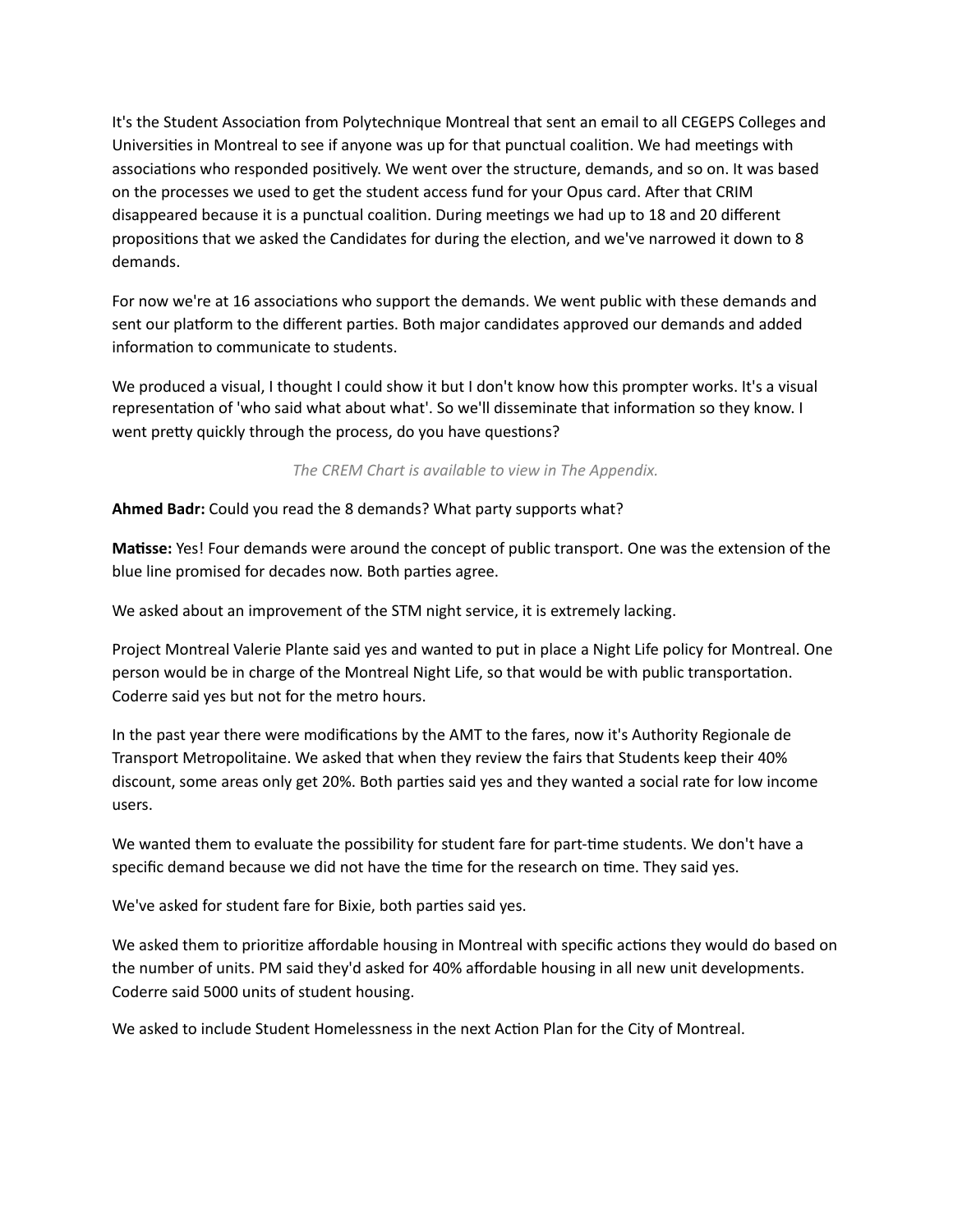It's the Student Association from Polytechnique Montreal that sent an email to all CEGEPS Colleges and Universities in Montreal to see if anyone was up for that punctual coalition. We had meetings with associations who responded positively. We went over the structure, demands, and so on. It was based on the processes we used to get the student access fund for your Opus card. After that CRIM disappeared because it is a punctual coalition. During meetings we had up to 18 and 20 different propositions that we asked the Candidates for during the election, and we've narrowed it down to 8 demands.

For now we're at 16 associations who support the demands. We went public with these demands and sent our platform to the different parties. Both major candidates approved our demands and added information to communicate to students.

We produced a visual, I thought I could show it but I don't know how this prompter works. It's a visual representation of 'who said what about what'. So we'll disseminate that information so they know. I went pretty quickly through the process, do you have questions?

*The CREM Chart is available to view in The Appendix.*

**Ahmed Badr:** Could you read the 8 demands? What party supports what?

**Matisse:** Yes! Four demands were around the concept of public transport. One was the extension of the blue line promised for decades now. Both parties agree.

We asked about an improvement of the STM night service, it is extremely lacking.

Project Montreal Valerie Plante said yes and wanted to put in place a Night Life policy for Montreal. One person would be in charge of the Montreal Night Life, so that would be with public transportation. Coderre said yes but not for the metro hours.

In the past year there were modifications by the AMT to the fares, now it's Authority Regionale de Transport Metropolitaine. We asked that when they review the fairs that Students keep their 40% discount, some areas only get 20%. Both parties said yes and they wanted a social rate for low income users.

We wanted them to evaluate the possibility for student fare for part-time students. We don't have a specific demand because we did not have the time for the research on time. They said yes.

We've asked for student fare for Bixie, both parties said yes.

We asked them to prioritize affordable housing in Montreal with specific actions they would do based on the number of units. PM said they'd asked for 40% affordable housing in all new unit developments. Coderre said 5000 units of student housing.

We asked to include Student Homelessness in the next Action Plan for the City of Montreal.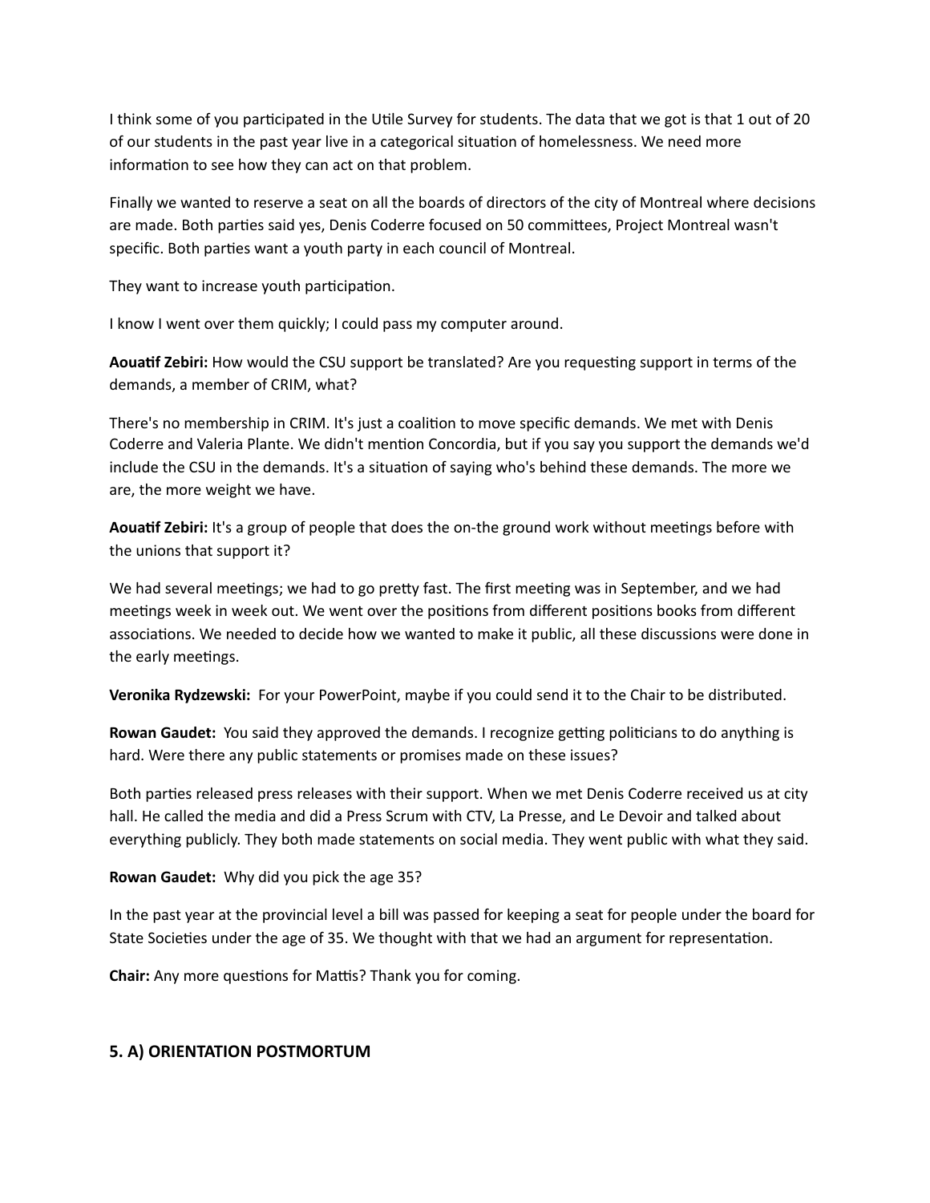I think some of you participated in the Utile Survey for students. The data that we got is that 1 out of 20 of our students in the past year live in a categorical situation of homelessness. We need more information to see how they can act on that problem.

Finally we wanted to reserve a seat on all the boards of directors of the city of Montreal where decisions are made. Both parties said yes, Denis Coderre focused on 50 committees, Project Montreal wasn't specific. Both parties want a youth party in each council of Montreal.

They want to increase youth participation.

I know I went over them quickly; I could pass my computer around.

**Aouatif Zebiri:** How would the CSU support be translated? Are you requesting support in terms of the demands, a member of CRIM, what?

There's no membership in CRIM. It's just a coalition to move specific demands. We met with Denis Coderre and Valeria Plante. We didn't mention Concordia, but if you say you support the demands we'd include the CSU in the demands. It's a situation of saying who's behind these demands. The more we are, the more weight we have.

**Aouatif Zebiri:** It's a group of people that does the on-the ground work without meetings before with the unions that support it?

We had several meetings; we had to go pretty fast. The first meeting was in September, and we had meetings week in week out. We went over the positions from different positions books from different associations. We needed to decide how we wanted to make it public, all these discussions were done in the early meetings.

**Veronika Rydzewski:** For your PowerPoint, maybe if you could send it to the Chair to be distributed.

**Rowan Gaudet:** You said they approved the demands. I recognize getting politicians to do anything is hard. Were there any public statements or promises made on these issues?

Both parties released press releases with their support. When we met Denis Coderre received us at city hall. He called the media and did a Press Scrum with CTV, La Presse, and Le Devoir and talked about everything publicly. They both made statements on social media. They went public with what they said.

**Rowan Gaudet:** Why did you pick the age 35?

In the past year at the provincial level a bill was passed for keeping a seat for people under the board for State Societies under the age of 35. We thought with that we had an argument for representation.

**Chair:** Any more questions for Mattis? Thank you for coming.

## 5. A) ORIENTATION POSTMORTUM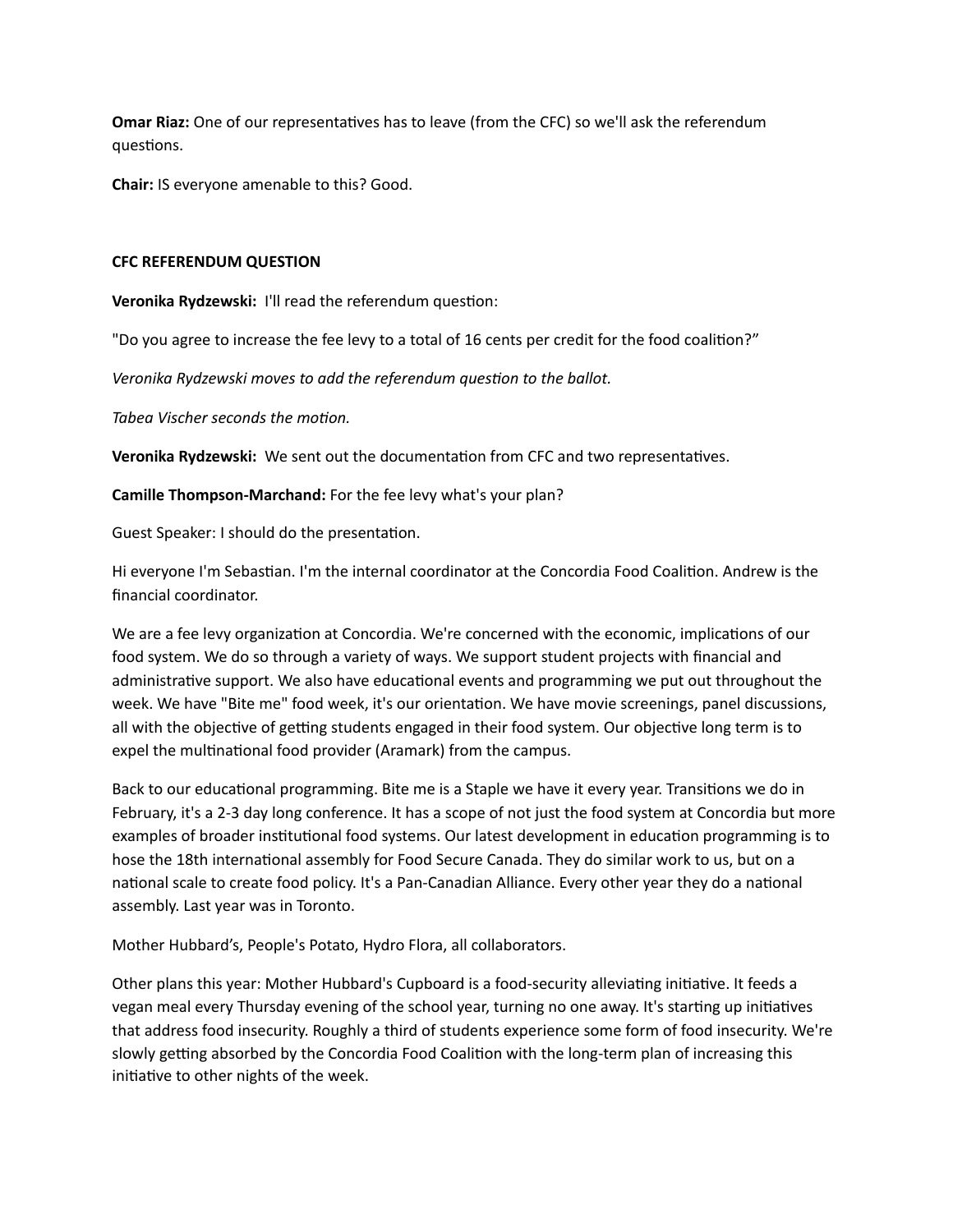**Omar Riaz:** One of our representatives has to leave (from the CFC) so we'll ask the referendum questions.

**Chair:** IS everyone amenable to this? Good.

**CFC REFERENDUM QUESTION**

**Veronika Rydzewski:** I'll read the referendum question:

"Do you agree to increase the fee levy to a total of 16 cents per credit for the food coalition?"

*Veronika Rydzewski moves to add the referendum question to the ballot.*

*Tabea Vischer seconds the motion.*

**Veronika Rydzewski:** We sent out the documentation from CFC and two representatives.

**Camille Thompson-Marchand:** For the fee levy what's your plan?

Guest Speaker: I should do the presentation.

Hi everyone I'm Sebastian. I'm the internal coordinator at the Concordia Food Coalition. Andrew is the financial coordinator.

We are a fee levy organization at Concordia. We're concerned with the economic, implications of our food system. We do so through a variety of ways. We support student projects with financial and administrative support. We also have educational events and programming we put out throughout the week. We have "Bite me" food week, it's our orientation. We have movie screenings, panel discussions, all with the objective of getting students engaged in their food system. Our objective long term is to expel the multinational food provider (Aramark) from the campus.

Back to our educational programming. Bite me is a Staple we have it every year. Transitions we do in February, it's a 2-3 day long conference. It has a scope of not just the food system at Concordia but more examples of broader institutional food systems. Our latest development in education programming is to hose the 18th international assembly for Food Secure Canada. They do similar work to us, but on a national scale to create food policy. It's a Pan-Canadian Alliance. Every other year they do a national assembly. Last year was in Toronto.

Mother Hubbard's, People's Potato, Hydro Flora, all collaborators.

Other plans this year: Mother Hubbard's Cupboard is a food-security alleviating initiative. It feeds a vegan meal every Thursday evening of the school year, turning no one away. It's starting up initiatives that address food insecurity. Roughly a third of students experience some form of food insecurity. We're slowly getting absorbed by the Concordia Food Coalition with the long-term plan of increasing this initiative to other nights of the week.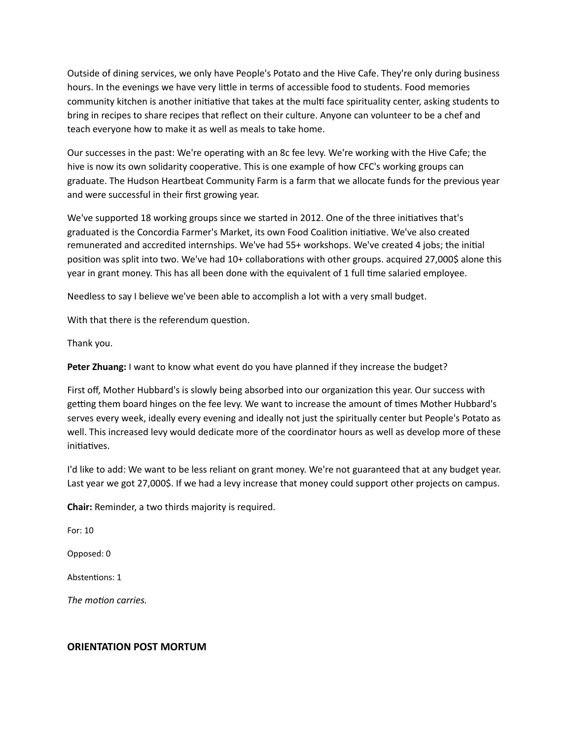Outside of dining services, we only have People's Potato and the Hive Cafe. They're only during business hours. In the evenings we have very little in terms of accessible food to students. Food memories community kitchen is another initiative that takes at the multi face spirituality center, asking students to bring in recipes to share recipes that reflect on their culture. Anyone can volunteer to be a chef and teach everyone how to make it as well as meals to take home.

Our successes in the past: We're operating with an 8c fee levy. We're working with the Hive Cafe; the hive is now its own solidarity cooperative. This is one example of how CFC's working groups can graduate. The Hudson Heartbeat Community Farm is a farm that we allocate funds for the previous year and were successful in their first growing year.

We've supported 18 working groups since we started in 2012. One of the three initiatives that's graduated is the Concordia Farmer's Market, its own Food Coalition initiative. We've also created remunerated and accredited internships. We've had 55+ workshops. We've created 4 jobs; the initial position was split into two. We've had 10+ collaborations with other groups. acquired 27,000$ alone this year in grant money. This has all been done with the equivalent of 1 full time salaried employee.

Needless to say I believe we've been able to accomplish a lot with a very small budget.

With that there is the referendum question.

Thank you.

**Peter Zhuang:** I want to know what event do you have planned if they increase the budget?

First off, Mother Hubbard's is slowly being absorbed into our organization this year. Our success with getting them board hinges on the fee levy. We want to increase the amount of times Mother Hubbard's serves every week, ideally every evening and ideally not just the spiritually center but People's Potato as well. This increased levy would dedicate more of the coordinator hours as well as develop more of these initiatives.

I'd like to add: We want to be less reliant on grant money. We're not guaranteed that at any budget year. Last year we got 27,000$. If we had a levy increase that money could support other projects on campus.

**Chair:** Reminder, a two thirds majority is required.

For: 10

Opposed: 0

Abstentions: 1

*The motion carries.*

**ORIENTATION POST MORTUM**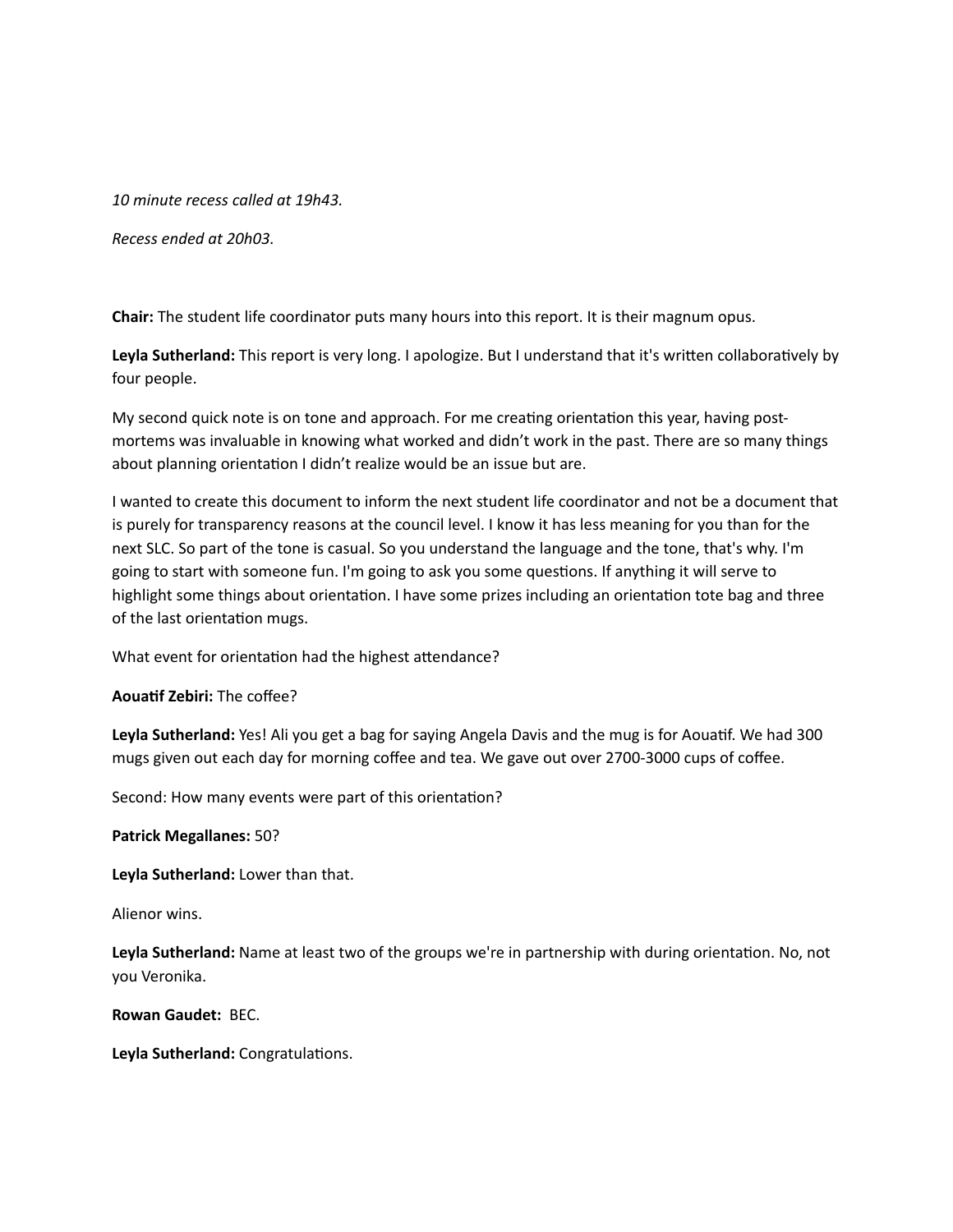*10 minute recess called at 19h43.*

*Recess ended at 20h03.*

**Chair:** The student life coordinator puts many hours into this report. It is their magnum opus.

**Leyla Sutherland:** This report is very long. I apologize. But I understand that it's written collaboratively by four people.

My second quick note is on tone and approach. For me creating orientation this year, having post-mortems was invaluable in knowing what worked and didn't work in the past. There are so many things about planning orientation I didn't realize would be an issue but are.

I wanted to create this document to inform the next student life coordinator and not be a document that is purely for transparency reasons at the council level. I know it has less meaning for you than for the next SLC. So part of the tone is casual. So you understand the language and the tone, that's why. I'm going to start with someone fun. I'm going to ask you some questions. If anything it will serve to highlight some things about orientation. I have some prizes including an orientation tote bag and three of the last orientation mugs.

What event for orientation had the highest attendance?

**Aouatif Zebiri:** The coffee?

**Leyla Sutherland:** Yes! Ali you get a bag for saying Angela Davis and the mug is for Aouatif. We had 300 mugs given out each day for morning coffee and tea. We gave out over 2700-3000 cups of coffee.

Second: How many events were part of this orientation?

**Patrick Megallanes:** 50?

**Leyla Sutherland:** Lower than that.

Alienor wins.

**Leyla Sutherland:** Name at least two of the groups we're in partnership with during orientation. No, not you Veronika.

**Rowan Gaudet:** BEC.

**Leyla Sutherland:** Congratulations.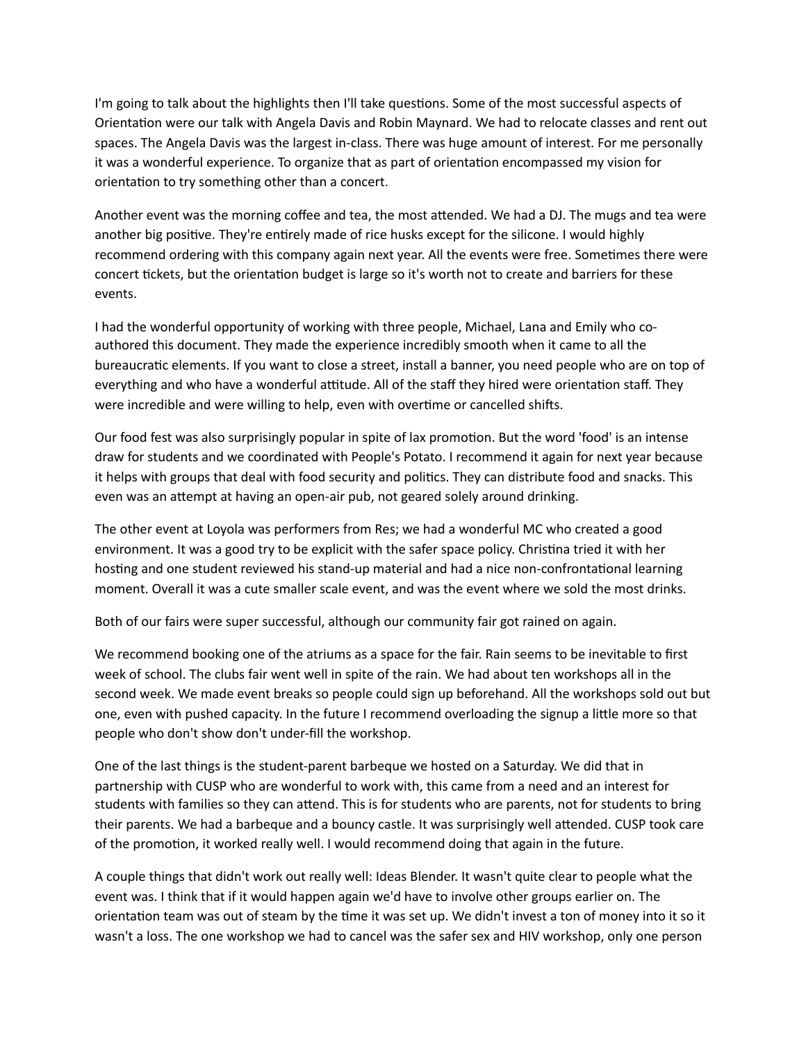I'm going to talk about the highlights then I'll take questions. Some of the most successful aspects of Orientation were our talk with Angela Davis and Robin Maynard. We had to relocate classes and rent out spaces. The Angela Davis was the largest in-class. There was huge amount of interest. For me personally it was a wonderful experience. To organize that as part of orientation encompassed my vision for orientation to try something other than a concert.

Another event was the morning coffee and tea, the most attended. We had a DJ. The mugs and tea were another big positive. They're entirely made of rice husks except for the silicone. I would highly recommend ordering with this company again next year. All the events were free. Sometimes there were concert tickets, but the orientation budget is large so it's worth not to create and barriers for these events.

I had the wonderful opportunity of working with three people, Michael, Lana and Emily who co-authored this document. They made the experience incredibly smooth when it came to all the bureaucratic elements. If you want to close a street, install a banner, you need people who are on top of everything and who have a wonderful attitude. All of the staff they hired were orientation staff. They were incredible and were willing to help, even with overtime or cancelled shifts.

Our food fest was also surprisingly popular in spite of lax promotion. But the word 'food' is an intense draw for students and we coordinated with People's Potato. I recommend it again for next year because it helps with groups that deal with food security and politics. They can distribute food and snacks. This even was an attempt at having an open-air pub, not geared solely around drinking.

The other event at Loyola was performers from Res; we had a wonderful MC who created a good environment. It was a good try to be explicit with the safer space policy. Christina tried it with her hosting and one student reviewed his stand-up material and had a nice non-confrontational learning moment. Overall it was a cute smaller scale event, and was the event where we sold the most drinks.

Both of our fairs were super successful, although our community fair got rained on again.

We recommend booking one of the atriums as a space for the fair. Rain seems to be inevitable to first week of school. The clubs fair went well in spite of the rain. We had about ten workshops all in the second week. We made event breaks so people could sign up beforehand. All the workshops sold out but one, even with pushed capacity. In the future I recommend overloading the signup a little more so that people who don't show don't under-fill the workshop.

One of the last things is the student-parent barbeque we hosted on a Saturday. We did that in partnership with CUSP who are wonderful to work with, this came from a need and an interest for students with families so they can attend. This is for students who are parents, not for students to bring their parents. We had a barbeque and a bouncy castle. It was surprisingly well attended. CUSP took care of the promotion, it worked really well. I would recommend doing that again in the future.

A couple things that didn't work out really well: Ideas Blender. It wasn't quite clear to people what the event was. I think that if it would happen again we'd have to involve other groups earlier on. The orientation team was out of steam by the time it was set up. We didn't invest a ton of money into it so it wasn't a loss. The one workshop we had to cancel was the safer sex and HIV workshop, only one person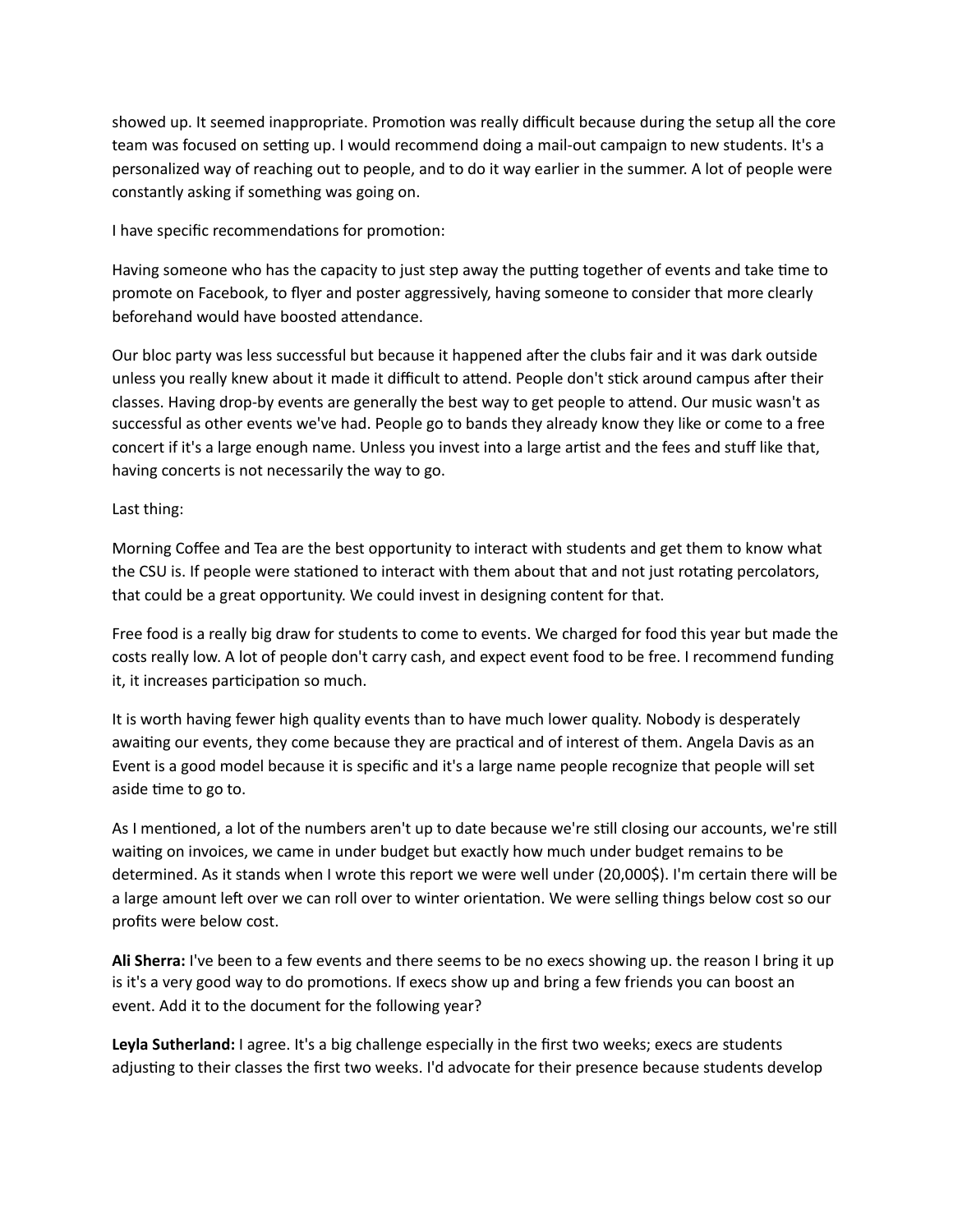showed up. It seemed inappropriate. Promotion was really difficult because during the setup all the core team was focused on setting up. I would recommend doing a mail-out campaign to new students. It's a personalized way of reaching out to people, and to do it way earlier in the summer. A lot of people were constantly asking if something was going on.

I have specific recommendations for promotion:

Having someone who has the capacity to just step away the putting together of events and take time to promote on Facebook, to flyer and poster aggressively, having someone to consider that more clearly beforehand would have boosted attendance.

Our bloc party was less successful but because it happened after the clubs fair and it was dark outside unless you really knew about it made it difficult to attend. People don't stick around campus after their classes. Having drop-by events are generally the best way to get people to attend. Our music wasn't as successful as other events we've had. People go to bands they already know they like or come to a free concert if it's a large enough name. Unless you invest into a large artist and the fees and stuff like that, having concerts is not necessarily the way to go.

Last thing:

Morning Coffee and Tea are the best opportunity to interact with students and get them to know what the CSU is. If people were stationed to interact with them about that and not just rotating percolators, that could be a great opportunity. We could invest in designing content for that.

Free food is a really big draw for students to come to events. We charged for food this year but made the costs really low. A lot of people don't carry cash, and expect event food to be free. I recommend funding it, it increases participation so much.

It is worth having fewer high quality events than to have much lower quality. Nobody is desperately awaiting our events, they come because they are practical and of interest of them. Angela Davis as an Event is a good model because it is specific and it's a large name people recognize that people will set aside time to go to.

As I mentioned, a lot of the numbers aren't up to date because we're still closing our accounts, we're still waiting on invoices, we came in under budget but exactly how much under budget remains to be determined. As it stands when I wrote this report we were well under (20,000$). I'm certain there will be a large amount left over we can roll over to winter orientation. We were selling things below cost so our profits were below cost.

**Ali Sherra:** I've been to a few events and there seems to be no execs showing up. the reason I bring it up is it's a very good way to do promotions. If execs show up and bring a few friends you can boost an event. Add it to the document for the following year?

**Leyla Sutherland:** I agree. It's a big challenge especially in the first two weeks; execs are students adjusting to their classes the first two weeks. I'd advocate for their presence because students develop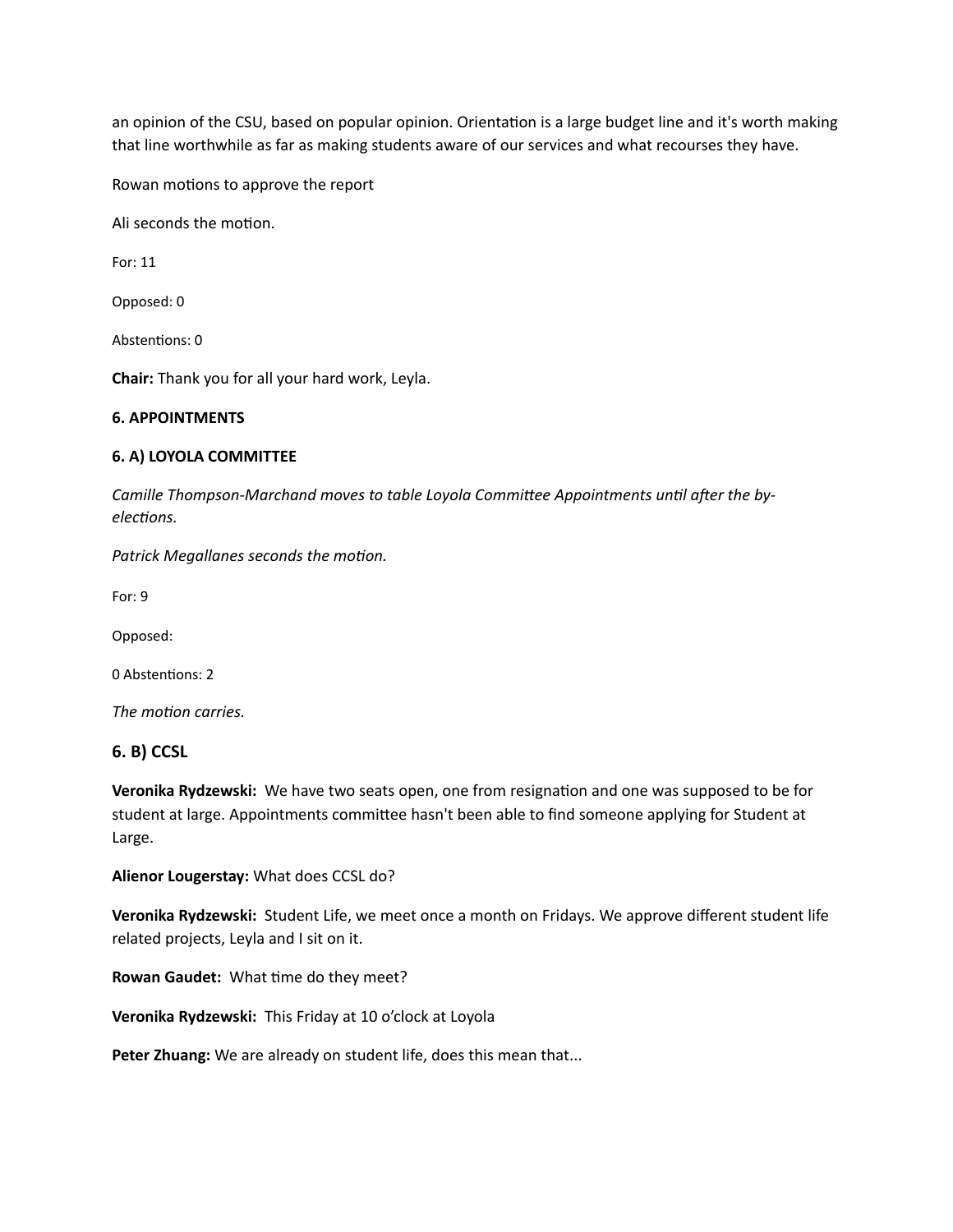an opinion of the CSU, based on popular opinion. Orientation is a large budget line and it's worth making that line worthwhile as far as making students aware of our services and what recourses they have.

Rowan motions to approve the report

Ali seconds the motion.

For: 11

Opposed: 0

Abstentions: 0

**Chair:** Thank you for all your hard work, Leyla.

**6. APPOINTMENTS**

**6. A) LOYOLA COMMITTEE**

*Camille Thompson-Marchand moves to table Loyola Committee Appointments until after the by-elections.*

*Patrick Megallanes seconds the motion.*

For: 9

Opposed:

0 Abstentions: 2

*The motion carries.*

## 6. B) CCSL

**Veronika Rydzewski:** We have two seats open, one from resignation and one was supposed to be for student at large. Appointments committee hasn't been able to find someone applying for Student at Large.

**Alienor Lougerstay:** What does CCSL do?

**Veronika Rydzewski:** Student Life, we meet once a month on Fridays. We approve different student life related projects, Leyla and I sit on it.

**Rowan Gaudet:** What time do they meet?

**Veronika Rydzewski:** This Friday at 10 o'clock at Loyola

**Peter Zhuang:** We are already on student life, does this mean that...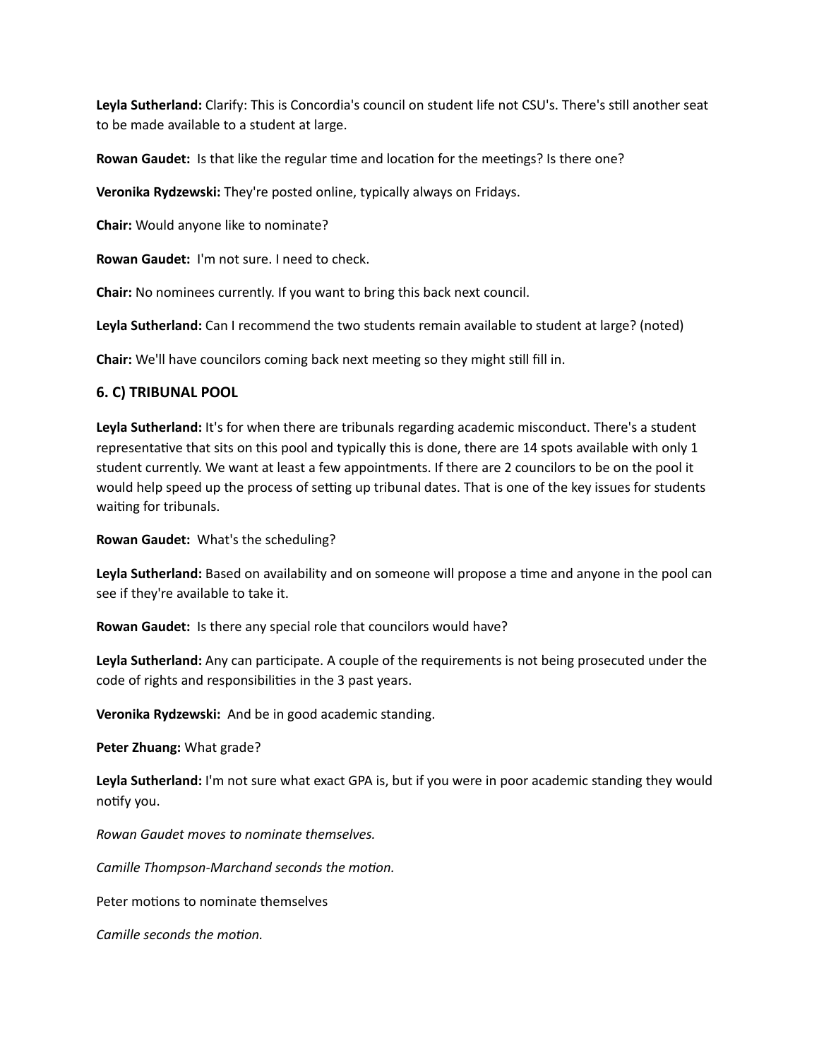**Leyla Sutherland:** Clarify: This is Concordia's council on student life not CSU's. There's still another seat to be made available to a student at large.

**Rowan Gaudet:** Is that like the regular time and location for the meetings? Is there one?

**Veronika Rydzewski:** They're posted online, typically always on Fridays.

**Chair:** Would anyone like to nominate?

**Rowan Gaudet:** I'm not sure. I need to check.

**Chair:** No nominees currently. If you want to bring this back next council.

**Leyla Sutherland:** Can I recommend the two students remain available to student at large? (noted)

**Chair:** We'll have councilors coming back next meeting so they might still fill in.

### 6. C) TRIBUNAL POOL

**Leyla Sutherland:** It's for when there are tribunals regarding academic misconduct. There's a student representative that sits on this pool and typically this is done, there are 14 spots available with only 1 student currently. We want at least a few appointments. If there are 2 councilors to be on the pool it would help speed up the process of setting up tribunal dates. That is one of the key issues for students waiting for tribunals.

**Rowan Gaudet:** What's the scheduling?

**Leyla Sutherland:** Based on availability and on someone will propose a time and anyone in the pool can see if they're available to take it.

**Rowan Gaudet:** Is there any special role that councilors would have?

**Leyla Sutherland:** Any can participate. A couple of the requirements is not being prosecuted under the code of rights and responsibilities in the 3 past years.

**Veronika Rydzewski:** And be in good academic standing.

**Peter Zhuang:** What grade?

**Leyla Sutherland:** I'm not sure what exact GPA is, but if you were in poor academic standing they would notify you.

*Rowan Gaudet moves to nominate themselves.*

*Camille Thompson-Marchand seconds the motion.*

Peter motions to nominate themselves

*Camille seconds the motion.*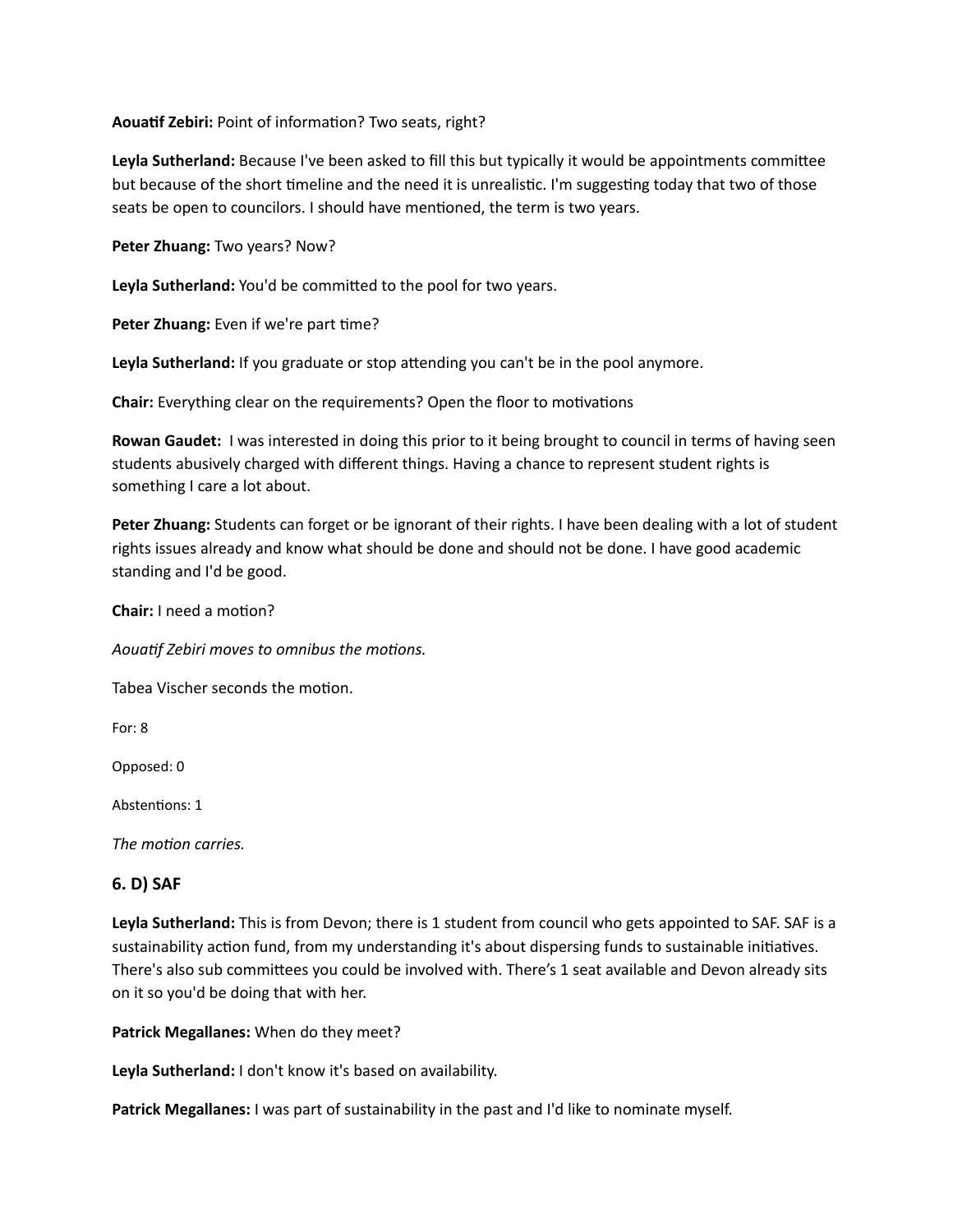**Aouatif Zebiri:** Point of information? Two seats, right?

**Leyla Sutherland:** Because I've been asked to fill this but typically it would be appointments committee but because of the short timeline and the need it is unrealistic. I'm suggesting today that two of those seats be open to councilors. I should have mentioned, the term is two years.

**Peter Zhuang:** Two years? Now?

**Leyla Sutherland:** You'd be committed to the pool for two years.

**Peter Zhuang:** Even if we're part time?

**Leyla Sutherland:** If you graduate or stop attending you can't be in the pool anymore.

**Chair:** Everything clear on the requirements? Open the floor to motivations

**Rowan Gaudet:** I was interested in doing this prior to it being brought to council in terms of having seen students abusively charged with different things. Having a chance to represent student rights is something I care a lot about.

**Peter Zhuang:** Students can forget or be ignorant of their rights. I have been dealing with a lot of student rights issues already and know what should be done and should not be done. I have good academic standing and I'd be good.

**Chair:** I need a motion?

*Aouatif Zebiri moves to omnibus the motions.*

Tabea Vischer seconds the motion.

For: 8

Opposed: 0

Abstentions: 1

*The motion carries.*

### 6. D) SAF

**Leyla Sutherland:** This is from Devon; there is 1 student from council who gets appointed to SAF. SAF is a sustainability action fund, from my understanding it's about dispersing funds to sustainable initiatives. There's also sub committees you could be involved with. There's 1 seat available and Devon already sits on it so you'd be doing that with her.

**Patrick Megallanes:** When do they meet?

**Leyla Sutherland:** I don't know it's based on availability.

**Patrick Megallanes:** I was part of sustainability in the past and I'd like to nominate myself.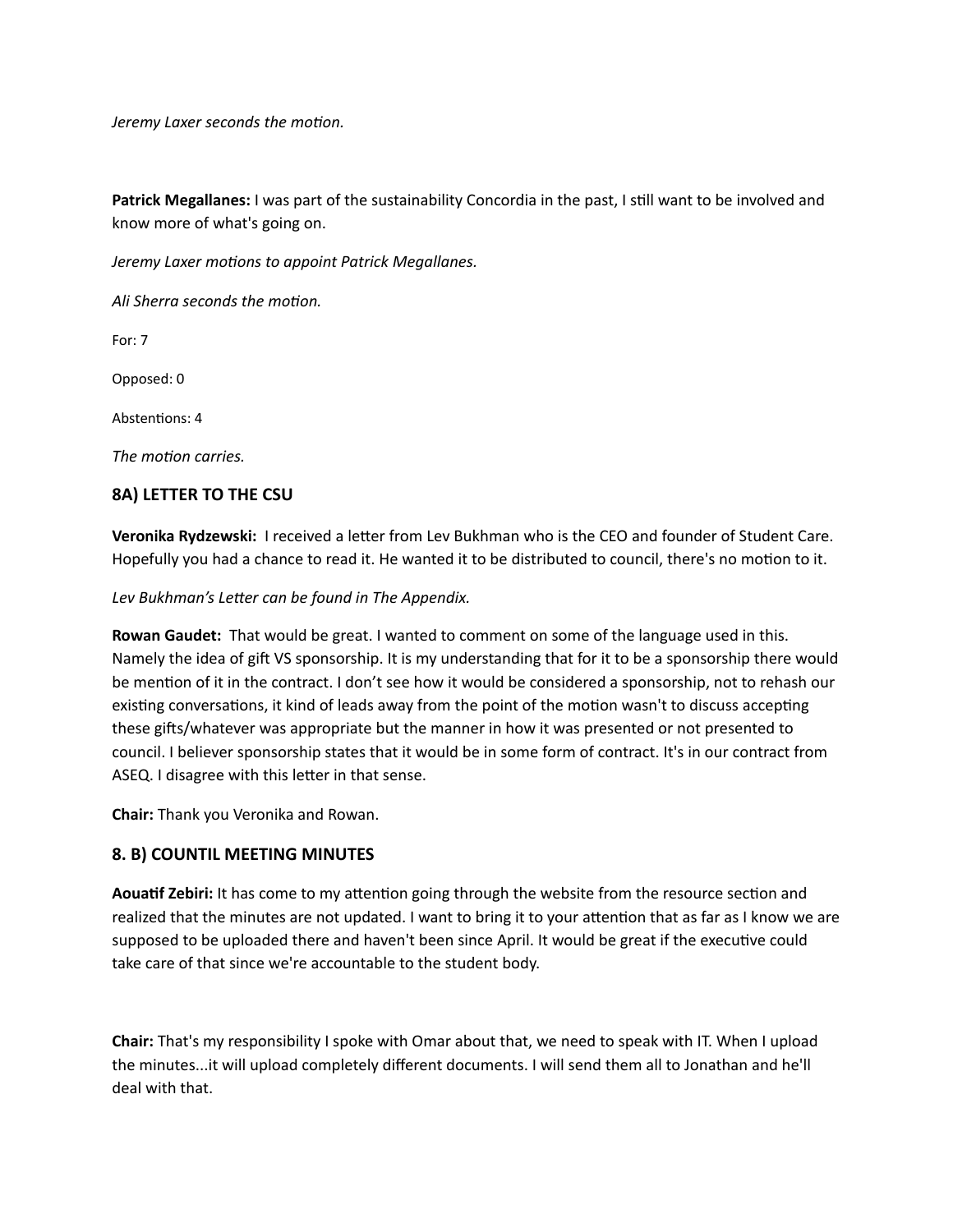*Jeremy Laxer seconds the motion.*

**Patrick Megallanes:** I was part of the sustainability Concordia in the past, I still want to be involved and know more of what's going on.

*Jeremy Laxer motions to appoint Patrick Megallanes.*

*Ali Sherra seconds the motion.*

For: 7

Opposed: 0

Abstentions: 4

*The motion carries.*

### 8A) LETTER TO THE CSU

**Veronika Rydzewski:** I received a letter from Lev Bukhman who is the CEO and founder of Student Care. Hopefully you had a chance to read it. He wanted it to be distributed to council, there's no motion to it.

*Lev Bukhman's Letter can be found in The Appendix.*

**Rowan Gaudet:** That would be great. I wanted to comment on some of the language used in this. Namely the idea of gift VS sponsorship. It is my understanding that for it to be a sponsorship there would be mention of it in the contract. I don't see how it would be considered a sponsorship, not to rehash our existing conversations, it kind of leads away from the point of the motion wasn't to discuss accepting these gifts/whatever was appropriate but the manner in how it was presented or not presented to council. I believer sponsorship states that it would be in some form of contract. It's in our contract from ASEQ. I disagree with this letter in that sense.

**Chair:** Thank you Veronika and Rowan.

### 8. B) COUNTIL MEETING MINUTES

**Aouatif Zebiri:** It has come to my attention going through the website from the resource section and realized that the minutes are not updated. I want to bring it to your attention that as far as I know we are supposed to be uploaded there and haven't been since April. It would be great if the executive could take care of that since we're accountable to the student body.

**Chair:** That's my responsibility I spoke with Omar about that, we need to speak with IT. When I upload the minutes...it will upload completely different documents. I will send them all to Jonathan and he'll deal with that.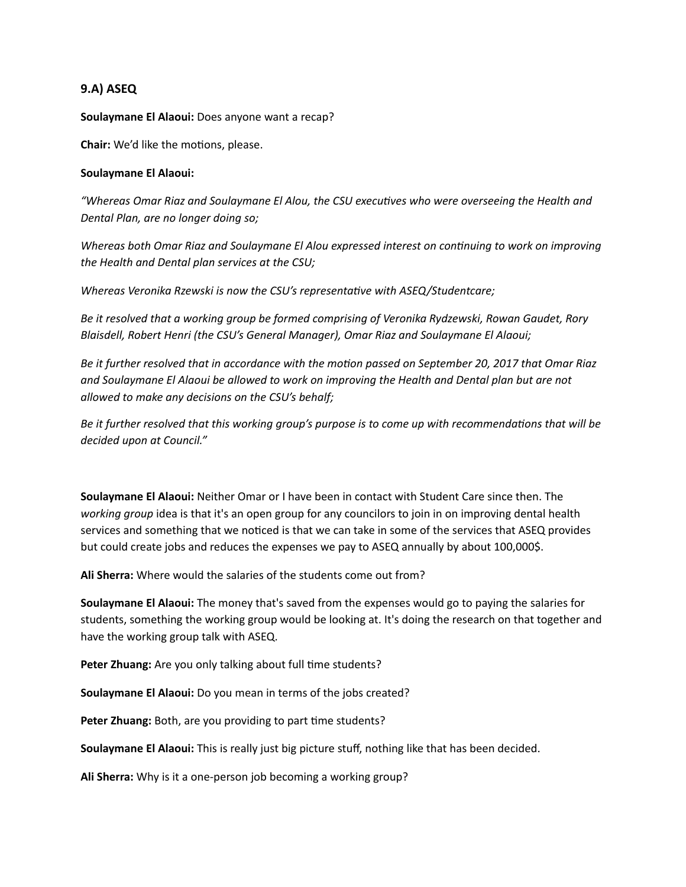### 9.A) ASEQ

**Soulaymane El Alaoui:** Does anyone want a recap?

**Chair:** We'd like the motions, please.

**Soulaymane El Alaoui:**

*"Whereas Omar Riaz and Soulaymane El Alou, the CSU executives who were overseeing the Health and Dental Plan, are no longer doing so;*

*Whereas both Omar Riaz and Soulaymane El Alou expressed interest on continuing to work on improving the Health and Dental plan services at the CSU;*

*Whereas Veronika Rzewski is now the CSU's representative with ASEQ/Studentcare;*

*Be it resolved that a working group be formed comprising of Veronika Rydzewski, Rowan Gaudet, Rory Blaisdell, Robert Henri (the CSU's General Manager), Omar Riaz and Soulaymane El Alaoui;*

*Be it further resolved that in accordance with the motion passed on September 20, 2017 that Omar Riaz and Soulaymane El Alaoui be allowed to work on improving the Health and Dental plan but are not allowed to make any decisions on the CSU's behalf;*

*Be it further resolved that this working group's purpose is to come up with recommendations that will be decided upon at Council."*

**Soulaymane El Alaoui:** Neither Omar or I have been in contact with Student Care since then. The *working group* idea is that it's an open group for any councilors to join in on improving dental health services and something that we noticed is that we can take in some of the services that ASEQ provides but could create jobs and reduces the expenses we pay to ASEQ annually by about 100,000$.

**Ali Sherra:** Where would the salaries of the students come out from?

**Soulaymane El Alaoui:** The money that's saved from the expenses would go to paying the salaries for students, something the working group would be looking at. It's doing the research on that together and have the working group talk with ASEQ.

**Peter Zhuang:** Are you only talking about full time students?

**Soulaymane El Alaoui:** Do you mean in terms of the jobs created?

**Peter Zhuang:** Both, are you providing to part time students?

**Soulaymane El Alaoui:** This is really just big picture stuff, nothing like that has been decided.

**Ali Sherra:** Why is it a one-person job becoming a working group?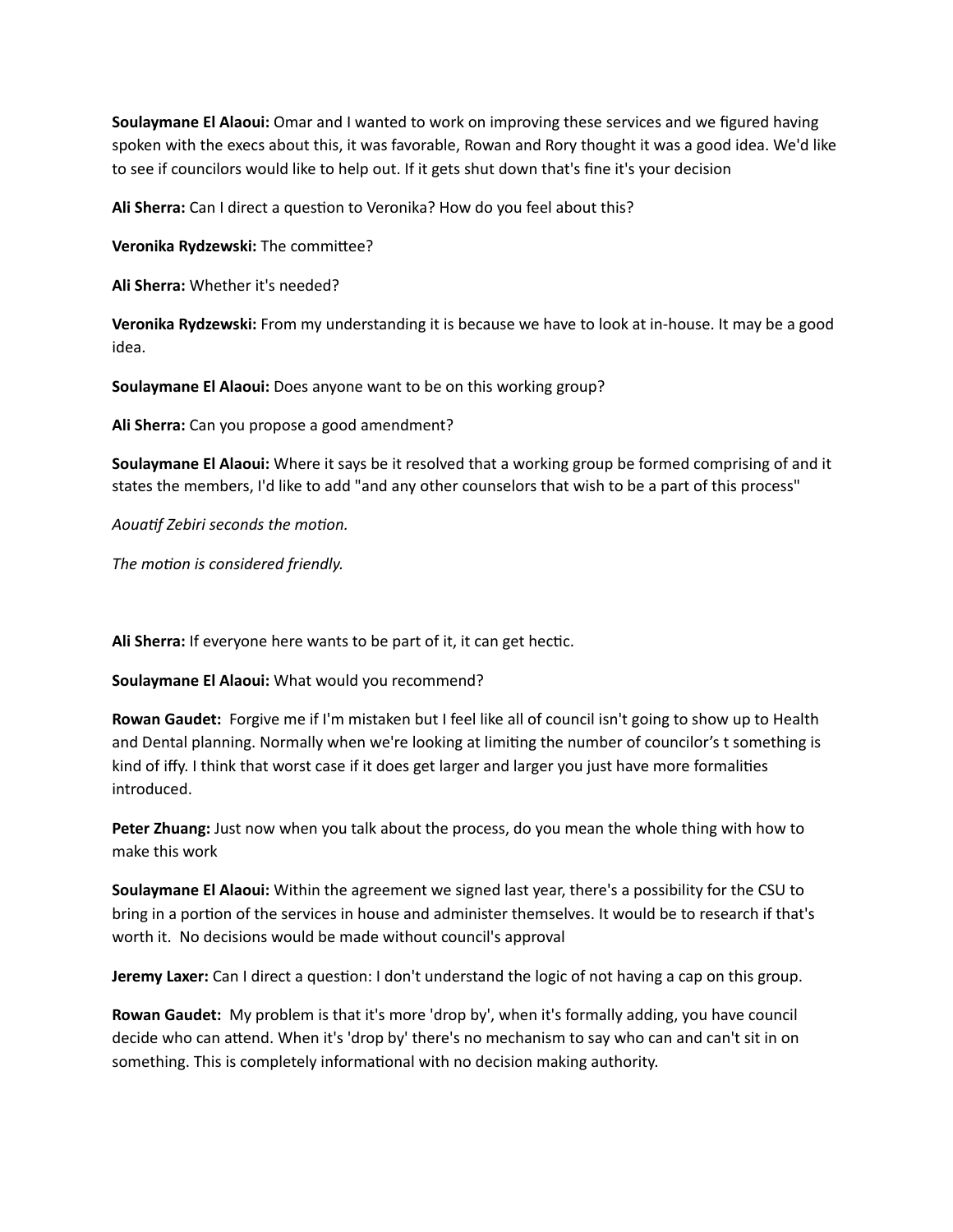**Soulaymane El Alaoui:** Omar and I wanted to work on improving these services and we figured having spoken with the execs about this, it was favorable, Rowan and Rory thought it was a good idea. We'd like to see if councilors would like to help out. If it gets shut down that's fine it's your decision

**Ali Sherra:** Can I direct a question to Veronika? How do you feel about this?

**Veronika Rydzewski:** The committee?

**Ali Sherra:** Whether it's needed?

**Veronika Rydzewski:** From my understanding it is because we have to look at in-house. It may be a good idea.

**Soulaymane El Alaoui:** Does anyone want to be on this working group?

**Ali Sherra:** Can you propose a good amendment?

**Soulaymane El Alaoui:** Where it says be it resolved that a working group be formed comprising of and it states the members, I'd like to add "and any other counselors that wish to be a part of this process"

*Aouatif Zebiri seconds the motion.*

*The motion is considered friendly.*

**Ali Sherra:** If everyone here wants to be part of it, it can get hectic.

**Soulaymane El Alaoui:** What would you recommend?

**Rowan Gaudet:** Forgive me if I'm mistaken but I feel like all of council isn't going to show up to Health and Dental planning. Normally when we're looking at limiting the number of councilor's t something is kind of iffy. I think that worst case if it does get larger and larger you just have more formalities introduced.

**Peter Zhuang:** Just now when you talk about the process, do you mean the whole thing with how to make this work

**Soulaymane El Alaoui:** Within the agreement we signed last year, there's a possibility for the CSU to bring in a portion of the services in house and administer themselves. It would be to research if that's worth it. No decisions would be made without council's approval

**Jeremy Laxer:** Can I direct a question: I don't understand the logic of not having a cap on this group.

**Rowan Gaudet:** My problem is that it's more 'drop by', when it's formally adding, you have council decide who can attend. When it's 'drop by' there's no mechanism to say who can and can't sit in on something. This is completely informational with no decision making authority.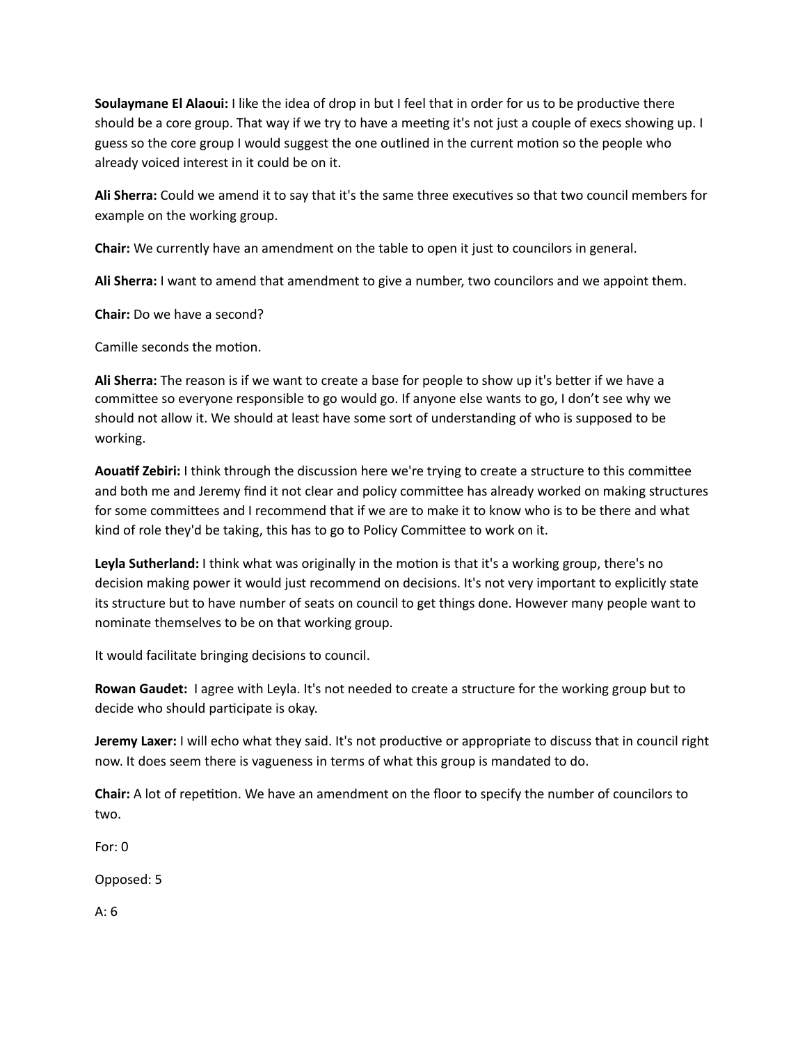**Soulaymane El Alaoui:** I like the idea of drop in but I feel that in order for us to be productive there should be a core group. That way if we try to have a meeting it's not just a couple of execs showing up. I guess so the core group I would suggest the one outlined in the current motion so the people who already voiced interest in it could be on it.

**Ali Sherra:** Could we amend it to say that it's the same three executives so that two council members for example on the working group.

**Chair:** We currently have an amendment on the table to open it just to councilors in general.

**Ali Sherra:** I want to amend that amendment to give a number, two councilors and we appoint them.

**Chair:** Do we have a second?

Camille seconds the motion.

**Ali Sherra:** The reason is if we want to create a base for people to show up it's better if we have a committee so everyone responsible to go would go. If anyone else wants to go, I don't see why we should not allow it. We should at least have some sort of understanding of who is supposed to be working.

**Aouatif Zebiri:** I think through the discussion here we're trying to create a structure to this committee and both me and Jeremy find it not clear and policy committee has already worked on making structures for some committees and I recommend that if we are to make it to know who is to be there and what kind of role they'd be taking, this has to go to Policy Committee to work on it.

**Leyla Sutherland:** I think what was originally in the motion is that it's a working group, there's no decision making power it would just recommend on decisions. It's not very important to explicitly state its structure but to have number of seats on council to get things done. However many people want to nominate themselves to be on that working group.

It would facilitate bringing decisions to council.

**Rowan Gaudet:** I agree with Leyla. It's not needed to create a structure for the working group but to decide who should participate is okay.

**Jeremy Laxer:** I will echo what they said. It's not productive or appropriate to discuss that in council right now. It does seem there is vagueness in terms of what this group is mandated to do.

**Chair:** A lot of repetition. We have an amendment on the floor to specify the number of councilors to two.

For: 0

Opposed: 5

A: 6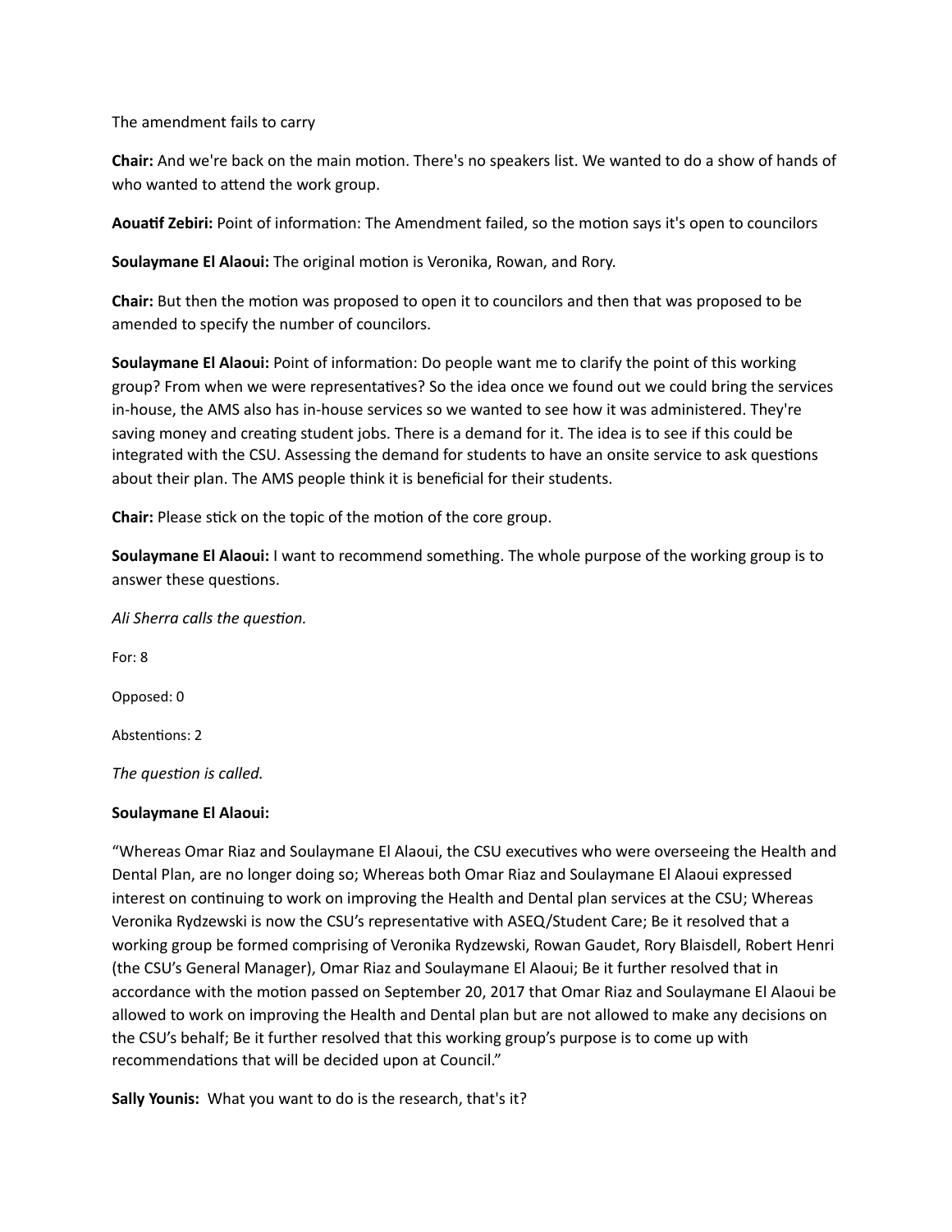The amendment fails to carry

**Chair:** And we're back on the main motion. There's no speakers list. We wanted to do a show of hands of who wanted to attend the work group.

**Aouatif Zebiri:** Point of information: The Amendment failed, so the motion says it's open to councilors

**Soulaymane El Alaoui:** The original motion is Veronika, Rowan, and Rory.

**Chair:** But then the motion was proposed to open it to councilors and then that was proposed to be amended to specify the number of councilors.

**Soulaymane El Alaoui:** Point of information: Do people want me to clarify the point of this working group? From when we were representatives? So the idea once we found out we could bring the services in-house, the AMS also has in-house services so we wanted to see how it was administered. They're saving money and creating student jobs. There is a demand for it. The idea is to see if this could be integrated with the CSU. Assessing the demand for students to have an onsite service to ask questions about their plan. The AMS people think it is beneficial for their students.

**Chair:** Please stick on the topic of the motion of the core group.

**Soulaymane El Alaoui:** I want to recommend something. The whole purpose of the working group is to answer these questions.

*Ali Sherra calls the question.*

For: 8

Opposed: 0

Abstentions: 2

*The question is called.*

**Soulaymane El Alaoui:**

"Whereas Omar Riaz and Soulaymane El Alaoui, the CSU executives who were overseeing the Health and Dental Plan, are no longer doing so; Whereas both Omar Riaz and Soulaymane El Alaoui expressed interest on continuing to work on improving the Health and Dental plan services at the CSU; Whereas Veronika Rydzewski is now the CSU's representative with ASEQ/Student Care; Be it resolved that a working group be formed comprising of Veronika Rydzewski, Rowan Gaudet, Rory Blaisdell, Robert Henri (the CSU's General Manager), Omar Riaz and Soulaymane El Alaoui; Be it further resolved that in accordance with the motion passed on September 20, 2017 that Omar Riaz and Soulaymane El Alaoui be allowed to work on improving the Health and Dental plan but are not allowed to make any decisions on the CSU's behalf; Be it further resolved that this working group's purpose is to come up with recommendations that will be decided upon at Council."

**Sally Younis:** What you want to do is the research, that's it?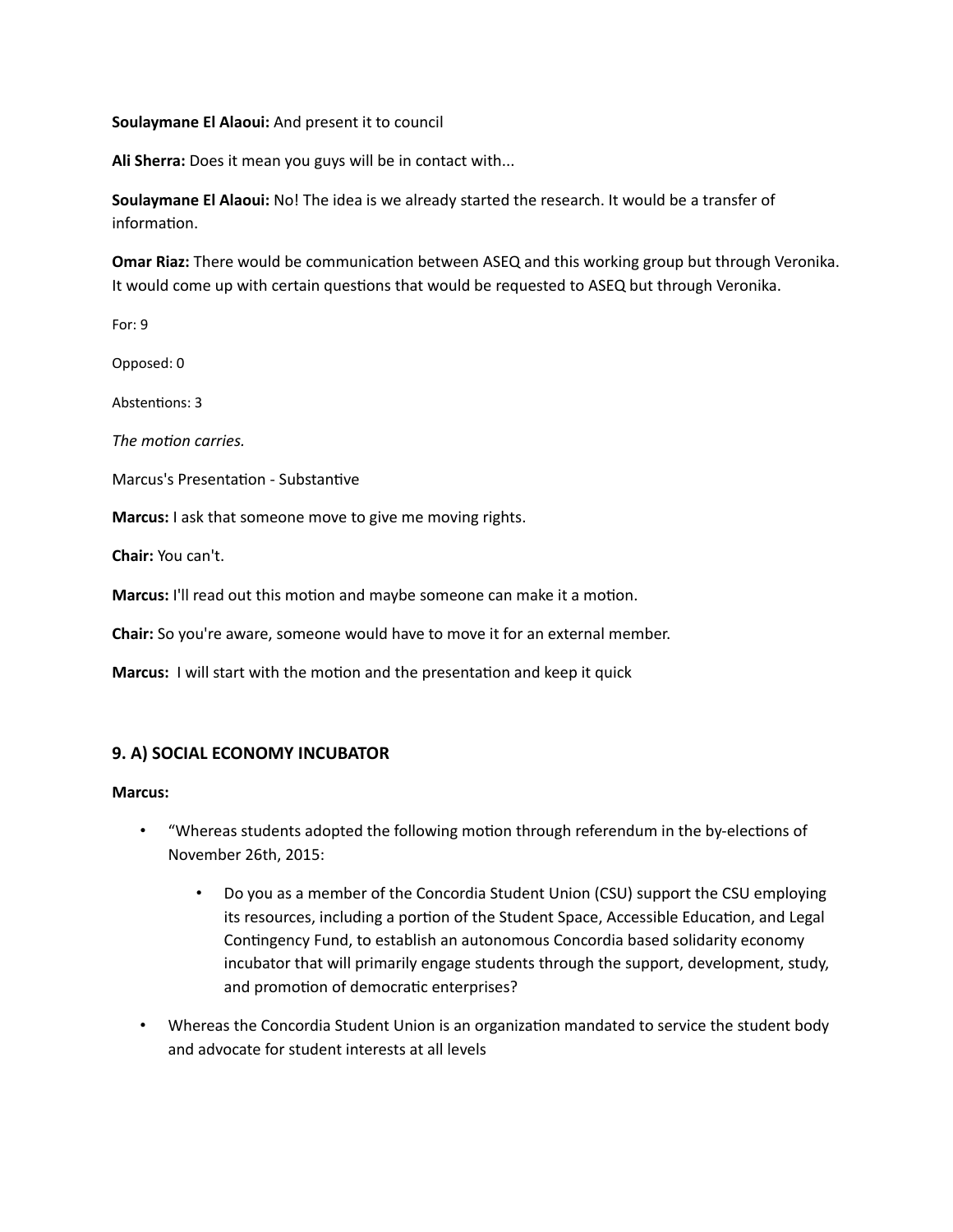**Soulaymane El Alaoui:** And present it to council

**Ali Sherra:** Does it mean you guys will be in contact with...

**Soulaymane El Alaoui:** No! The idea is we already started the research. It would be a transfer of information.

**Omar Riaz:** There would be communication between ASEQ and this working group but through Veronika. It would come up with certain questions that would be requested to ASEQ but through Veronika.

For: 9

Opposed: 0

Abstentions: 3

*The motion carries.*

Marcus's Presentation - Substantive

**Marcus:** I ask that someone move to give me moving rights.

**Chair:** You can't.

**Marcus:** I'll read out this motion and maybe someone can make it a motion.

**Chair:** So you're aware, someone would have to move it for an external member.

**Marcus:** I will start with the motion and the presentation and keep it quick

## 9. A) SOCIAL ECONOMY INCUBATOR

**Marcus:**

- "Whereas students adopted the following motion through referendum in the by-elections of November 26th, 2015:
    - Do you as a member of the Concordia Student Union (CSU) support the CSU employing its resources, including a portion of the Student Space, Accessible Education, and Legal Contingency Fund, to establish an autonomous Concordia based solidarity economy incubator that will primarily engage students through the support, development, study, and promotion of democratic enterprises?
- Whereas the Concordia Student Union is an organization mandated to service the student body and advocate for student interests at all levels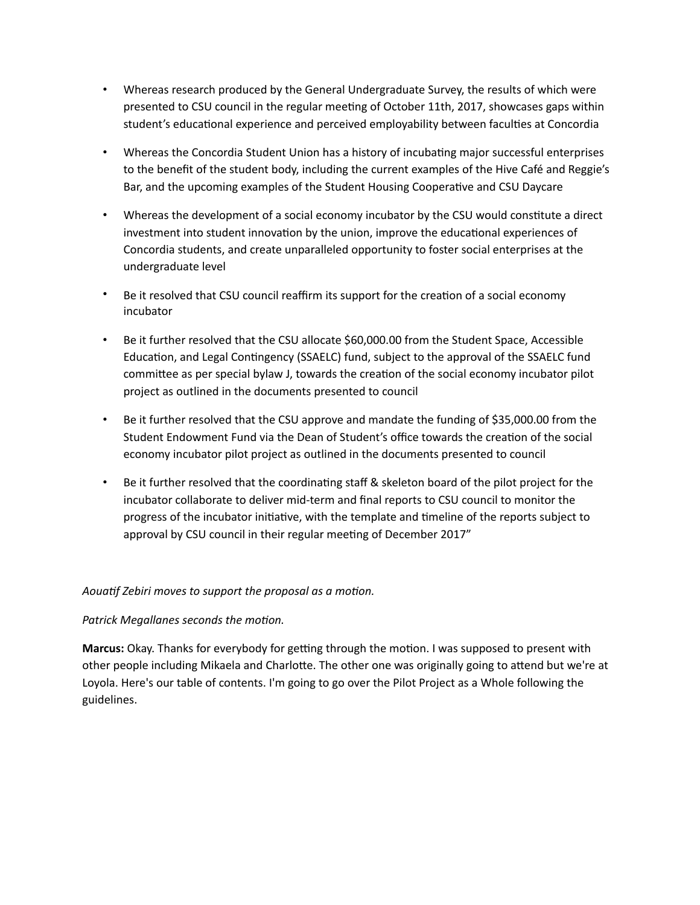- Whereas research produced by the General Undergraduate Survey, the results of which were presented to CSU council in the regular meeting of October 11th, 2017, showcases gaps within student's educational experience and perceived employability between faculties at Concordia

- Whereas the Concordia Student Union has a history of incubating major successful enterprises to the benefit of the student body, including the current examples of the Hive Café and Reggie's Bar, and the upcoming examples of the Student Housing Cooperative and CSU Daycare

- Whereas the development of a social economy incubator by the CSU would constitute a direct investment into student innovation by the union, improve the educational experiences of Concordia students, and create unparalleled opportunity to foster social enterprises at the undergraduate level

- Be it resolved that CSU council reaffirm its support for the creation of a social economy incubator

- Be it further resolved that the CSU allocate $60,000.00 from the Student Space, Accessible Education, and Legal Contingency (SSAELC) fund, subject to the approval of the SSAELC fund committee as per special bylaw J, towards the creation of the social economy incubator pilot project as outlined in the documents presented to council

- Be it further resolved that the CSU approve and mandate the funding of $35,000.00 from the Student Endowment Fund via the Dean of Student's office towards the creation of the social economy incubator pilot project as outlined in the documents presented to council

- Be it further resolved that the coordinating staff & skeleton board of the pilot project for the incubator collaborate to deliver mid-term and final reports to CSU council to monitor the progress of the incubator initiative, with the template and timeline of the reports subject to approval by CSU council in their regular meeting of December 2017"

*Aouatif Zebiri moves to support the proposal as a motion.*

*Patrick Megallanes seconds the motion.*

**Marcus:** Okay. Thanks for everybody for getting through the motion. I was supposed to present with other people including Mikaela and Charlotte. The other one was originally going to attend but we're at Loyola. Here's our table of contents. I'm going to go over the Pilot Project as a Whole following the guidelines.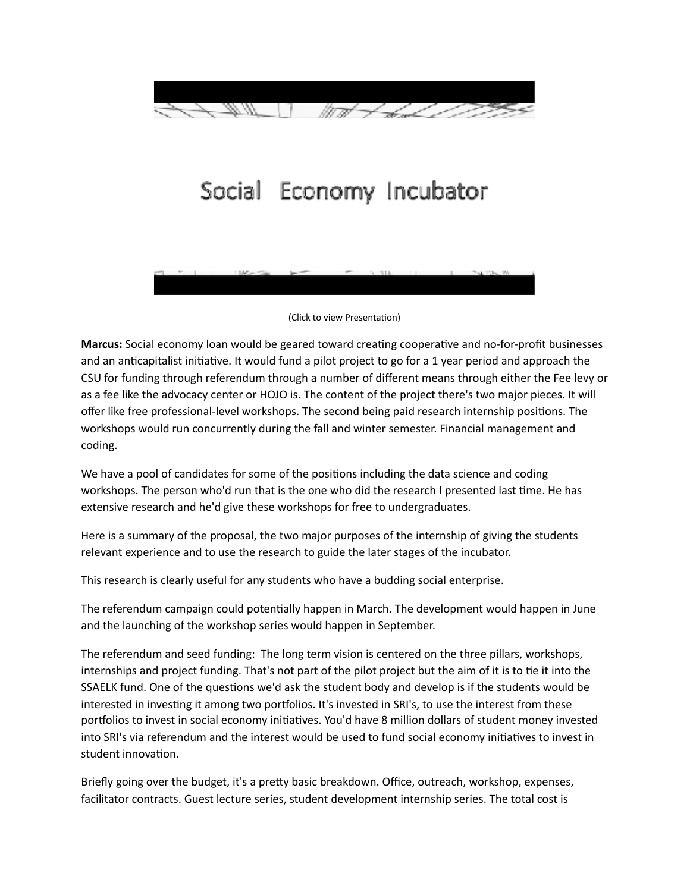Social Economy Incubator

(Click to view Presentation)

**Marcus:** Social economy loan would be geared toward creating cooperative and no-for-profit businesses and an anticapitalist initiative. It would fund a pilot project to go for a 1 year period and approach the CSU for funding through referendum through a number of different means through either the Fee levy or as a fee like the advocacy center or HOJO is. The content of the project there's two major pieces. It will offer like free professional-level workshops. The second being paid research internship positions. The workshops would run concurrently during the fall and winter semester. Financial management and coding.

We have a pool of candidates for some of the positions including the data science and coding workshops. The person who'd run that is the one who did the research I presented last time. He has extensive research and he'd give these workshops for free to undergraduates.

Here is a summary of the proposal, the two major purposes of the internship of giving the students relevant experience and to use the research to guide the later stages of the incubator.

This research is clearly useful for any students who have a budding social enterprise.

The referendum campaign could potentially happen in March. The development would happen in June and the launching of the workshop series would happen in September.

The referendum and seed funding: The long term vision is centered on the three pillars, workshops, internships and project funding. That's not part of the pilot project but the aim of it is to tie it into the SSAELK fund. One of the questions we'd ask the student body and develop is if the students would be interested in investing it among two portfolios. It's invested in SRI's, to use the interest from these portfolios to invest in social economy initiatives. You'd have 8 million dollars of student money invested into SRI's via referendum and the interest would be used to fund social economy initiatives to invest in student innovation.

Briefly going over the budget, it's a pretty basic breakdown. Office, outreach, workshop, expenses, facilitator contracts. Guest lecture series, student development internship series. The total cost is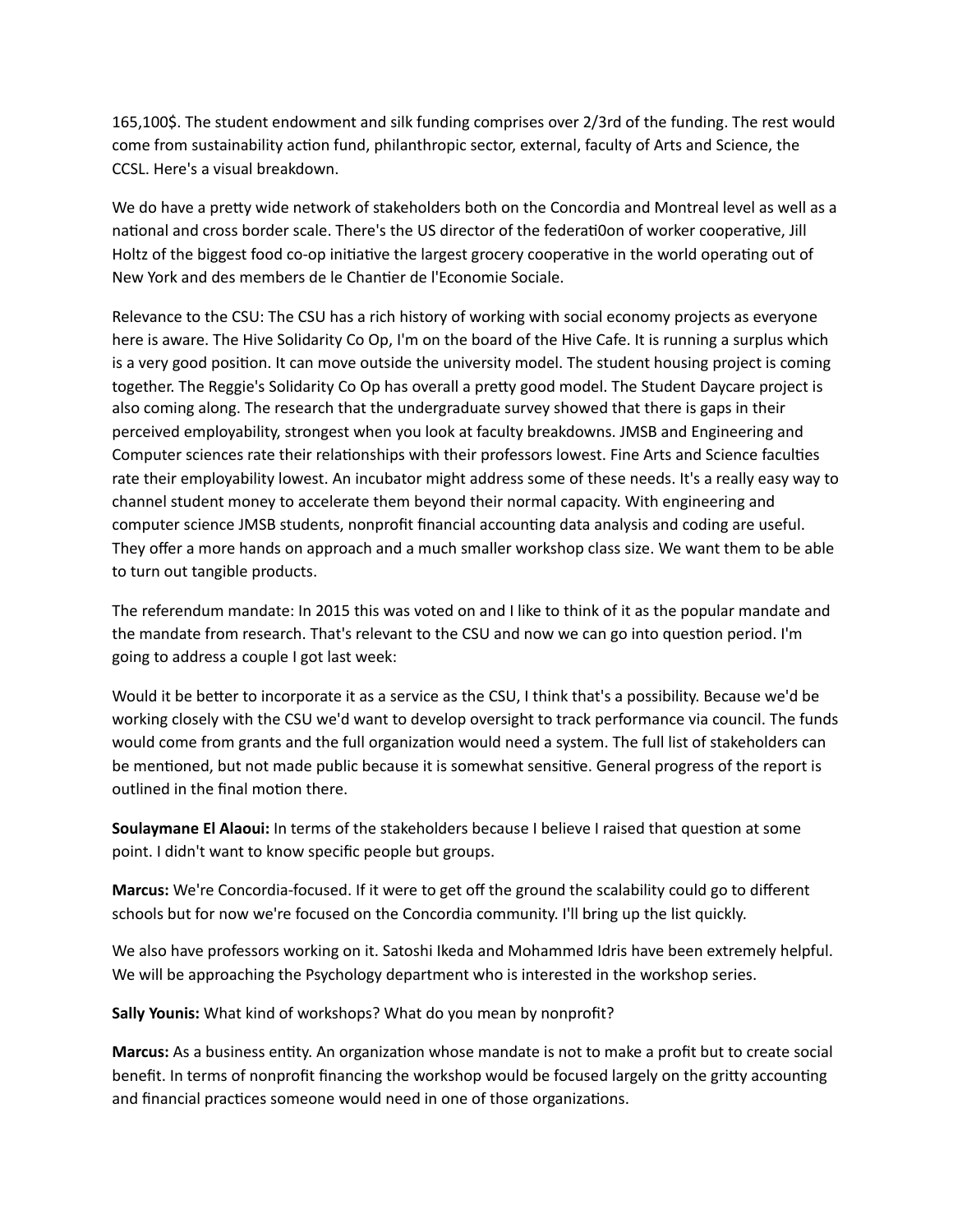165,100$. The student endowment and silk funding comprises over 2/3rd of the funding. The rest would come from sustainability action fund, philanthropic sector, external, faculty of Arts and Science, the CCSL. Here's a visual breakdown.

We do have a pretty wide network of stakeholders both on the Concordia and Montreal level as well as a national and cross border scale. There's the US director of the federati0on of worker cooperative, Jill Holtz of the biggest food co-op initiative the largest grocery cooperative in the world operating out of New York and des members de le Chantier de l'Economie Sociale.

Relevance to the CSU: The CSU has a rich history of working with social economy projects as everyone here is aware. The Hive Solidarity Co Op, I'm on the board of the Hive Cafe. It is running a surplus which is a very good position. It can move outside the university model. The student housing project is coming together. The Reggie's Solidarity Co Op has overall a pretty good model. The Student Daycare project is also coming along. The research that the undergraduate survey showed that there is gaps in their perceived employability, strongest when you look at faculty breakdowns. JMSB and Engineering and Computer sciences rate their relationships with their professors lowest. Fine Arts and Science faculties rate their employability lowest. An incubator might address some of these needs. It's a really easy way to channel student money to accelerate them beyond their normal capacity. With engineering and computer science JMSB students, nonprofit financial accounting data analysis and coding are useful. They offer a more hands on approach and a much smaller workshop class size. We want them to be able to turn out tangible products.

The referendum mandate: In 2015 this was voted on and I like to think of it as the popular mandate and the mandate from research. That's relevant to the CSU and now we can go into question period. I'm going to address a couple I got last week:

Would it be better to incorporate it as a service as the CSU, I think that's a possibility. Because we'd be working closely with the CSU we'd want to develop oversight to track performance via council. The funds would come from grants and the full organization would need a system. The full list of stakeholders can be mentioned, but not made public because it is somewhat sensitive. General progress of the report is outlined in the final motion there.

**Soulaymane El Alaoui:** In terms of the stakeholders because I believe I raised that question at some point. I didn't want to know specific people but groups.

**Marcus:** We're Concordia-focused. If it were to get off the ground the scalability could go to different schools but for now we're focused on the Concordia community. I'll bring up the list quickly.

We also have professors working on it. Satoshi Ikeda and Mohammed Idris have been extremely helpful. We will be approaching the Psychology department who is interested in the workshop series.

**Sally Younis:** What kind of workshops? What do you mean by nonprofit?

**Marcus:** As a business entity. An organization whose mandate is not to make a profit but to create social benefit. In terms of nonprofit financing the workshop would be focused largely on the gritty accounting and financial practices someone would need in one of those organizations.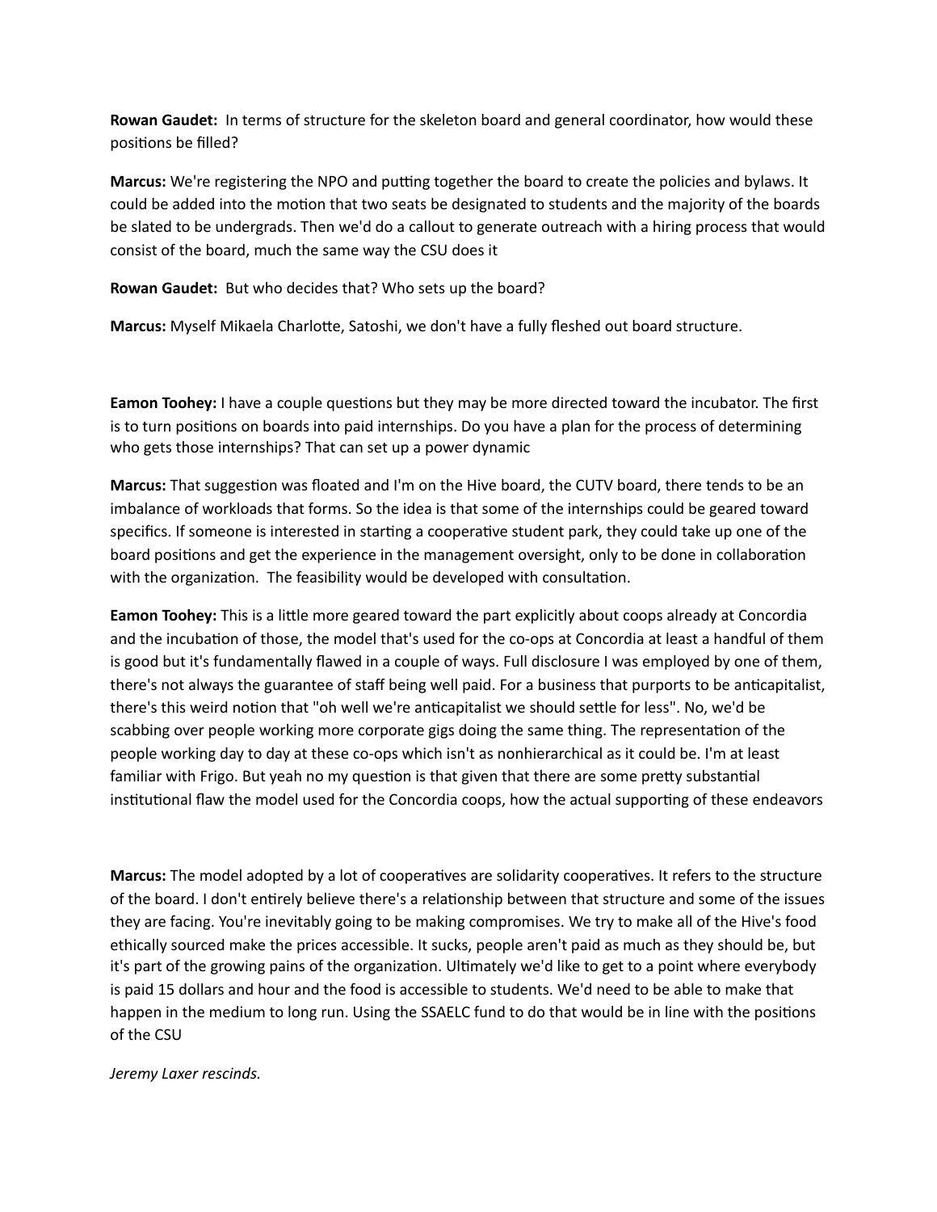**Rowan Gaudet:** In terms of structure for the skeleton board and general coordinator, how would these positions be filled?

**Marcus:** We're registering the NPO and putting together the board to create the policies and bylaws. It could be added into the motion that two seats be designated to students and the majority of the boards be slated to be undergrads. Then we'd do a callout to generate outreach with a hiring process that would consist of the board, much the same way the CSU does it

**Rowan Gaudet:** But who decides that? Who sets up the board?

**Marcus:** Myself Mikaela Charlotte, Satoshi, we don't have a fully fleshed out board structure.

**Eamon Toohey:** I have a couple questions but they may be more directed toward the incubator. The first is to turn positions on boards into paid internships. Do you have a plan for the process of determining who gets those internships? That can set up a power dynamic

**Marcus:** That suggestion was floated and I'm on the Hive board, the CUTV board, there tends to be an imbalance of workloads that forms. So the idea is that some of the internships could be geared toward specifics. If someone is interested in starting a cooperative student park, they could take up one of the board positions and get the experience in the management oversight, only to be done in collaboration with the organization. The feasibility would be developed with consultation.

**Eamon Toohey:** This is a little more geared toward the part explicitly about coops already at Concordia and the incubation of those, the model that's used for the co-ops at Concordia at least a handful of them is good but it's fundamentally flawed in a couple of ways. Full disclosure I was employed by one of them, there's not always the guarantee of staff being well paid. For a business that purports to be anticapitalist, there's this weird notion that "oh well we're anticapitalist we should settle for less". No, we'd be scabbing over people working more corporate gigs doing the same thing. The representation of the people working day to day at these co-ops which isn't as nonhierarchical as it could be. I'm at least familiar with Frigo. But yeah no my question is that given that there are some pretty substantial institutional flaw the model used for the Concordia coops, how the actual supporting of these endeavors

**Marcus:** The model adopted by a lot of cooperatives are solidarity cooperatives. It refers to the structure of the board. I don't entirely believe there's a relationship between that structure and some of the issues they are facing. You're inevitably going to be making compromises. We try to make all of the Hive's food ethically sourced make the prices accessible. It sucks, people aren't paid as much as they should be, but it's part of the growing pains of the organization. Ultimately we'd like to get to a point where everybody is paid 15 dollars and hour and the food is accessible to students. We'd need to be able to make that happen in the medium to long run. Using the SSAELC fund to do that would be in line with the positions of the CSU

*Jeremy Laxer rescinds.*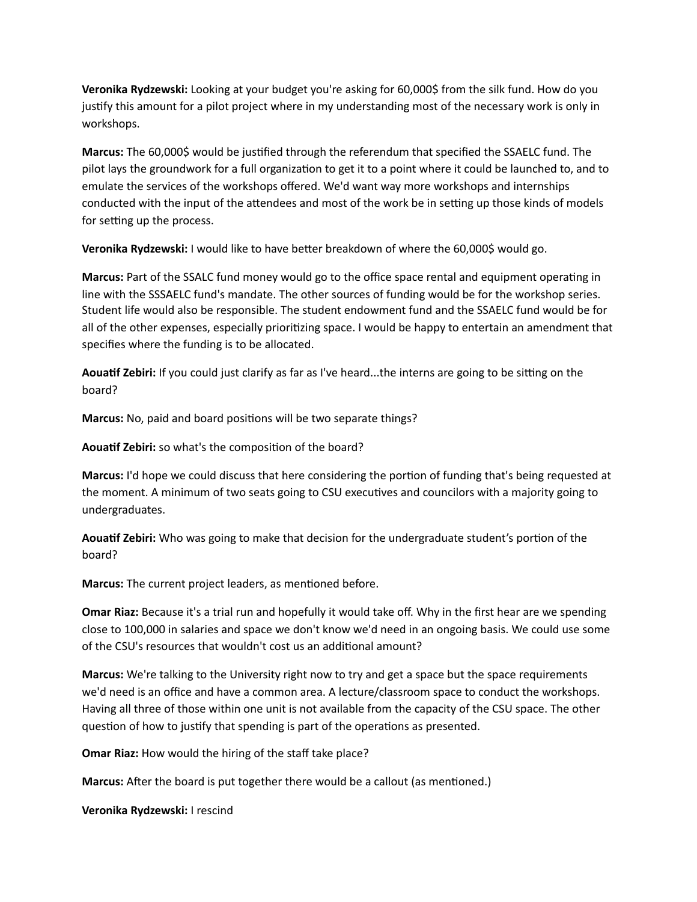**Veronika Rydzewski:** Looking at your budget you're asking for 60,000$ from the silk fund. How do you justify this amount for a pilot project where in my understanding most of the necessary work is only in workshops.

**Marcus:** The 60,000$ would be justified through the referendum that specified the SSAELC fund. The pilot lays the groundwork for a full organization to get it to a point where it could be launched to, and to emulate the services of the workshops offered. We'd want way more workshops and internships conducted with the input of the attendees and most of the work be in setting up those kinds of models for setting up the process.

**Veronika Rydzewski:** I would like to have better breakdown of where the 60,000$ would go.

**Marcus:** Part of the SSALC fund money would go to the office space rental and equipment operating in line with the SSSAELC fund's mandate. The other sources of funding would be for the workshop series. Student life would also be responsible. The student endowment fund and the SSAELC fund would be for all of the other expenses, especially prioritizing space. I would be happy to entertain an amendment that specifies where the funding is to be allocated.

**Aouatif Zebiri:** If you could just clarify as far as I've heard...the interns are going to be sitting on the board?

**Marcus:** No, paid and board positions will be two separate things?

**Aouatif Zebiri:** so what's the composition of the board?

**Marcus:** I'd hope we could discuss that here considering the portion of funding that's being requested at the moment. A minimum of two seats going to CSU executives and councilors with a majority going to undergraduates.

**Aouatif Zebiri:** Who was going to make that decision for the undergraduate student's portion of the board?

**Marcus:** The current project leaders, as mentioned before.

**Omar Riaz:** Because it's a trial run and hopefully it would take off. Why in the first hear are we spending close to 100,000 in salaries and space we don't know we'd need in an ongoing basis. We could use some of the CSU's resources that wouldn't cost us an additional amount?

**Marcus:** We're talking to the University right now to try and get a space but the space requirements we'd need is an office and have a common area. A lecture/classroom space to conduct the workshops. Having all three of those within one unit is not available from the capacity of the CSU space. The other question of how to justify that spending is part of the operations as presented.

**Omar Riaz:** How would the hiring of the staff take place?

**Marcus:** After the board is put together there would be a callout (as mentioned.)

**Veronika Rydzewski:** I rescind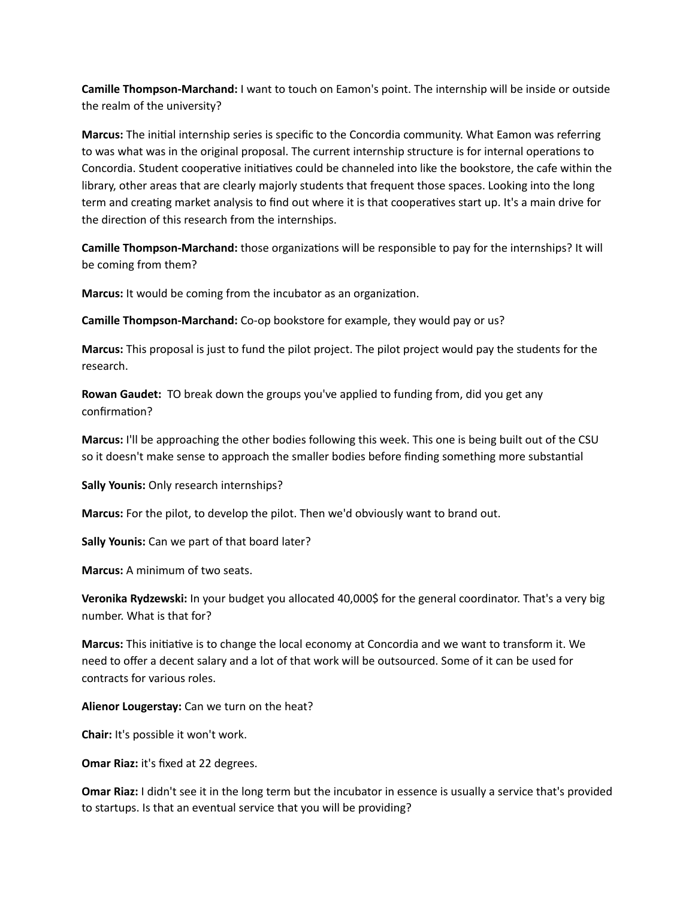**Camille Thompson-Marchand:** I want to touch on Eamon's point. The internship will be inside or outside the realm of the university?

**Marcus:** The initial internship series is specific to the Concordia community. What Eamon was referring to was what was in the original proposal. The current internship structure is for internal operations to Concordia. Student cooperative initiatives could be channeled into like the bookstore, the cafe within the library, other areas that are clearly majorly students that frequent those spaces. Looking into the long term and creating market analysis to find out where it is that cooperatives start up. It's a main drive for the direction of this research from the internships.

**Camille Thompson-Marchand:** those organizations will be responsible to pay for the internships? It will be coming from them?

**Marcus:** It would be coming from the incubator as an organization.

**Camille Thompson-Marchand:** Co-op bookstore for example, they would pay or us?

**Marcus:** This proposal is just to fund the pilot project. The pilot project would pay the students for the research.

**Rowan Gaudet:** TO break down the groups you've applied to funding from, did you get any confirmation?

**Marcus:** I'll be approaching the other bodies following this week. This one is being built out of the CSU so it doesn't make sense to approach the smaller bodies before finding something more substantial

**Sally Younis:** Only research internships?

**Marcus:** For the pilot, to develop the pilot. Then we'd obviously want to brand out.

**Sally Younis:** Can we part of that board later?

**Marcus:** A minimum of two seats.

**Veronika Rydzewski:** In your budget you allocated 40,000$ for the general coordinator. That's a very big number. What is that for?

**Marcus:** This initiative is to change the local economy at Concordia and we want to transform it. We need to offer a decent salary and a lot of that work will be outsourced. Some of it can be used for contracts for various roles.

**Alienor Lougerstay:** Can we turn on the heat?

**Chair:** It's possible it won't work.

**Omar Riaz:** it's fixed at 22 degrees.

**Omar Riaz:** I didn't see it in the long term but the incubator in essence is usually a service that's provided to startups. Is that an eventual service that you will be providing?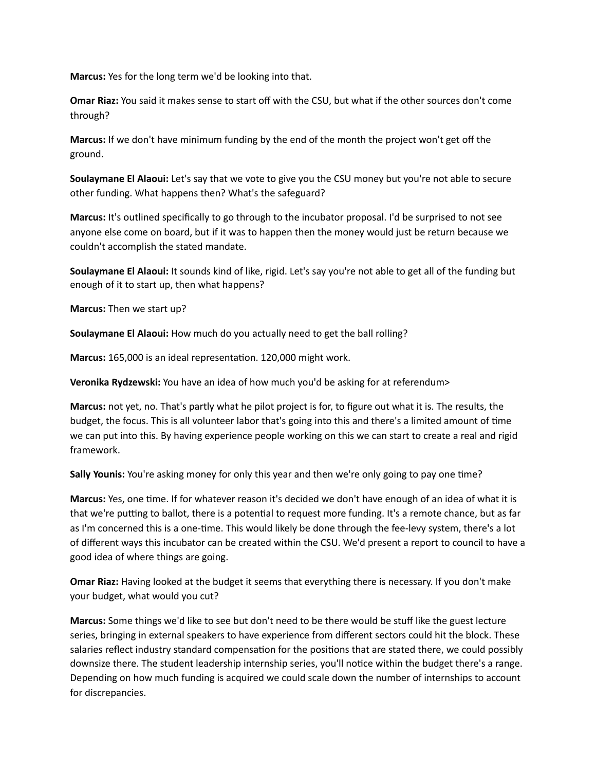**Marcus:** Yes for the long term we'd be looking into that.

**Omar Riaz:** You said it makes sense to start off with the CSU, but what if the other sources don't come through?

**Marcus:** If we don't have minimum funding by the end of the month the project won't get off the ground.

**Soulaymane El Alaoui:** Let's say that we vote to give you the CSU money but you're not able to secure other funding. What happens then? What's the safeguard?

**Marcus:** It's outlined specifically to go through to the incubator proposal. I'd be surprised to not see anyone else come on board, but if it was to happen then the money would just be return because we couldn't accomplish the stated mandate.

**Soulaymane El Alaoui:** It sounds kind of like, rigid. Let's say you're not able to get all of the funding but enough of it to start up, then what happens?

**Marcus:** Then we start up?

**Soulaymane El Alaoui:** How much do you actually need to get the ball rolling?

**Marcus:** 165,000 is an ideal representation. 120,000 might work.

**Veronika Rydzewski:** You have an idea of how much you'd be asking for at referendum>

**Marcus:** not yet, no. That's partly what he pilot project is for, to figure out what it is. The results, the budget, the focus. This is all volunteer labor that's going into this and there's a limited amount of time we can put into this. By having experience people working on this we can start to create a real and rigid framework.

**Sally Younis:** You're asking money for only this year and then we're only going to pay one time?

**Marcus:** Yes, one time. If for whatever reason it's decided we don't have enough of an idea of what it is that we're putting to ballot, there is a potential to request more funding. It's a remote chance, but as far as I'm concerned this is a one-time. This would likely be done through the fee-levy system, there's a lot of different ways this incubator can be created within the CSU. We'd present a report to council to have a good idea of where things are going.

**Omar Riaz:** Having looked at the budget it seems that everything there is necessary. If you don't make your budget, what would you cut?

**Marcus:** Some things we'd like to see but don't need to be there would be stuff like the guest lecture series, bringing in external speakers to have experience from different sectors could hit the block. These salaries reflect industry standard compensation for the positions that are stated there, we could possibly downsize there. The student leadership internship series, you'll notice within the budget there's a range. Depending on how much funding is acquired we could scale down the number of internships to account for discrepancies.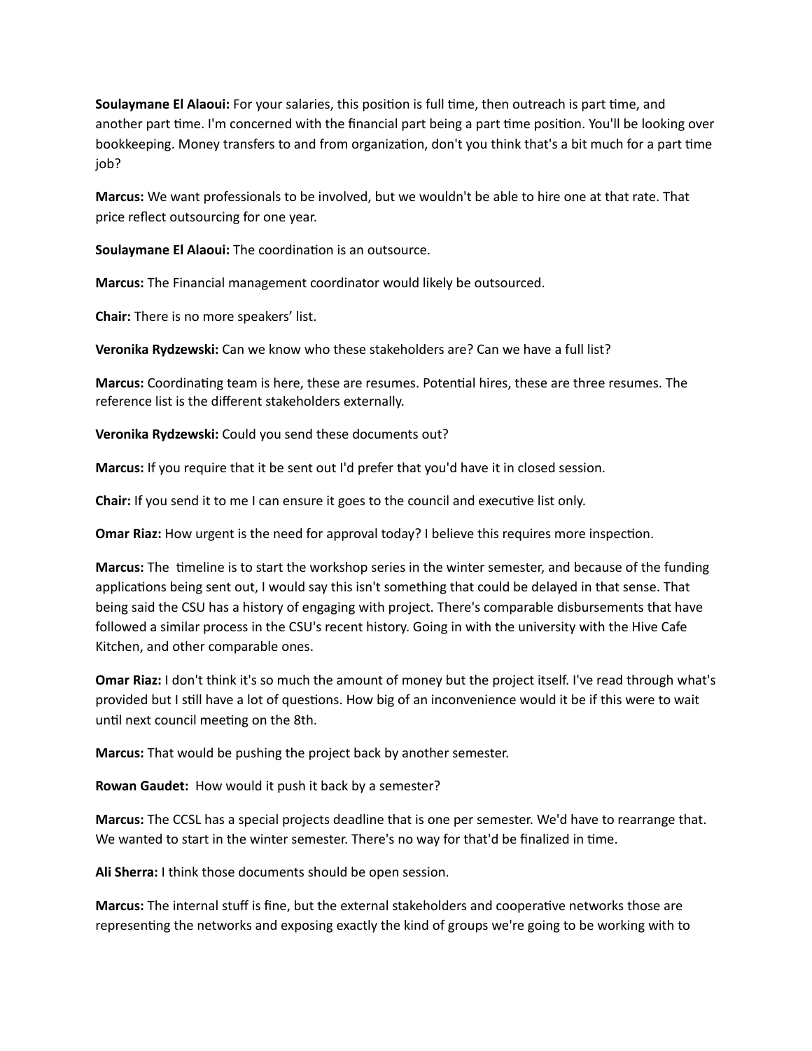**Soulaymane El Alaoui:** For your salaries, this position is full time, then outreach is part time, and another part time. I'm concerned with the financial part being a part time position. You'll be looking over bookkeeping. Money transfers to and from organization, don't you think that's a bit much for a part time job?

**Marcus:** We want professionals to be involved, but we wouldn't be able to hire one at that rate. That price reflect outsourcing for one year.

**Soulaymane El Alaoui:** The coordination is an outsource.

**Marcus:** The Financial management coordinator would likely be outsourced.

**Chair:** There is no more speakers' list.

**Veronika Rydzewski:** Can we know who these stakeholders are? Can we have a full list?

**Marcus:** Coordinating team is here, these are resumes. Potential hires, these are three resumes. The reference list is the different stakeholders externally.

**Veronika Rydzewski:** Could you send these documents out?

**Marcus:** If you require that it be sent out I'd prefer that you'd have it in closed session.

**Chair:** If you send it to me I can ensure it goes to the council and executive list only.

**Omar Riaz:** How urgent is the need for approval today? I believe this requires more inspection.

**Marcus:** The timeline is to start the workshop series in the winter semester, and because of the funding applications being sent out, I would say this isn't something that could be delayed in that sense. That being said the CSU has a history of engaging with project. There's comparable disbursements that have followed a similar process in the CSU's recent history. Going in with the university with the Hive Cafe Kitchen, and other comparable ones.

**Omar Riaz:** I don't think it's so much the amount of money but the project itself. I've read through what's provided but I still have a lot of questions. How big of an inconvenience would it be if this were to wait until next council meeting on the 8th.

**Marcus:** That would be pushing the project back by another semester.

**Rowan Gaudet:** How would it push it back by a semester?

**Marcus:** The CCSL has a special projects deadline that is one per semester. We'd have to rearrange that. We wanted to start in the winter semester. There's no way for that'd be finalized in time.

**Ali Sherra:** I think those documents should be open session.

**Marcus:** The internal stuff is fine, but the external stakeholders and cooperative networks those are representing the networks and exposing exactly the kind of groups we're going to be working with to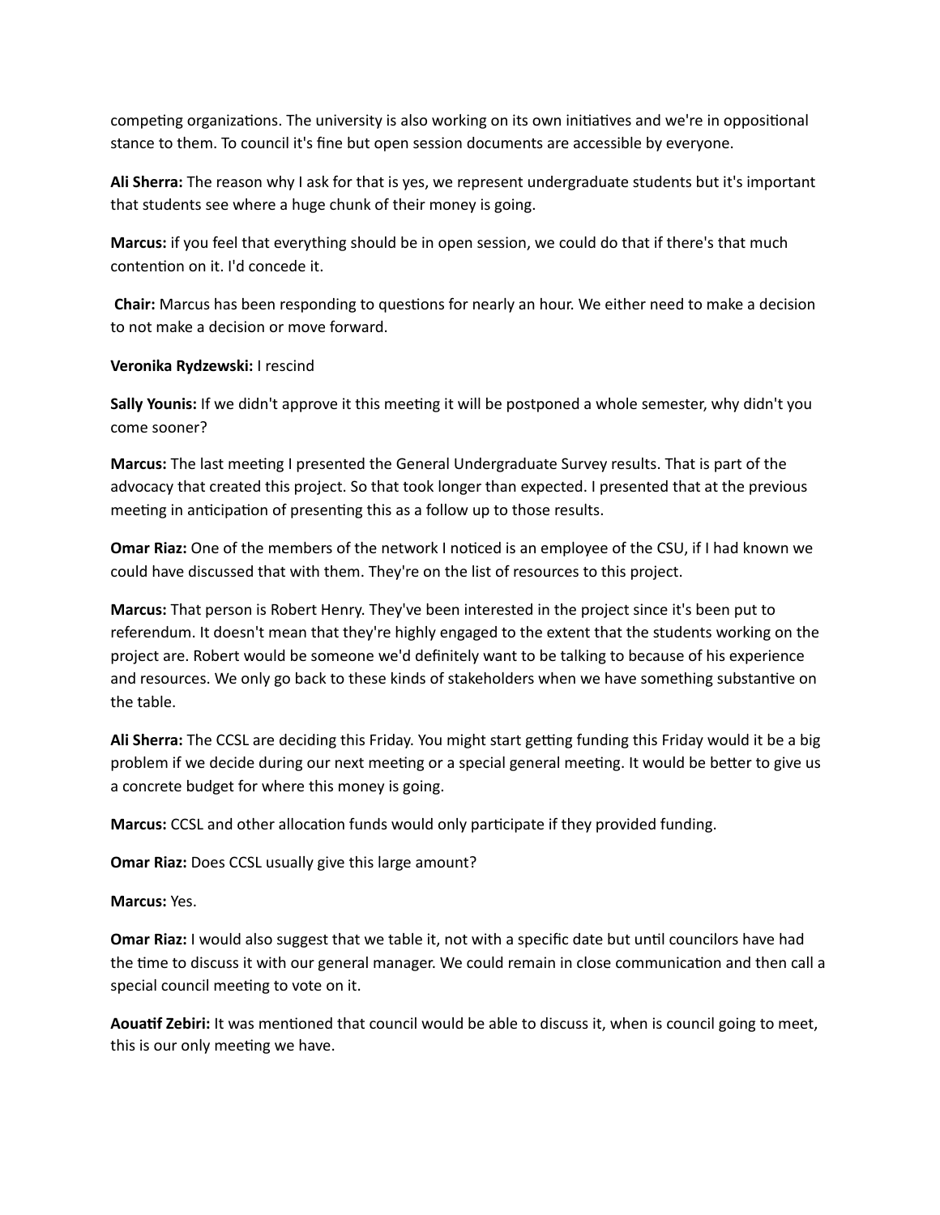competing organizations. The university is also working on its own initiatives and we're in oppositional stance to them. To council it's fine but open session documents are accessible by everyone.

**Ali Sherra:** The reason why I ask for that is yes, we represent undergraduate students but it's important that students see where a huge chunk of their money is going.

**Marcus:** if you feel that everything should be in open session, we could do that if there's that much contention on it. I'd concede it.

**Chair:** Marcus has been responding to questions for nearly an hour. We either need to make a decision to not make a decision or move forward.

**Veronika Rydzewski:** I rescind

**Sally Younis:** If we didn't approve it this meeting it will be postponed a whole semester, why didn't you come sooner?

**Marcus:** The last meeting I presented the General Undergraduate Survey results. That is part of the advocacy that created this project. So that took longer than expected. I presented that at the previous meeting in anticipation of presenting this as a follow up to those results.

**Omar Riaz:** One of the members of the network I noticed is an employee of the CSU, if I had known we could have discussed that with them. They're on the list of resources to this project.

**Marcus:** That person is Robert Henry. They've been interested in the project since it's been put to referendum. It doesn't mean that they're highly engaged to the extent that the students working on the project are. Robert would be someone we'd definitely want to be talking to because of his experience and resources. We only go back to these kinds of stakeholders when we have something substantive on the table.

**Ali Sherra:** The CCSL are deciding this Friday. You might start getting funding this Friday would it be a big problem if we decide during our next meeting or a special general meeting. It would be better to give us a concrete budget for where this money is going.

**Marcus:** CCSL and other allocation funds would only participate if they provided funding.

**Omar Riaz:** Does CCSL usually give this large amount?

**Marcus:** Yes.

**Omar Riaz:** I would also suggest that we table it, not with a specific date but until councilors have had the time to discuss it with our general manager. We could remain in close communication and then call a special council meeting to vote on it.

**Aouatif Zebiri:** It was mentioned that council would be able to discuss it, when is council going to meet, this is our only meeting we have.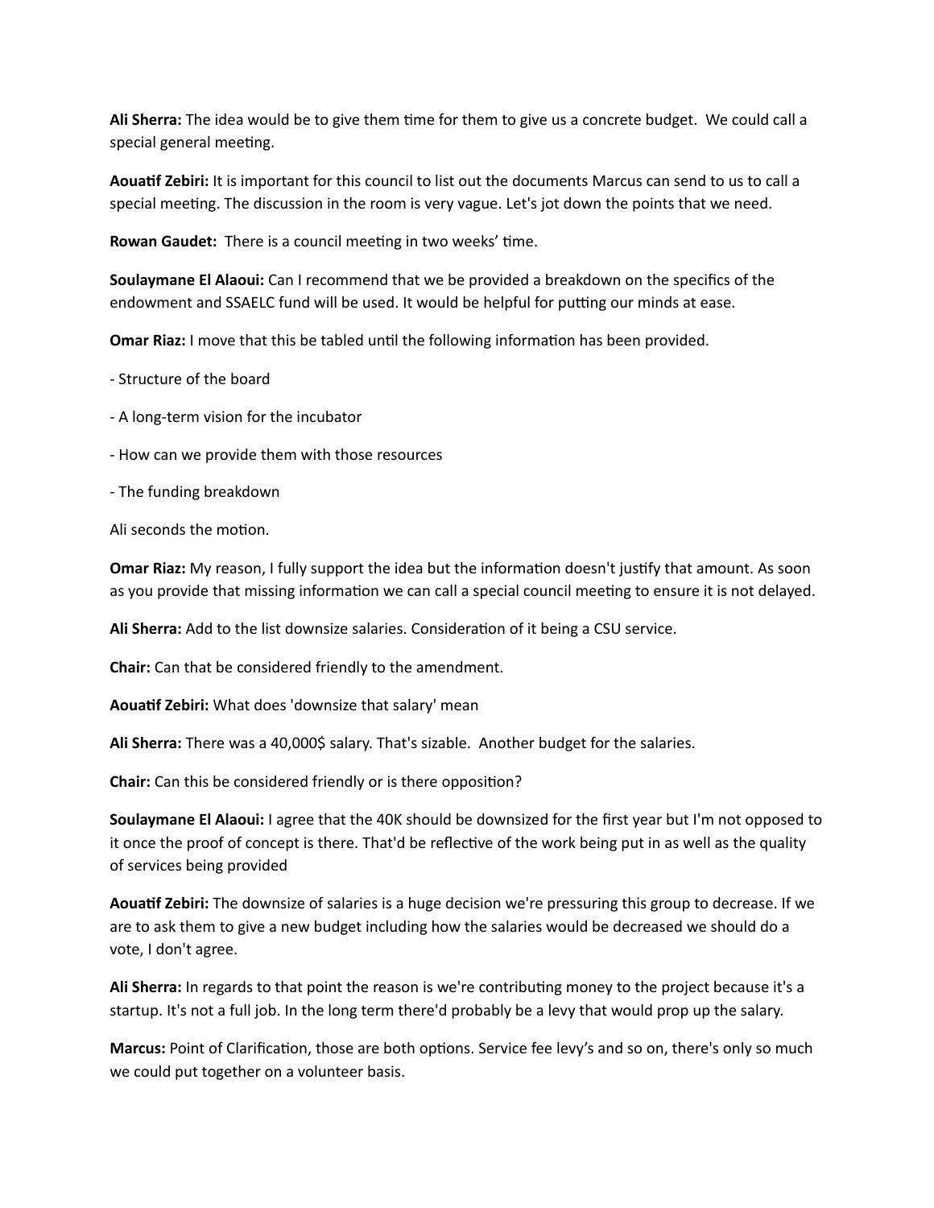**Ali Sherra:** The idea would be to give them time for them to give us a concrete budget. We could call a special general meeting.

**Aouatif Zebiri:** It is important for this council to list out the documents Marcus can send to us to call a special meeting. The discussion in the room is very vague. Let's jot down the points that we need.

**Rowan Gaudet:** There is a council meeting in two weeks' time.

**Soulaymane El Alaoui:** Can I recommend that we be provided a breakdown on the specifics of the endowment and SSAELC fund will be used. It would be helpful for putting our minds at ease.

**Omar Riaz:** I move that this be tabled until the following information has been provided.

- Structure of the board

- A long-term vision for the incubator

- How can we provide them with those resources

- The funding breakdown

Ali seconds the motion.

**Omar Riaz:** My reason, I fully support the idea but the information doesn't justify that amount. As soon as you provide that missing information we can call a special council meeting to ensure it is not delayed.

**Ali Sherra:** Add to the list downsize salaries. Consideration of it being a CSU service.

**Chair:** Can that be considered friendly to the amendment.

**Aouatif Zebiri:** What does 'downsize that salary' mean

**Ali Sherra:** There was a 40,000$ salary. That's sizable. Another budget for the salaries.

**Chair:** Can this be considered friendly or is there opposition?

**Soulaymane El Alaoui:** I agree that the 40K should be downsized for the first year but I'm not opposed to it once the proof of concept is there. That'd be reflective of the work being put in as well as the quality of services being provided

**Aouatif Zebiri:** The downsize of salaries is a huge decision we're pressuring this group to decrease. If we are to ask them to give a new budget including how the salaries would be decreased we should do a vote, I don't agree.

**Ali Sherra:** In regards to that point the reason is we're contributing money to the project because it's a startup. It's not a full job. In the long term there'd probably be a levy that would prop up the salary.

**Marcus:** Point of Clarification, those are both options. Service fee levy's and so on, there's only so much we could put together on a volunteer basis.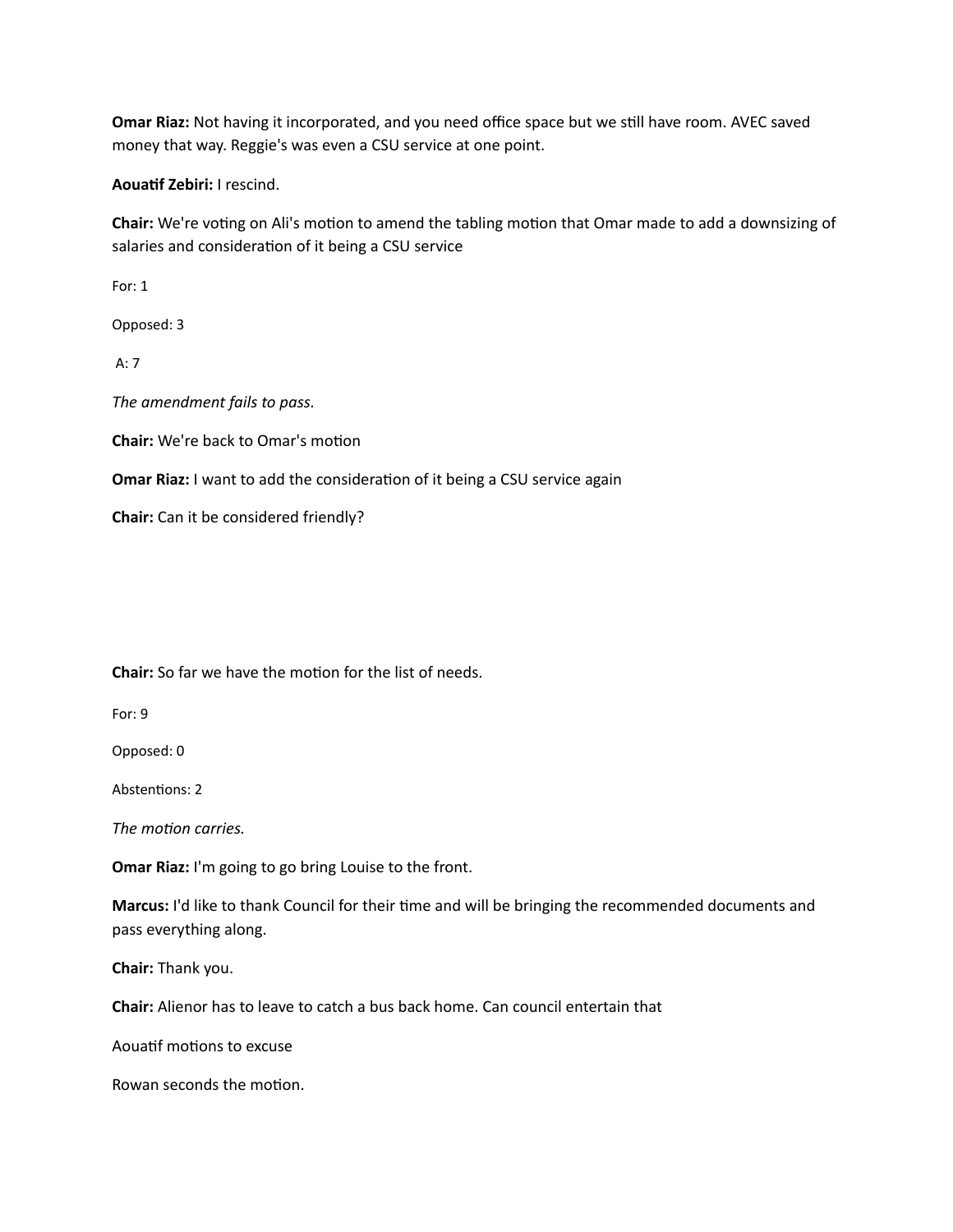**Omar Riaz:** Not having it incorporated, and you need office space but we still have room. AVEC saved money that way. Reggie's was even a CSU service at one point.

**Aouatif Zebiri:** I rescind.

**Chair:** We're voting on Ali's motion to amend the tabling motion that Omar made to add a downsizing of salaries and consideration of it being a CSU service

For: 1

Opposed: 3

A: 7

*The amendment fails to pass.*

**Chair:** We're back to Omar's motion

**Omar Riaz:** I want to add the consideration of it being a CSU service again

**Chair:** Can it be considered friendly?

**Chair:** So far we have the motion for the list of needs.

For: 9

Opposed: 0

Abstentions: 2

*The motion carries.*

**Omar Riaz:** I'm going to go bring Louise to the front.

**Marcus:** I'd like to thank Council for their time and will be bringing the recommended documents and pass everything along.

**Chair:** Thank you.

**Chair:** Alienor has to leave to catch a bus back home. Can council entertain that

Aouatif motions to excuse

Rowan seconds the motion.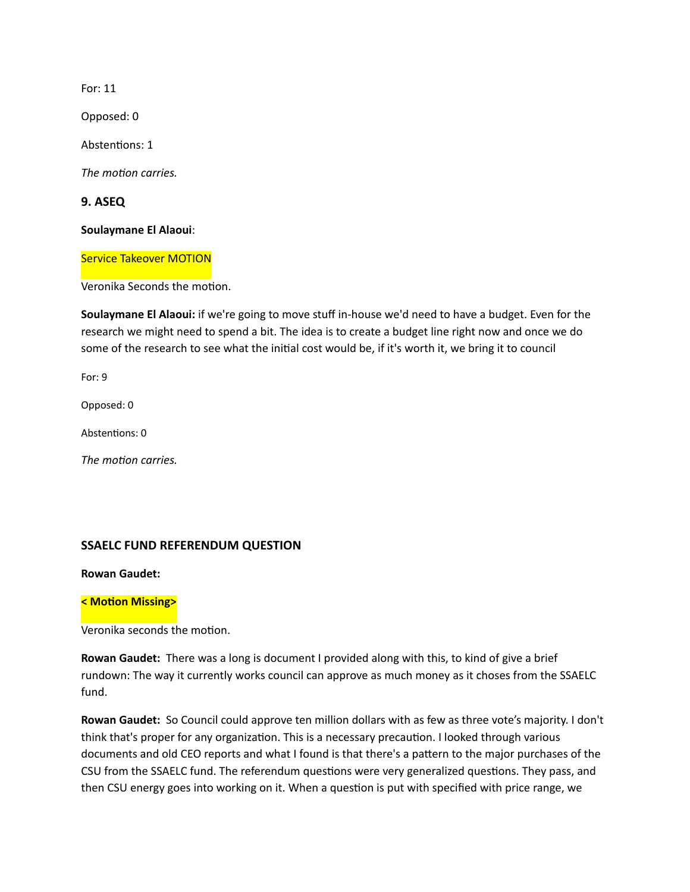For: 11

Opposed: 0

Abstentions: 1

*The motion carries.*

### 9. ASEQ

**Soulaymane El Alaoui**:

Service Takeover MOTION

Veronika Seconds the motion.

**Soulaymane El Alaoui:** if we're going to move stuff in-house we'd need to have a budget. Even for the research we might need to spend a bit. The idea is to create a budget line right now and once we do some of the research to see what the initial cost would be, if it's worth it, we bring it to council

For: 9

Opposed: 0

Abstentions: 0

*The motion carries.*

### SSAELC FUND REFERENDUM QUESTION

**Rowan Gaudet:**

**< Motion Missing>**

Veronika seconds the motion.

**Rowan Gaudet:** There was a long is document I provided along with this, to kind of give a brief rundown: The way it currently works council can approve as much money as it choses from the SSAELC fund.

**Rowan Gaudet:** So Council could approve ten million dollars with as few as three vote's majority. I don't think that's proper for any organization. This is a necessary precaution. I looked through various documents and old CEO reports and what I found is that there's a pattern to the major purchases of the CSU from the SSAELC fund. The referendum questions were very generalized questions. They pass, and then CSU energy goes into working on it. When a question is put with specified with price range, we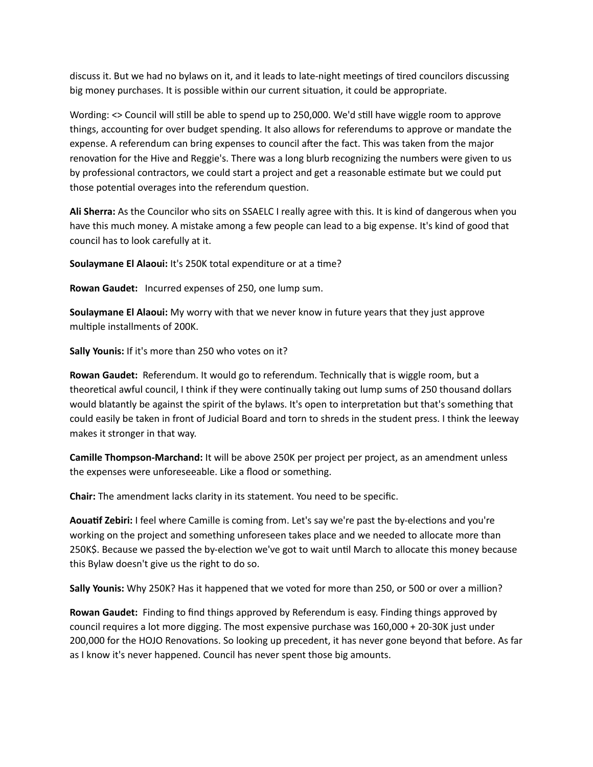discuss it. But we had no bylaws on it, and it leads to late-night meetings of tired councilors discussing big money purchases. It is possible within our current situation, it could be appropriate.

Wording: <> Council will still be able to spend up to 250,000. We'd still have wiggle room to approve things, accounting for over budget spending. It also allows for referendums to approve or mandate the expense. A referendum can bring expenses to council after the fact. This was taken from the major renovation for the Hive and Reggie's. There was a long blurb recognizing the numbers were given to us by professional contractors, we could start a project and get a reasonable estimate but we could put those potential overages into the referendum question.

**Ali Sherra:** As the Councilor who sits on SSAELC I really agree with this. It is kind of dangerous when you have this much money. A mistake among a few people can lead to a big expense. It's kind of good that council has to look carefully at it.

**Soulaymane El Alaoui:** It's 250K total expenditure or at a time?

**Rowan Gaudet:** Incurred expenses of 250, one lump sum.

**Soulaymane El Alaoui:** My worry with that we never know in future years that they just approve multiple installments of 200K.

**Sally Younis:** If it's more than 250 who votes on it?

**Rowan Gaudet:** Referendum. It would go to referendum. Technically that is wiggle room, but a theoretical awful council, I think if they were continually taking out lump sums of 250 thousand dollars would blatantly be against the spirit of the bylaws. It's open to interpretation but that's something that could easily be taken in front of Judicial Board and torn to shreds in the student press. I think the leeway makes it stronger in that way.

**Camille Thompson-Marchand:** It will be above 250K per project per project, as an amendment unless the expenses were unforeseeable. Like a flood or something.

**Chair:** The amendment lacks clarity in its statement. You need to be specific.

**Aouatif Zebiri:** I feel where Camille is coming from. Let's say we're past the by-elections and you're working on the project and something unforeseen takes place and we needed to allocate more than 250K$. Because we passed the by-election we've got to wait until March to allocate this money because this Bylaw doesn't give us the right to do so.

**Sally Younis:** Why 250K? Has it happened that we voted for more than 250, or 500 or over a million?

**Rowan Gaudet:** Finding to find things approved by Referendum is easy. Finding things approved by council requires a lot more digging. The most expensive purchase was 160,000 + 20-30K just under 200,000 for the HOJO Renovations. So looking up precedent, it has never gone beyond that before. As far as I know it's never happened. Council has never spent those big amounts.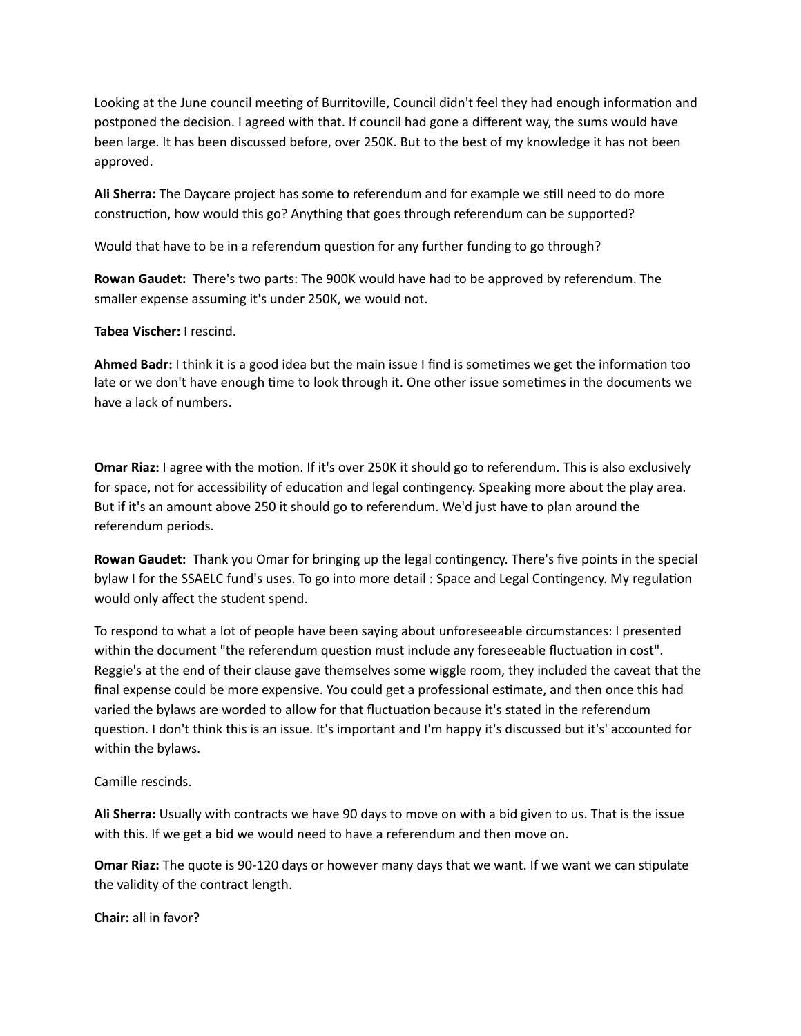Looking at the June council meeting of Burritoville, Council didn't feel they had enough information and postponed the decision. I agreed with that. If council had gone a different way, the sums would have been large. It has been discussed before, over 250K. But to the best of my knowledge it has not been approved.

**Ali Sherra:** The Daycare project has some to referendum and for example we still need to do more construction, how would this go? Anything that goes through referendum can be supported?

Would that have to be in a referendum question for any further funding to go through?

**Rowan Gaudet:** There's two parts: The 900K would have had to be approved by referendum. The smaller expense assuming it's under 250K, we would not.

**Tabea Vischer:** I rescind.

**Ahmed Badr:** I think it is a good idea but the main issue I find is sometimes we get the information too late or we don't have enough time to look through it. One other issue sometimes in the documents we have a lack of numbers.

**Omar Riaz:** I agree with the motion. If it's over 250K it should go to referendum. This is also exclusively for space, not for accessibility of education and legal contingency. Speaking more about the play area. But if it's an amount above 250 it should go to referendum. We'd just have to plan around the referendum periods.

**Rowan Gaudet:** Thank you Omar for bringing up the legal contingency. There's five points in the special bylaw I for the SSAELC fund's uses. To go into more detail : Space and Legal Contingency. My regulation would only affect the student spend.

To respond to what a lot of people have been saying about unforeseeable circumstances: I presented within the document "the referendum question must include any foreseeable fluctuation in cost". Reggie's at the end of their clause gave themselves some wiggle room, they included the caveat that the final expense could be more expensive. You could get a professional estimate, and then once this had varied the bylaws are worded to allow for that fluctuation because it's stated in the referendum question. I don't think this is an issue. It's important and I'm happy it's discussed but it's' accounted for within the bylaws.

Camille rescinds.

**Ali Sherra:** Usually with contracts we have 90 days to move on with a bid given to us. That is the issue with this. If we get a bid we would need to have a referendum and then move on.

**Omar Riaz:** The quote is 90-120 days or however many days that we want. If we want we can stipulate the validity of the contract length.

**Chair:** all in favor?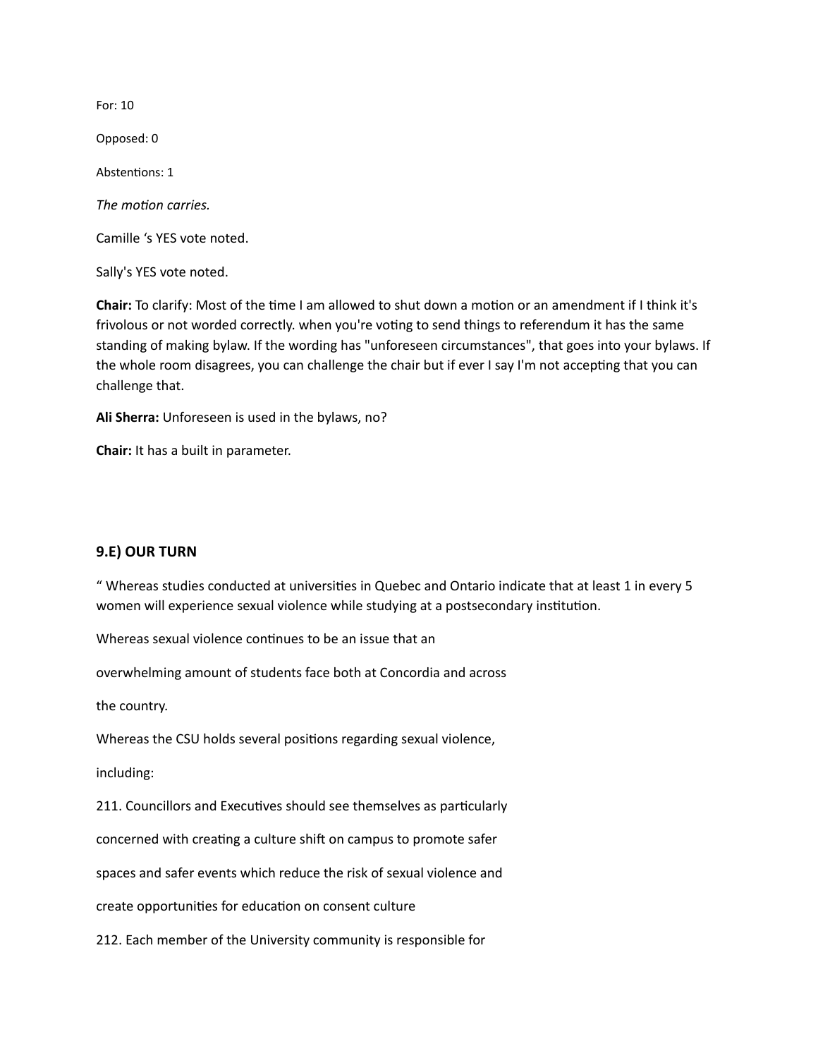For: 10

Opposed: 0

Abstentions: 1

*The motion carries.*

Camille 's YES vote noted.

Sally's YES vote noted.

**Chair:** To clarify: Most of the time I am allowed to shut down a motion or an amendment if I think it's frivolous or not worded correctly. when you're voting to send things to referendum it has the same standing of making bylaw. If the wording has "unforeseen circumstances", that goes into your bylaws. If the whole room disagrees, you can challenge the chair but if ever I say I'm not accepting that you can challenge that.

**Ali Sherra:** Unforeseen is used in the bylaws, no?

**Chair:** It has a built in parameter.

### 9.E) OUR TURN

" Whereas studies conducted at universities in Quebec and Ontario indicate that at least 1 in every 5 women will experience sexual violence while studying at a postsecondary institution.

Whereas sexual violence continues to be an issue that an

overwhelming amount of students face both at Concordia and across

the country.

Whereas the CSU holds several positions regarding sexual violence,

including:

211. Councillors and Executives should see themselves as particularly

concerned with creating a culture shift on campus to promote safer

spaces and safer events which reduce the risk of sexual violence and

create opportunities for education on consent culture

212. Each member of the University community is responsible for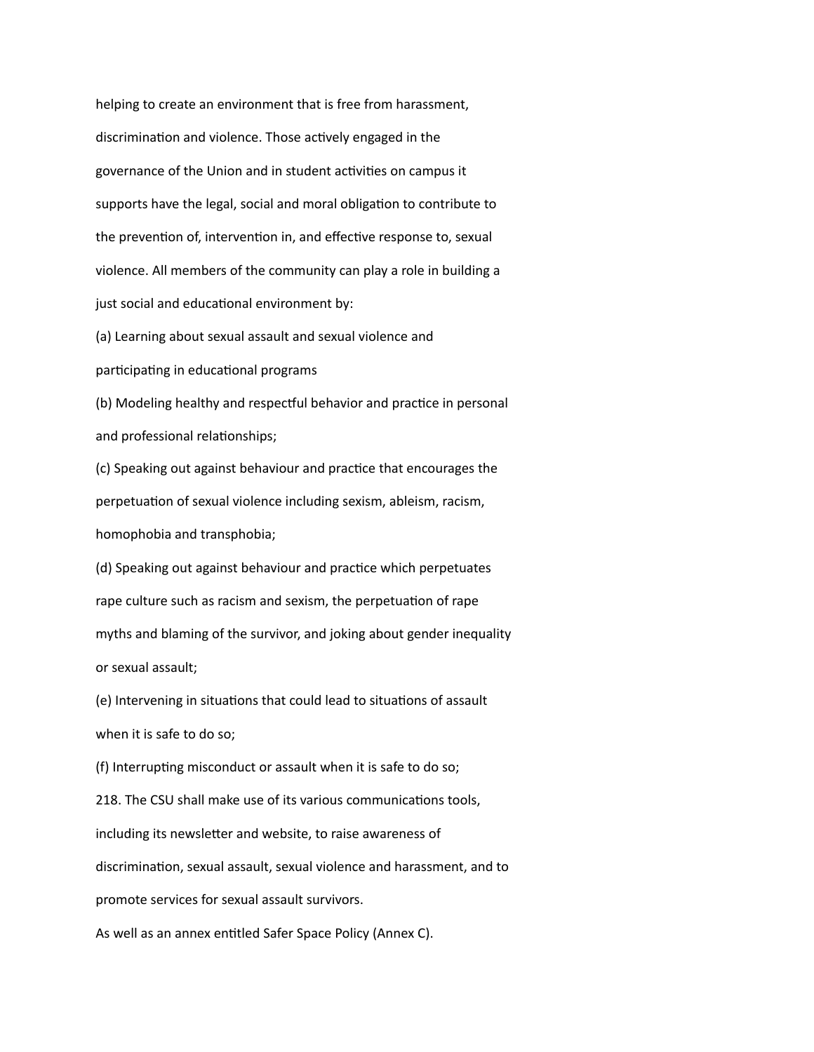helping to create an environment that is free from harassment, discrimination and violence. Those actively engaged in the governance of the Union and in student activities on campus it supports have the legal, social and moral obligation to contribute to the prevention of, intervention in, and effective response to, sexual violence. All members of the community can play a role in building a just social and educational environment by:

(a) Learning about sexual assault and sexual violence and participating in educational programs

(b) Modeling healthy and respectful behavior and practice in personal and professional relationships;

(c) Speaking out against behaviour and practice that encourages the perpetuation of sexual violence including sexism, ableism, racism, homophobia and transphobia;

(d) Speaking out against behaviour and practice which perpetuates rape culture such as racism and sexism, the perpetuation of rape myths and blaming of the survivor, and joking about gender inequality or sexual assault;

(e) Intervening in situations that could lead to situations of assault when it is safe to do so;

(f) Interrupting misconduct or assault when it is safe to do so;

218. The CSU shall make use of its various communications tools, including its newsletter and website, to raise awareness of discrimination, sexual assault, sexual violence and harassment, and to promote services for sexual assault survivors.

As well as an annex entitled Safer Space Policy (Annex C).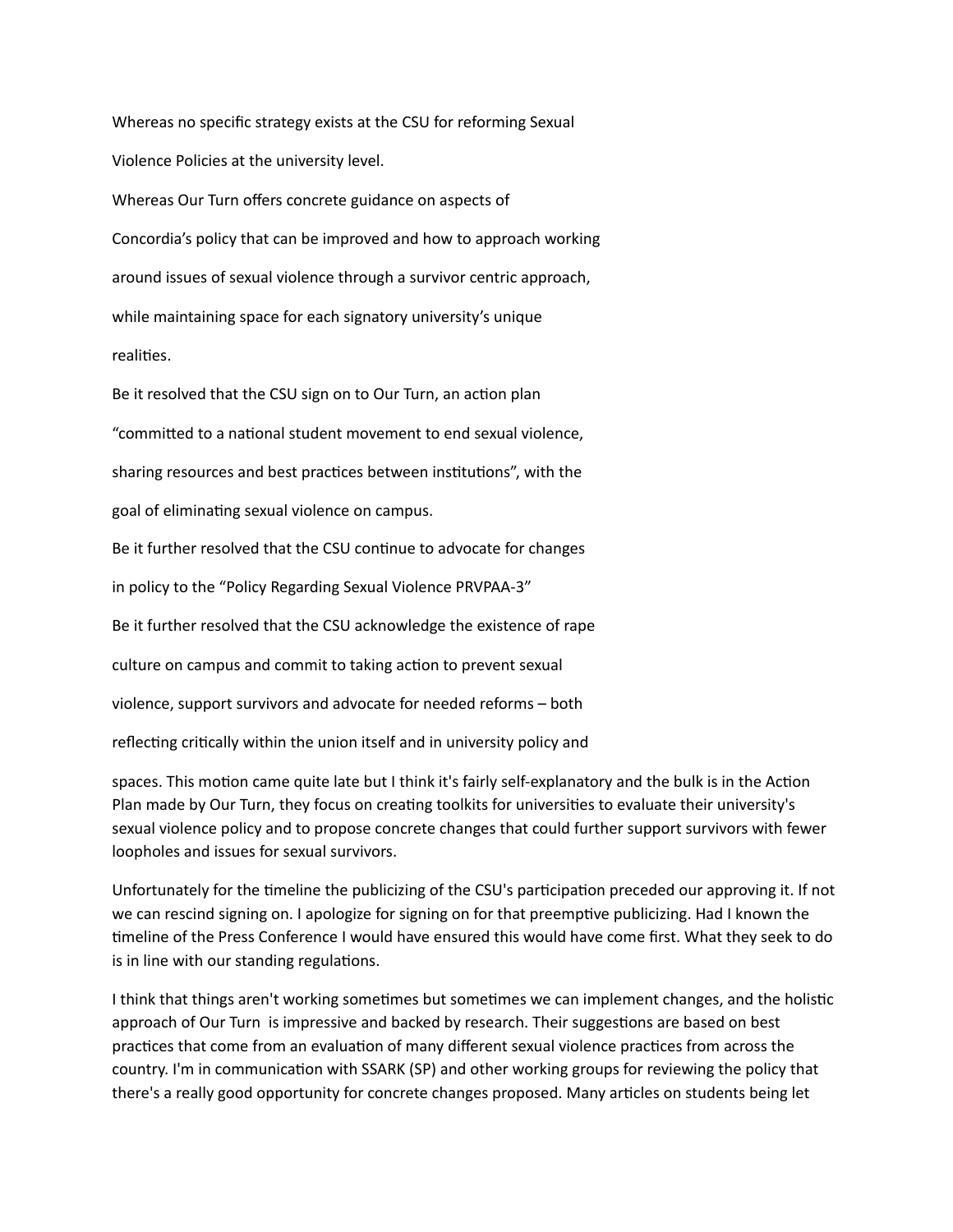Whereas no specific strategy exists at the CSU for reforming Sexual Violence Policies at the university level.

Whereas Our Turn offers concrete guidance on aspects of Concordia's policy that can be improved and how to approach working around issues of sexual violence through a survivor centric approach, while maintaining space for each signatory university's unique realities.

Be it resolved that the CSU sign on to Our Turn, an action plan "committed to a national student movement to end sexual violence, sharing resources and best practices between institutions", with the goal of eliminating sexual violence on campus.

Be it further resolved that the CSU continue to advocate for changes in policy to the "Policy Regarding Sexual Violence PRVPAA-3"

Be it further resolved that the CSU acknowledge the existence of rape culture on campus and commit to taking action to prevent sexual violence, support survivors and advocate for needed reforms – both reflecting critically within the union itself and in university policy and spaces. This motion came quite late but I think it's fairly self-explanatory and the bulk is in the Action Plan made by Our Turn, they focus on creating toolkits for universities to evaluate their university's sexual violence policy and to propose concrete changes that could further support survivors with fewer loopholes and issues for sexual survivors.

Unfortunately for the timeline the publicizing of the CSU's participation preceded our approving it. If not we can rescind signing on. I apologize for signing on for that preemptive publicizing. Had I known the timeline of the Press Conference I would have ensured this would have come first. What they seek to do is in line with our standing regulations.

I think that things aren't working sometimes but sometimes we can implement changes, and the holistic approach of Our Turn is impressive and backed by research. Their suggestions are based on best practices that come from an evaluation of many different sexual violence practices from across the country. I'm in communication with SSARK (SP) and other working groups for reviewing the policy that there's a really good opportunity for concrete changes proposed. Many articles on students being let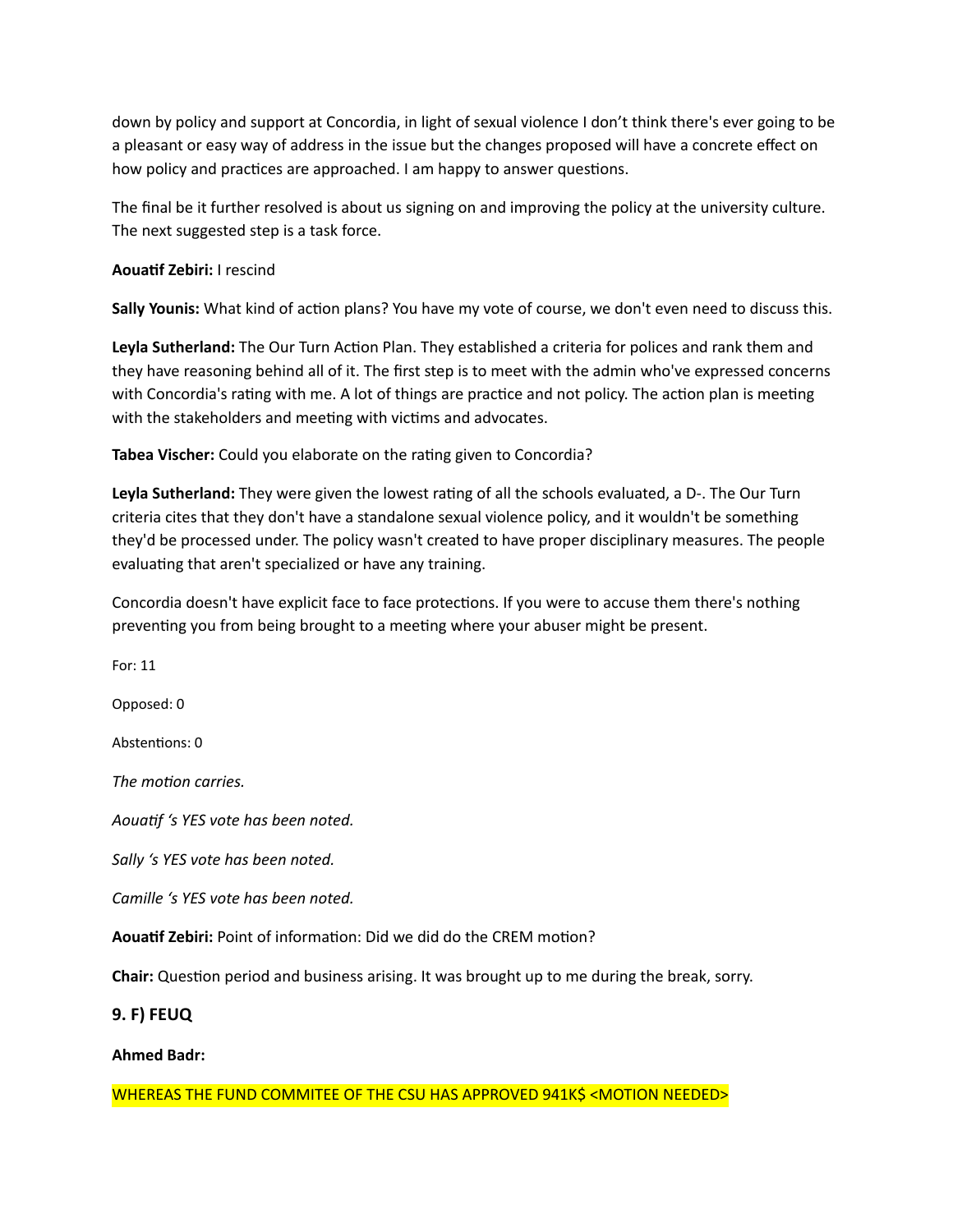down by policy and support at Concordia, in light of sexual violence I don't think there's ever going to be a pleasant or easy way of address in the issue but the changes proposed will have a concrete effect on how policy and practices are approached. I am happy to answer questions.

The final be it further resolved is about us signing on and improving the policy at the university culture. The next suggested step is a task force.

**Aouatif Zebiri:** I rescind

**Sally Younis:** What kind of action plans? You have my vote of course, we don't even need to discuss this.

**Leyla Sutherland:** The Our Turn Action Plan. They established a criteria for polices and rank them and they have reasoning behind all of it. The first step is to meet with the admin who've expressed concerns with Concordia's rating with me. A lot of things are practice and not policy. The action plan is meeting with the stakeholders and meeting with victims and advocates.

**Tabea Vischer:** Could you elaborate on the rating given to Concordia?

**Leyla Sutherland:** They were given the lowest rating of all the schools evaluated, a D-. The Our Turn criteria cites that they don't have a standalone sexual violence policy, and it wouldn't be something they'd be processed under. The policy wasn't created to have proper disciplinary measures. The people evaluating that aren't specialized or have any training.

Concordia doesn't have explicit face to face protections. If you were to accuse them there's nothing preventing you from being brought to a meeting where your abuser might be present.

For: 11

Opposed: 0

Abstentions: 0

*The motion carries.*

*Aouatif 's YES vote has been noted.*

*Sally 's YES vote has been noted.*

*Camille 's YES vote has been noted.*

**Aouatif Zebiri:** Point of information: Did we did do the CREM motion?

**Chair:** Question period and business arising. It was brought up to me during the break, sorry.

## 9. F) FEUQ

**Ahmed Badr:**

WHEREAS THE FUND COMMITEE OF THE CSU HAS APPROVED 941K$ <MOTION NEEDED>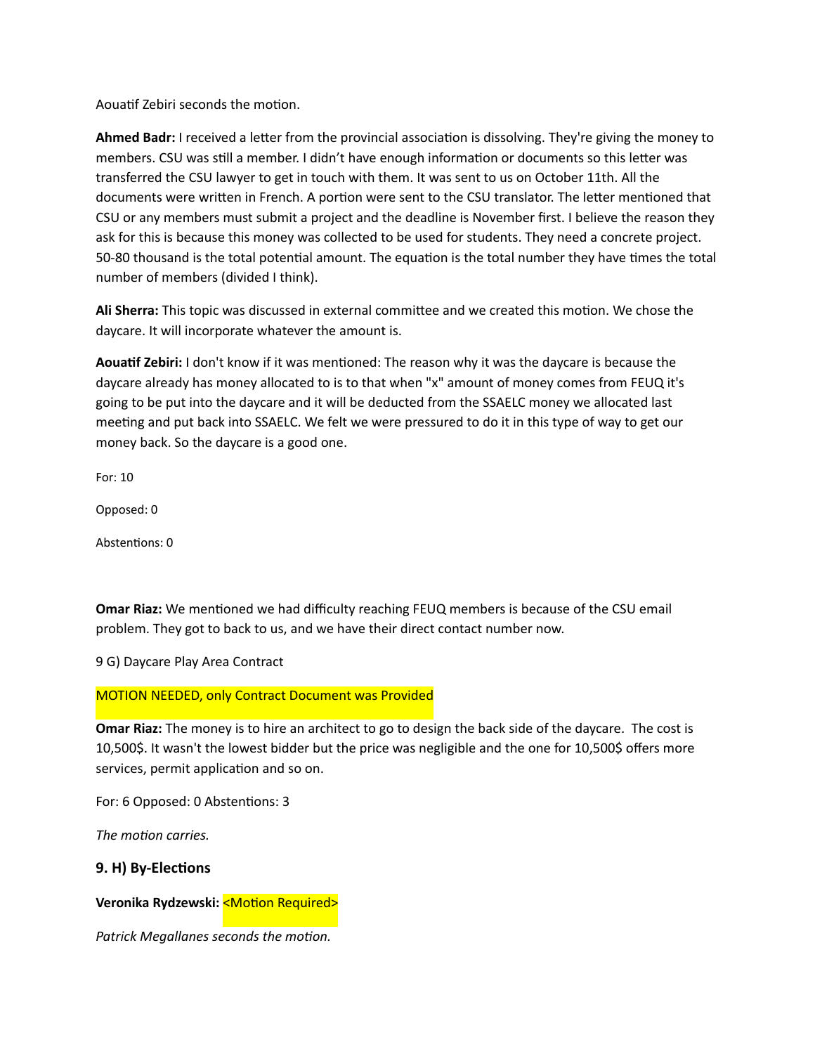Aouatif Zebiri seconds the motion.

**Ahmed Badr:** I received a letter from the provincial association is dissolving. They're giving the money to members. CSU was still a member. I didn't have enough information or documents so this letter was transferred the CSU lawyer to get in touch with them. It was sent to us on October 11th. All the documents were written in French. A portion were sent to the CSU translator. The letter mentioned that CSU or any members must submit a project and the deadline is November first. I believe the reason they ask for this is because this money was collected to be used for students. They need a concrete project. 50-80 thousand is the total potential amount. The equation is the total number they have times the total number of members (divided I think).

**Ali Sherra:** This topic was discussed in external committee and we created this motion. We chose the daycare. It will incorporate whatever the amount is.

**Aouatif Zebiri:** I don't know if it was mentioned: The reason why it was the daycare is because the daycare already has money allocated to is to that when "x" amount of money comes from FEUQ it's going to be put into the daycare and it will be deducted from the SSAELC money we allocated last meeting and put back into SSAELC. We felt we were pressured to do it in this type of way to get our money back. So the daycare is a good one.

For: 10

Opposed: 0

Abstentions: 0

**Omar Riaz:** We mentioned we had difficulty reaching FEUQ members is because of the CSU email problem. They got to back to us, and we have their direct contact number now.

9 G) Daycare Play Area Contract

MOTION NEEDED, only Contract Document was Provided

**Omar Riaz:** The money is to hire an architect to go to design the back side of the daycare. The cost is 10,500$. It wasn't the lowest bidder but the price was negligible and the one for 10,500$ offers more services, permit application and so on.

For: 6 Opposed: 0 Abstentions: 3

*The motion carries.*

### 9. H) By-Elections

**Veronika Rydzewski:** <Motion Required>

*Patrick Megallanes seconds the motion.*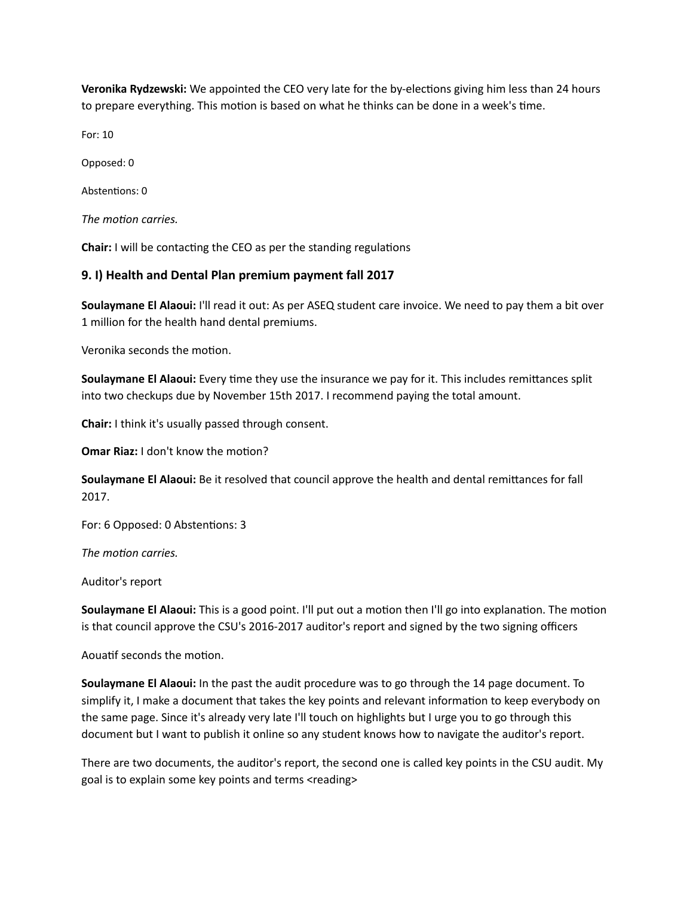**Veronika Rydzewski:** We appointed the CEO very late for the by-elections giving him less than 24 hours to prepare everything. This motion is based on what he thinks can be done in a week's time.

For: 10

Opposed: 0

Abstentions: 0

*The motion carries.*

**Chair:** I will be contacting the CEO as per the standing regulations

### 9. I) Health and Dental Plan premium payment fall 2017

**Soulaymane El Alaoui:** I'll read it out: As per ASEQ student care invoice. We need to pay them a bit over 1 million for the health hand dental premiums.

Veronika seconds the motion.

**Soulaymane El Alaoui:** Every time they use the insurance we pay for it. This includes remittances split into two checkups due by November 15th 2017. I recommend paying the total amount.

**Chair:** I think it's usually passed through consent.

**Omar Riaz:** I don't know the motion?

**Soulaymane El Alaoui:** Be it resolved that council approve the health and dental remittances for fall 2017.

For: 6 Opposed: 0 Abstentions: 3

*The motion carries.*

Auditor's report

**Soulaymane El Alaoui:** This is a good point. I'll put out a motion then I'll go into explanation. The motion is that council approve the CSU's 2016-2017 auditor's report and signed by the two signing officers

Aouatif seconds the motion.

**Soulaymane El Alaoui:** In the past the audit procedure was to go through the 14 page document. To simplify it, I make a document that takes the key points and relevant information to keep everybody on the same page. Since it's already very late I'll touch on highlights but I urge you to go through this document but I want to publish it online so any student knows how to navigate the auditor's report.

There are two documents, the auditor's report, the second one is called key points in the CSU audit. My goal is to explain some key points and terms <reading>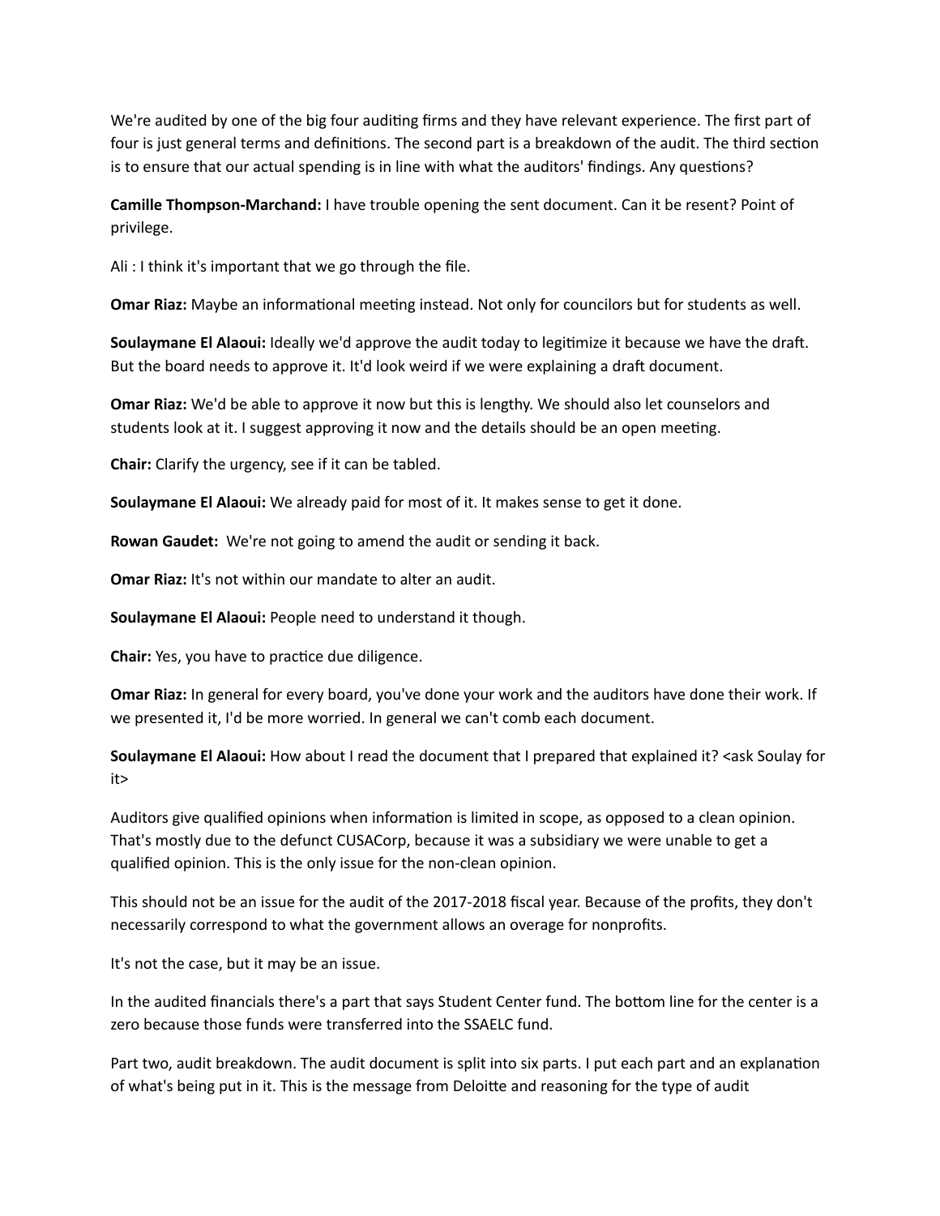We're audited by one of the big four auditing firms and they have relevant experience. The first part of four is just general terms and definitions. The second part is a breakdown of the audit. The third section is to ensure that our actual spending is in line with what the auditors' findings. Any questions?

**Camille Thompson-Marchand:** I have trouble opening the sent document. Can it be resent? Point of privilege.

Ali : I think it's important that we go through the file.

**Omar Riaz:** Maybe an informational meeting instead. Not only for councilors but for students as well.

**Soulaymane El Alaoui:** Ideally we'd approve the audit today to legitimize it because we have the draft. But the board needs to approve it. It'd look weird if we were explaining a draft document.

**Omar Riaz:** We'd be able to approve it now but this is lengthy. We should also let counselors and students look at it. I suggest approving it now and the details should be an open meeting.

**Chair:** Clarify the urgency, see if it can be tabled.

**Soulaymane El Alaoui:** We already paid for most of it. It makes sense to get it done.

**Rowan Gaudet:** We're not going to amend the audit or sending it back.

**Omar Riaz:** It's not within our mandate to alter an audit.

**Soulaymane El Alaoui:** People need to understand it though.

**Chair:** Yes, you have to practice due diligence.

**Omar Riaz:** In general for every board, you've done your work and the auditors have done their work. If we presented it, I'd be more worried. In general we can't comb each document.

**Soulaymane El Alaoui:** How about I read the document that I prepared that explained it? <ask Soulay for it>

Auditors give qualified opinions when information is limited in scope, as opposed to a clean opinion. That's mostly due to the defunct CUSACorp, because it was a subsidiary we were unable to get a qualified opinion. This is the only issue for the non-clean opinion.

This should not be an issue for the audit of the 2017-2018 fiscal year. Because of the profits, they don't necessarily correspond to what the government allows an overage for nonprofits.

It's not the case, but it may be an issue.

In the audited financials there's a part that says Student Center fund. The bottom line for the center is a zero because those funds were transferred into the SSAELC fund.

Part two, audit breakdown. The audit document is split into six parts. I put each part and an explanation of what's being put in it. This is the message from Deloitte and reasoning for the type of audit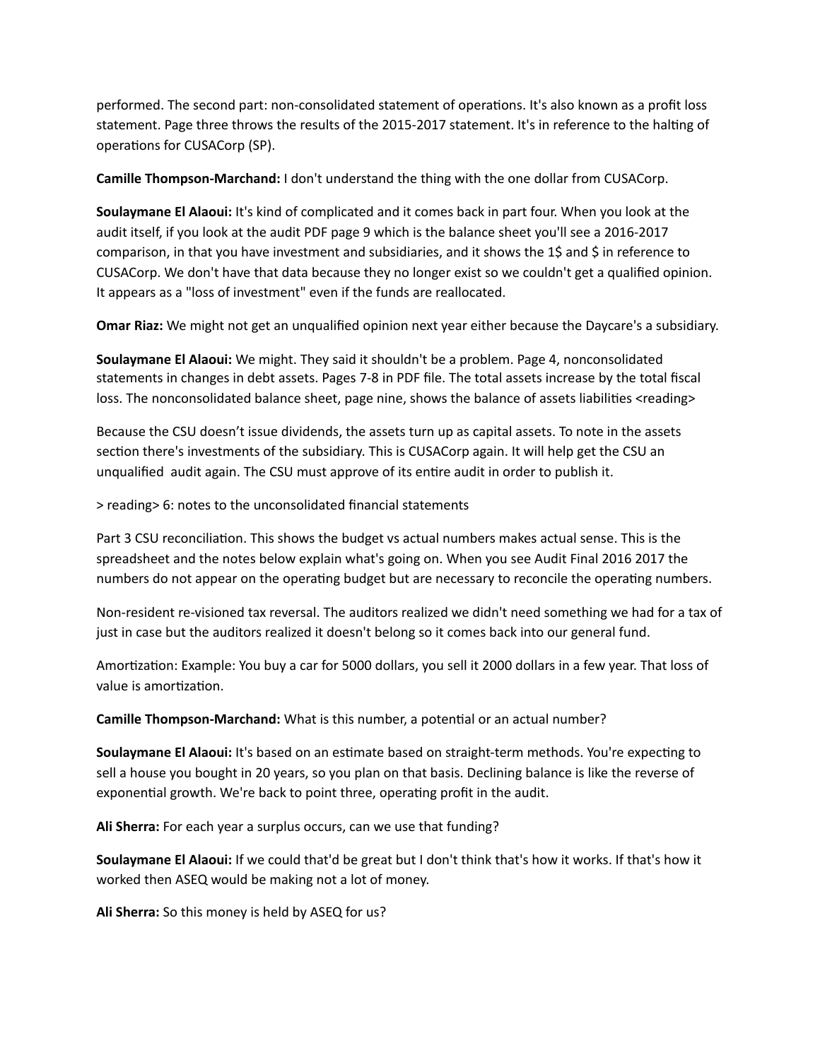performed. The second part: non-consolidated statement of operations. It's also known as a profit loss statement. Page three throws the results of the 2015-2017 statement. It's in reference to the halting of operations for CUSACorp (SP).

**Camille Thompson-Marchand:** I don't understand the thing with the one dollar from CUSACorp.

**Soulaymane El Alaoui:** It's kind of complicated and it comes back in part four. When you look at the audit itself, if you look at the audit PDF page 9 which is the balance sheet you'll see a 2016-2017 comparison, in that you have investment and subsidiaries, and it shows the 1$ and $ in reference to CUSACorp. We don't have that data because they no longer exist so we couldn't get a qualified opinion. It appears as a "loss of investment" even if the funds are reallocated.

**Omar Riaz:** We might not get an unqualified opinion next year either because the Daycare's a subsidiary.

**Soulaymane El Alaoui:** We might. They said it shouldn't be a problem. Page 4, nonconsolidated statements in changes in debt assets. Pages 7-8 in PDF file. The total assets increase by the total fiscal loss. The nonconsolidated balance sheet, page nine, shows the balance of assets liabilities <reading>

Because the CSU doesn't issue dividends, the assets turn up as capital assets. To note in the assets section there's investments of the subsidiary. This is CUSACorp again. It will help get the CSU an unqualified audit again. The CSU must approve of its entire audit in order to publish it.

> reading> 6: notes to the unconsolidated financial statements

Part 3 CSU reconciliation. This shows the budget vs actual numbers makes actual sense. This is the spreadsheet and the notes below explain what's going on. When you see Audit Final 2016 2017 the numbers do not appear on the operating budget but are necessary to reconcile the operating numbers.

Non-resident re-visioned tax reversal. The auditors realized we didn't need something we had for a tax of just in case but the auditors realized it doesn't belong so it comes back into our general fund.

Amortization: Example: You buy a car for 5000 dollars, you sell it 2000 dollars in a few year. That loss of value is amortization.

**Camille Thompson-Marchand:** What is this number, a potential or an actual number?

**Soulaymane El Alaoui:** It's based on an estimate based on straight-term methods. You're expecting to sell a house you bought in 20 years, so you plan on that basis. Declining balance is like the reverse of exponential growth. We're back to point three, operating profit in the audit.

**Ali Sherra:** For each year a surplus occurs, can we use that funding?

**Soulaymane El Alaoui:** If we could that'd be great but I don't think that's how it works. If that's how it worked then ASEQ would be making not a lot of money.

**Ali Sherra:** So this money is held by ASEQ for us?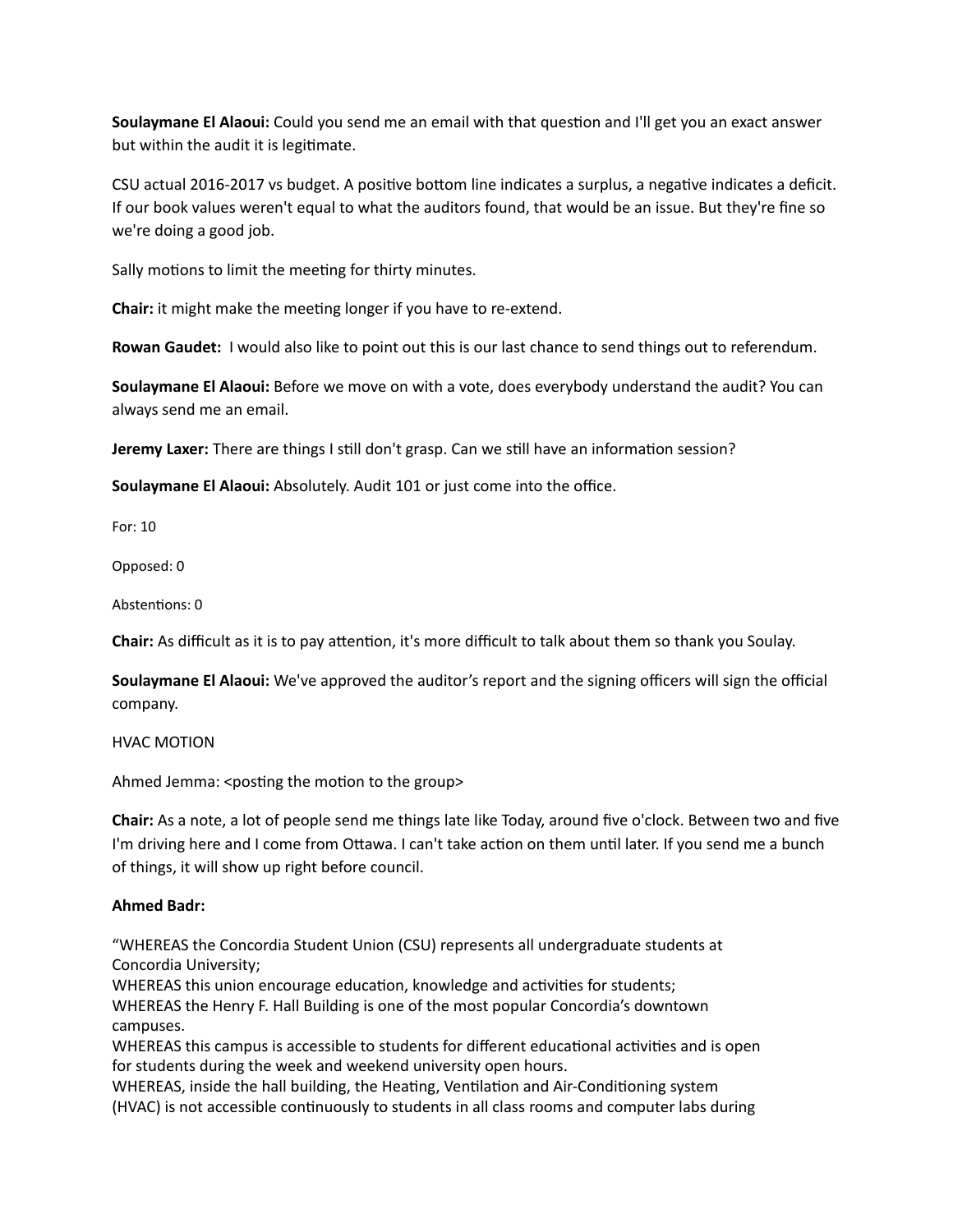**Soulaymane El Alaoui:** Could you send me an email with that question and I'll get you an exact answer but within the audit it is legitimate.

CSU actual 2016-2017 vs budget. A positive bottom line indicates a surplus, a negative indicates a deficit. If our book values weren't equal to what the auditors found, that would be an issue. But they're fine so we're doing a good job.

Sally motions to limit the meeting for thirty minutes.

**Chair:** it might make the meeting longer if you have to re-extend.

**Rowan Gaudet:** I would also like to point out this is our last chance to send things out to referendum.

**Soulaymane El Alaoui:** Before we move on with a vote, does everybody understand the audit? You can always send me an email.

**Jeremy Laxer:** There are things I still don't grasp. Can we still have an information session?

**Soulaymane El Alaoui:** Absolutely. Audit 101 or just come into the office.

For: 10

Opposed: 0

Abstentions: 0

**Chair:** As difficult as it is to pay attention, it's more difficult to talk about them so thank you Soulay.

**Soulaymane El Alaoui:** We've approved the auditor's report and the signing officers will sign the official company.

HVAC MOTION

Ahmed Jemma: <posting the motion to the group>

**Chair:** As a note, a lot of people send me things late like Today, around five o'clock. Between two and five I'm driving here and I come from Ottawa. I can't take action on them until later. If you send me a bunch of things, it will show up right before council.

**Ahmed Badr:**

"WHEREAS the Concordia Student Union (CSU) represents all undergraduate students at Concordia University;
WHEREAS this union encourage education, knowledge and activities for students;
WHEREAS the Henry F. Hall Building is one of the most popular Concordia's downtown campuses.
WHEREAS this campus is accessible to students for different educational activities and is open for students during the week and weekend university open hours.
WHEREAS, inside the hall building, the Heating, Ventilation and Air-Conditioning system (HVAC) is not accessible continuously to students in all class rooms and computer labs during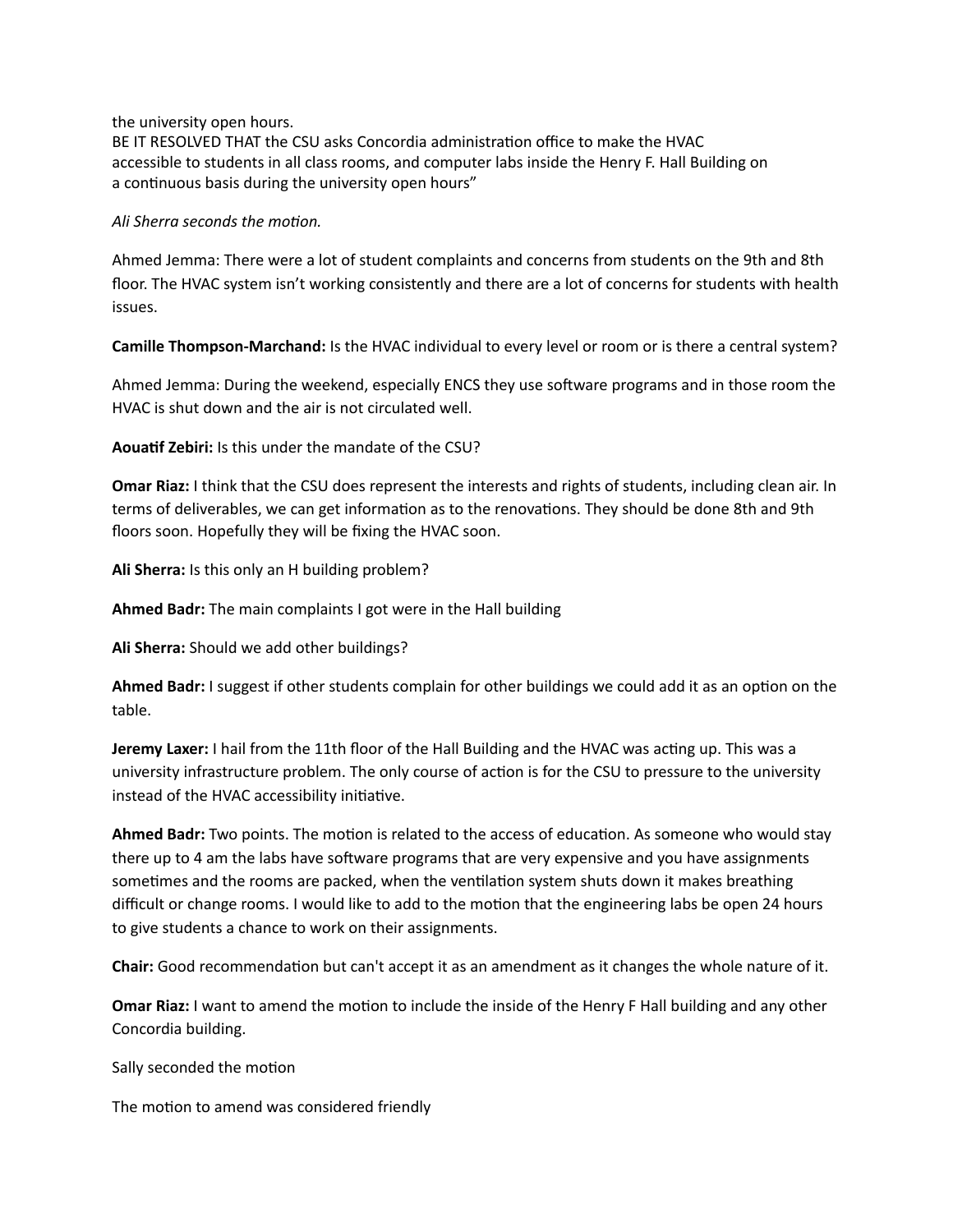the university open hours.
BE IT RESOLVED THAT the CSU asks Concordia administration office to make the HVAC accessible to students in all class rooms, and computer labs inside the Henry F. Hall Building on a continuous basis during the university open hours"

*Ali Sherra seconds the motion.*

Ahmed Jemma: There were a lot of student complaints and concerns from students on the 9th and 8th floor. The HVAC system isn't working consistently and there are a lot of concerns for students with health issues.

**Camille Thompson-Marchand:** Is the HVAC individual to every level or room or is there a central system?

Ahmed Jemma: During the weekend, especially ENCS they use software programs and in those room the HVAC is shut down and the air is not circulated well.

**Aouatif Zebiri:** Is this under the mandate of the CSU?

**Omar Riaz:** I think that the CSU does represent the interests and rights of students, including clean air. In terms of deliverables, we can get information as to the renovations. They should be done 8th and 9th floors soon. Hopefully they will be fixing the HVAC soon.

**Ali Sherra:** Is this only an H building problem?

**Ahmed Badr:** The main complaints I got were in the Hall building

**Ali Sherra:** Should we add other buildings?

**Ahmed Badr:** I suggest if other students complain for other buildings we could add it as an option on the table.

**Jeremy Laxer:** I hail from the 11th floor of the Hall Building and the HVAC was acting up. This was a university infrastructure problem. The only course of action is for the CSU to pressure to the university instead of the HVAC accessibility initiative.

**Ahmed Badr:** Two points. The motion is related to the access of education. As someone who would stay there up to 4 am the labs have software programs that are very expensive and you have assignments sometimes and the rooms are packed, when the ventilation system shuts down it makes breathing difficult or change rooms. I would like to add to the motion that the engineering labs be open 24 hours to give students a chance to work on their assignments.

**Chair:** Good recommendation but can't accept it as an amendment as it changes the whole nature of it.

**Omar Riaz:** I want to amend the motion to include the inside of the Henry F Hall building and any other Concordia building.

Sally seconded the motion

The motion to amend was considered friendly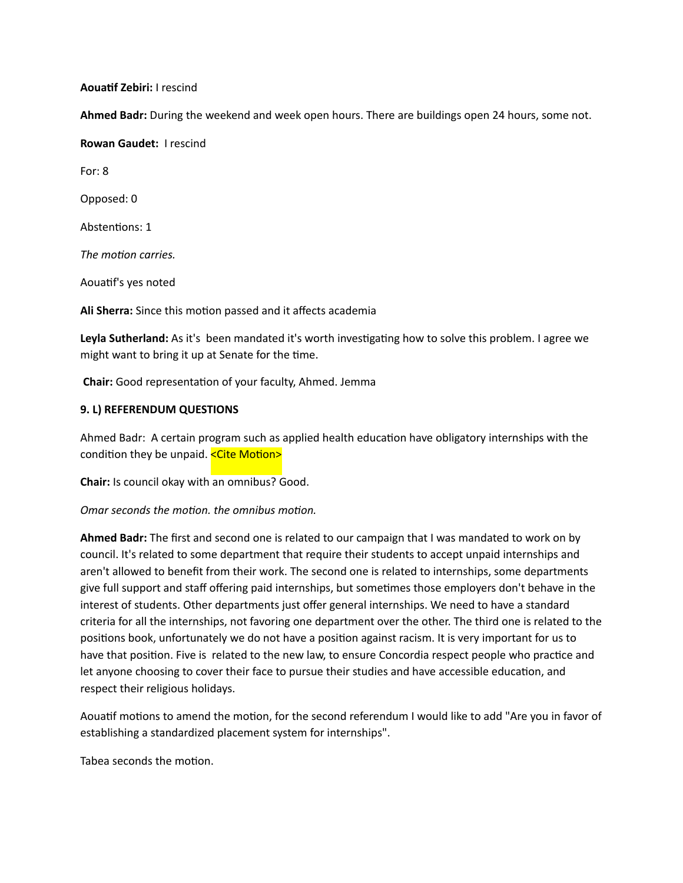**Aouatif Zebiri:** I rescind

**Ahmed Badr:** During the weekend and week open hours. There are buildings open 24 hours, some not.

**Rowan Gaudet:** I rescind

For: 8

Opposed: 0

Abstentions: 1

*The motion carries.*

Aouatif's yes noted

**Ali Sherra:** Since this motion passed and it affects academia

**Leyla Sutherland:** As it's been mandated it's worth investigating how to solve this problem. I agree we might want to bring it up at Senate for the time.

**Chair:** Good representation of your faculty, Ahmed. Jemma

**9. L) REFERENDUM QUESTIONS**

Ahmed Badr: A certain program such as applied health education have obligatory internships with the condition they be unpaid. <Cite Motion>

**Chair:** Is council okay with an omnibus? Good.

*Omar seconds the motion. the omnibus motion.*

**Ahmed Badr:** The first and second one is related to our campaign that I was mandated to work on by council. It's related to some department that require their students to accept unpaid internships and aren't allowed to benefit from their work. The second one is related to internships, some departments give full support and staff offering paid internships, but sometimes those employers don't behave in the interest of students. Other departments just offer general internships. We need to have a standard criteria for all the internships, not favoring one department over the other. The third one is related to the positions book, unfortunately we do not have a position against racism. It is very important for us to have that position. Five is related to the new law, to ensure Concordia respect people who practice and let anyone choosing to cover their face to pursue their studies and have accessible education, and respect their religious holidays.

Aouatif motions to amend the motion, for the second referendum I would like to add "Are you in favor of establishing a standardized placement system for internships".

Tabea seconds the motion.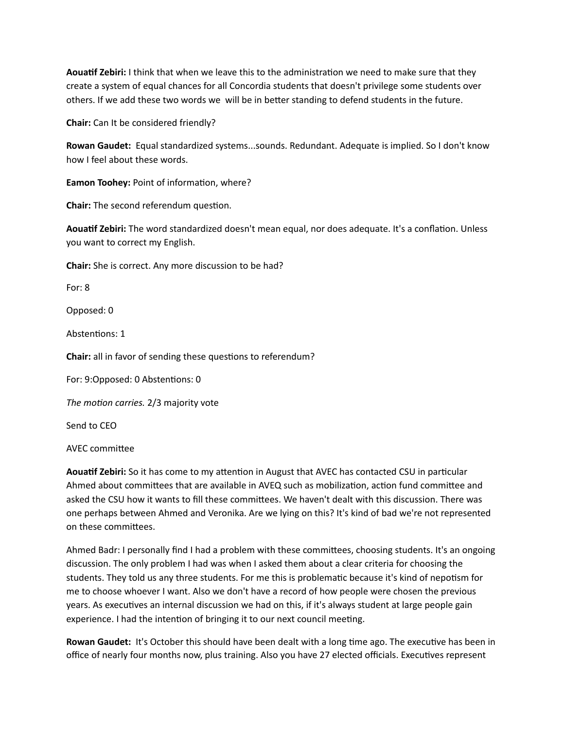**Aouatif Zebiri:** I think that when we leave this to the administration we need to make sure that they create a system of equal chances for all Concordia students that doesn't privilege some students over others. If we add these two words we  will be in better standing to defend students in the future.

**Chair:** Can It be considered friendly?

**Rowan Gaudet:**  Equal standardized systems...sounds. Redundant. Adequate is implied. So I don't know how I feel about these words.

**Eamon Toohey:** Point of information, where?

**Chair:** The second referendum question.

**Aouatif Zebiri:** The word standardized doesn't mean equal, nor does adequate. It's a conflation. Unless you want to correct my English.

**Chair:** She is correct. Any more discussion to be had?

For: 8

Opposed: 0

Abstentions: 1

**Chair:** all in favor of sending these questions to referendum?

For: 9:Opposed: 0 Abstentions: 0

*The motion carries.* 2/3 majority vote

Send to CEO

AVEC committee

**Aouatif Zebiri:** So it has come to my attention in August that AVEC has contacted CSU in particular Ahmed about committees that are available in AVEQ such as mobilization, action fund committee and asked the CSU how it wants to fill these committees. We haven't dealt with this discussion. There was one perhaps between Ahmed and Veronika. Are we lying on this? It's kind of bad we're not represented on these committees.

Ahmed Badr: I personally find I had a problem with these committees, choosing students. It's an ongoing discussion. The only problem I had was when I asked them about a clear criteria for choosing the students. They told us any three students. For me this is problematic because it's kind of nepotism for me to choose whoever I want. Also we don't have a record of how people were chosen the previous years. As executives an internal discussion we had on this, if it's always student at large people gain experience. I had the intention of bringing it to our next council meeting.

**Rowan Gaudet:**  It's October this should have been dealt with a long time ago. The executive has been in office of nearly four months now, plus training. Also you have 27 elected officials. Executives represent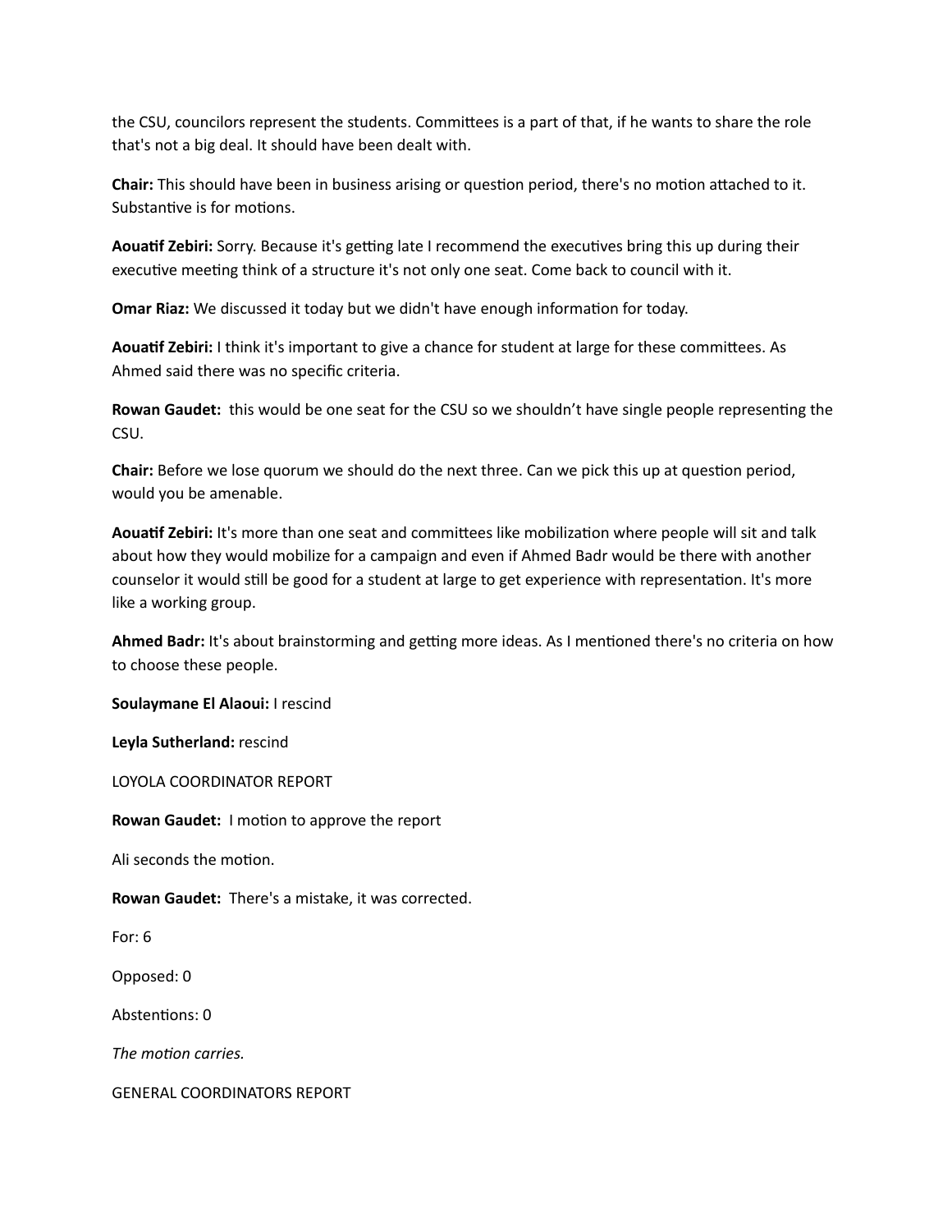the CSU, councilors represent the students. Committees is a part of that, if he wants to share the role that's not a big deal. It should have been dealt with.

**Chair:** This should have been in business arising or question period, there's no motion attached to it. Substantive is for motions.

**Aouatif Zebiri:** Sorry. Because it's getting late I recommend the executives bring this up during their executive meeting think of a structure it's not only one seat. Come back to council with it.

**Omar Riaz:** We discussed it today but we didn't have enough information for today.

**Aouatif Zebiri:** I think it's important to give a chance for student at large for these committees. As Ahmed said there was no specific criteria.

**Rowan Gaudet:** this would be one seat for the CSU so we shouldn't have single people representing the CSU.

**Chair:** Before we lose quorum we should do the next three. Can we pick this up at question period, would you be amenable.

**Aouatif Zebiri:** It's more than one seat and committees like mobilization where people will sit and talk about how they would mobilize for a campaign and even if Ahmed Badr would be there with another counselor it would still be good for a student at large to get experience with representation. It's more like a working group.

**Ahmed Badr:** It's about brainstorming and getting more ideas. As I mentioned there's no criteria on how to choose these people.

**Soulaymane El Alaoui:** I rescind

**Leyla Sutherland:** rescind

LOYOLA COORDINATOR REPORT

**Rowan Gaudet:** I motion to approve the report

Ali seconds the motion.

**Rowan Gaudet:** There's a mistake, it was corrected.

For: 6

Opposed: 0

Abstentions: 0

*The motion carries.*

GENERAL COORDINATORS REPORT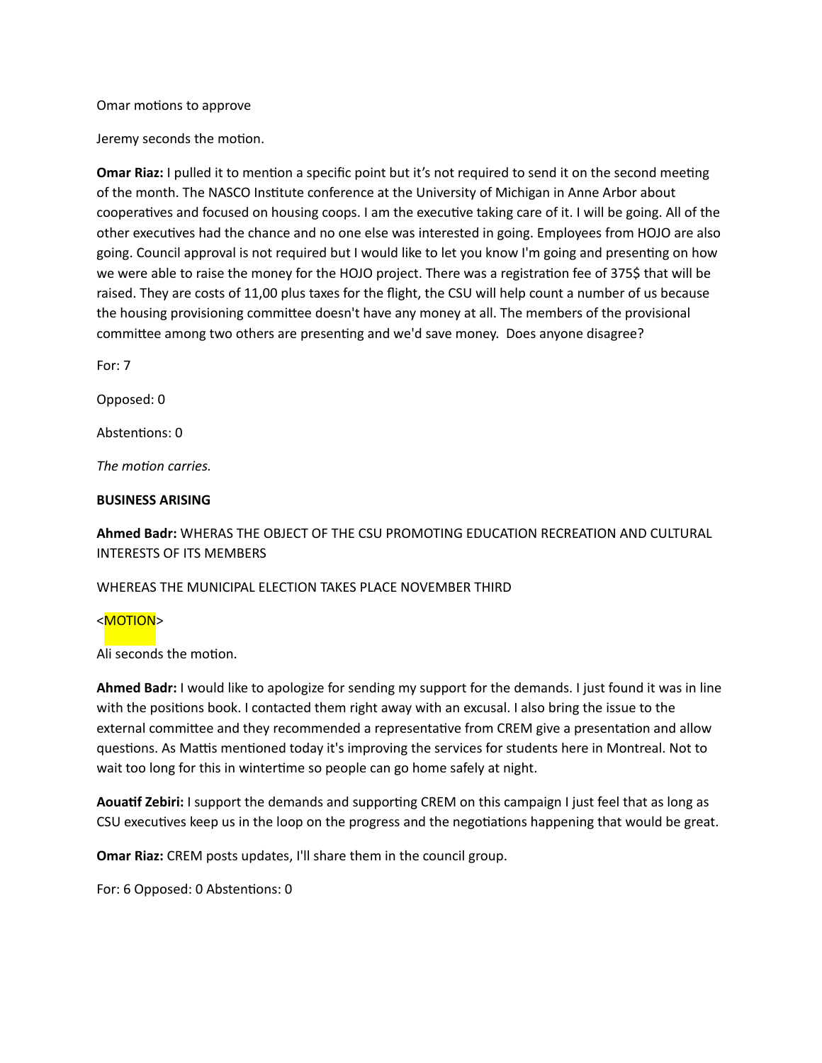Omar motions to approve

Jeremy seconds the motion.

**Omar Riaz:** I pulled it to mention a specific point but it's not required to send it on the second meeting of the month. The NASCO Institute conference at the University of Michigan in Anne Arbor about cooperatives and focused on housing coops. I am the executive taking care of it. I will be going. All of the other executives had the chance and no one else was interested in going. Employees from HOJO are also going. Council approval is not required but I would like to let you know I'm going and presenting on how we were able to raise the money for the HOJO project. There was a registration fee of 375$ that will be raised. They are costs of 11,00 plus taxes for the flight, the CSU will help count a number of us because the housing provisioning committee doesn't have any money at all. The members of the provisional committee among two others are presenting and we'd save money. Does anyone disagree?

For: 7

Opposed: 0

Abstentions: 0

*The motion carries.*

**BUSINESS ARISING**

**Ahmed Badr:** WHERAS THE OBJECT OF THE CSU PROMOTING EDUCATION RECREATION AND CULTURAL INTERESTS OF ITS MEMBERS

WHEREAS THE MUNICIPAL ELECTION TAKES PLACE NOVEMBER THIRD

<MOTION>

Ali seconds the motion.

**Ahmed Badr:** I would like to apologize for sending my support for the demands. I just found it was in line with the positions book. I contacted them right away with an excusal. I also bring the issue to the external committee and they recommended a representative from CREM give a presentation and allow questions. As Mattis mentioned today it's improving the services for students here in Montreal. Not to wait too long for this in wintertime so people can go home safely at night.

**Aouatif Zebiri:** I support the demands and supporting CREM on this campaign I just feel that as long as CSU executives keep us in the loop on the progress and the negotiations happening that would be great.

**Omar Riaz:** CREM posts updates, I'll share them in the council group.

For: 6 Opposed: 0 Abstentions: 0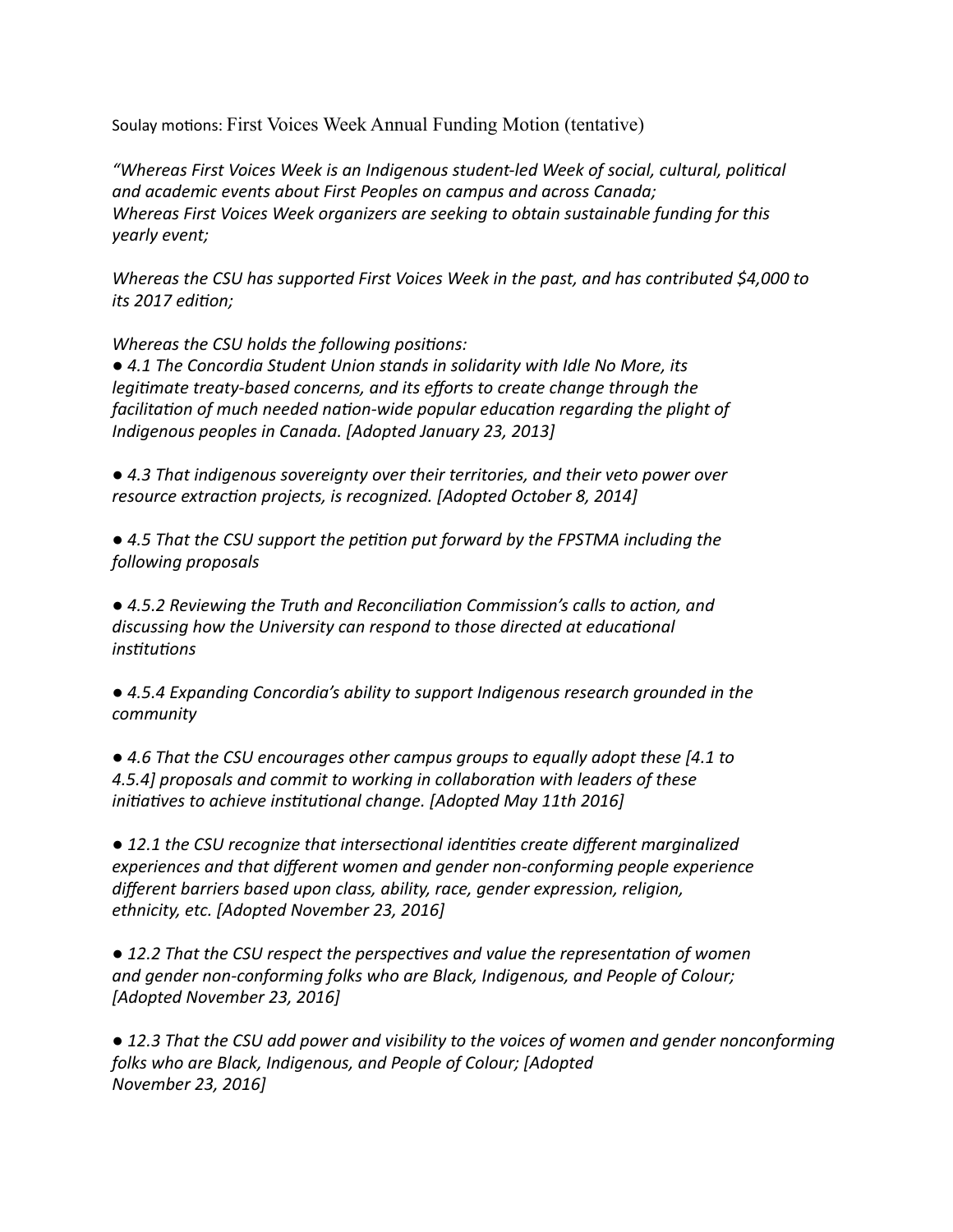Soulay motions: First Voices Week Annual Funding Motion (tentative)

*"Whereas First Voices Week is an Indigenous student-led Week of social, cultural, political and academic events about First Peoples on campus and across Canada;*
*Whereas First Voices Week organizers are seeking to obtain sustainable funding for this yearly event;*

*Whereas the CSU has supported First Voices Week in the past, and has contributed $4,000 to its 2017 edition;*

*Whereas the CSU holds the following positions:*
*● 4.1 The Concordia Student Union stands in solidarity with Idle No More, its legitimate treaty-based concerns, and its efforts to create change through the facilitation of much needed nation-wide popular education regarding the plight of Indigenous peoples in Canada. [Adopted January 23, 2013]*

*● 4.3 That indigenous sovereignty over their territories, and their veto power over resource extraction projects, is recognized. [Adopted October 8, 2014]*

*● 4.5 That the CSU support the petition put forward by the FPSTMA including the following proposals*

*● 4.5.2 Reviewing the Truth and Reconciliation Commission's calls to action, and discussing how the University can respond to those directed at educational institutions*

*● 4.5.4 Expanding Concordia's ability to support Indigenous research grounded in the community*

*● 4.6 That the CSU encourages other campus groups to equally adopt these [4.1 to 4.5.4] proposals and commit to working in collaboration with leaders of these initiatives to achieve institutional change. [Adopted May 11th 2016]*

*● 12.1 the CSU recognize that intersectional identities create different marginalized experiences and that different women and gender non-conforming people experience different barriers based upon class, ability, race, gender expression, religion, ethnicity, etc. [Adopted November 23, 2016]*

*● 12.2 That the CSU respect the perspectives and value the representation of women and gender non-conforming folks who are Black, Indigenous, and People of Colour; [Adopted November 23, 2016]*

*● 12.3 That the CSU add power and visibility to the voices of women and gender nonconforming folks who are Black, Indigenous, and People of Colour; [Adopted November 23, 2016]*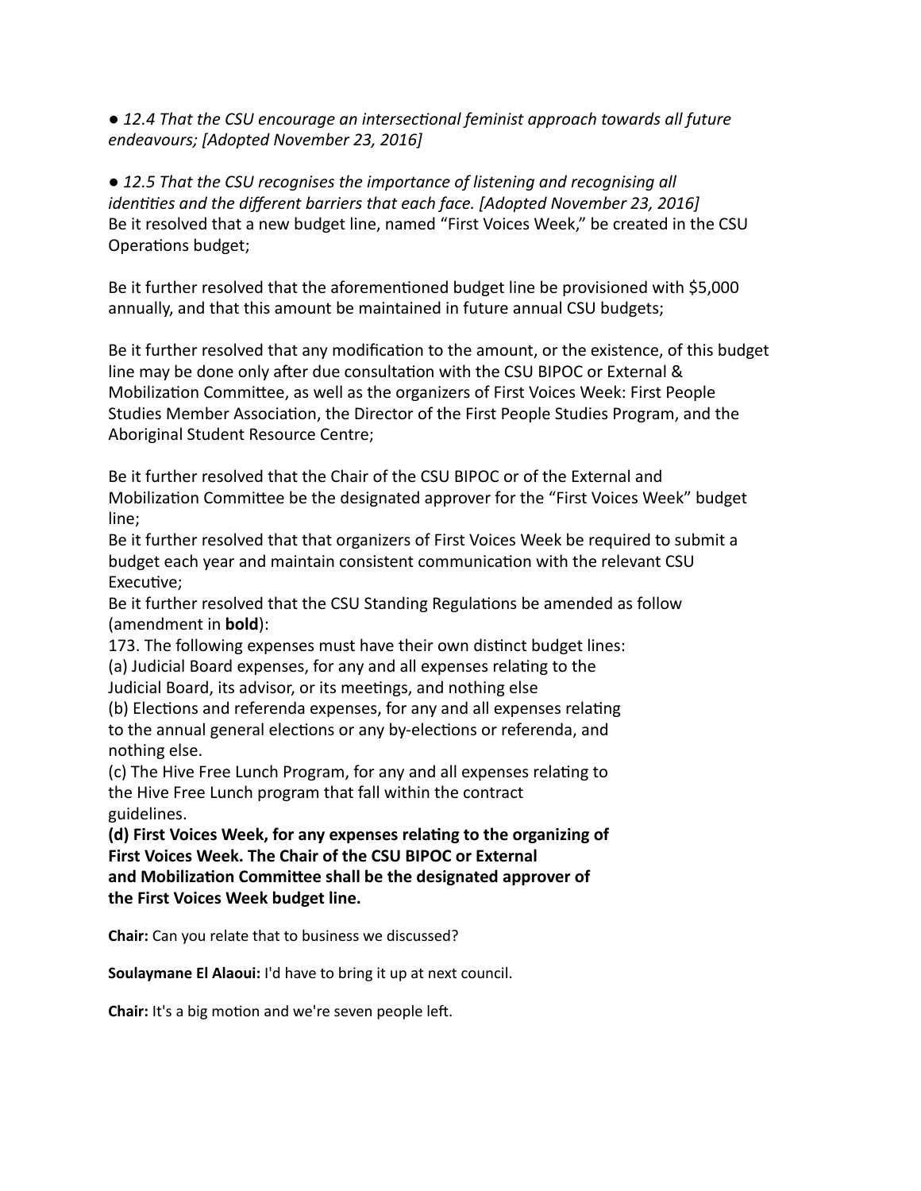● *12.4 That the CSU encourage an intersectional feminist approach towards all future endeavours; [Adopted November 23, 2016]*

● *12.5 That the CSU recognises the importance of listening and recognising all identities and the different barriers that each face. [Adopted November 23, 2016]*
Be it resolved that a new budget line, named "First Voices Week," be created in the CSU Operations budget;

Be it further resolved that the aforementioned budget line be provisioned with $5,000 annually, and that this amount be maintained in future annual CSU budgets;

Be it further resolved that any modification to the amount, or the existence, of this budget line may be done only after due consultation with the CSU BIPOC or External & Mobilization Committee, as well as the organizers of First Voices Week: First People Studies Member Association, the Director of the First People Studies Program, and the Aboriginal Student Resource Centre;

Be it further resolved that the Chair of the CSU BIPOC or of the External and Mobilization Committee be the designated approver for the "First Voices Week" budget line;
Be it further resolved that that organizers of First Voices Week be required to submit a budget each year and maintain consistent communication with the relevant CSU Executive;
Be it further resolved that the CSU Standing Regulations be amended as follow (amendment in **bold**):
173. The following expenses must have their own distinct budget lines:
(a) Judicial Board expenses, for any and all expenses relating to the Judicial Board, its advisor, or its meetings, and nothing else
(b) Elections and referenda expenses, for any and all expenses relating to the annual general elections or any by-elections or referenda, and nothing else.
(c) The Hive Free Lunch Program, for any and all expenses relating to the Hive Free Lunch program that fall within the contract guidelines.
**(d) First Voices Week, for any expenses relating to the organizing of First Voices Week. The Chair of the CSU BIPOC or External and Mobilization Committee shall be the designated approver of the First Voices Week budget line.**

**Chair:** Can you relate that to business we discussed?

**Soulaymane El Alaoui:** I'd have to bring it up at next council.

**Chair:** It's a big motion and we're seven people left.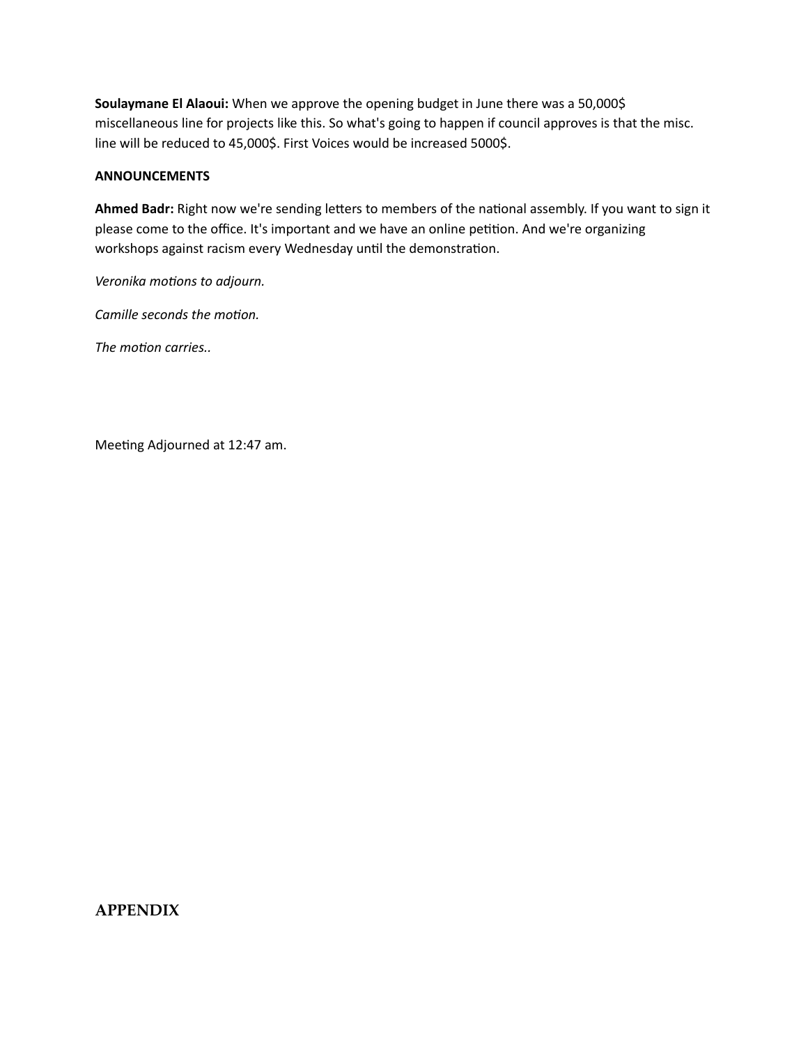**Soulaymane El Alaoui:** When we approve the opening budget in June there was a 50,000$ miscellaneous line for projects like this. So what's going to happen if council approves is that the misc. line will be reduced to 45,000$. First Voices would be increased 5000$.

**ANNOUNCEMENTS**

**Ahmed Badr:** Right now we're sending letters to members of the national assembly. If you want to sign it please come to the office. It's important and we have an online petition. And we're organizing workshops against racism every Wednesday until the demonstration.

*Veronika motions to adjourn.*

*Camille seconds the motion.*

*The motion carries..*

Meeting Adjourned at 12:47 am.

## APPENDIX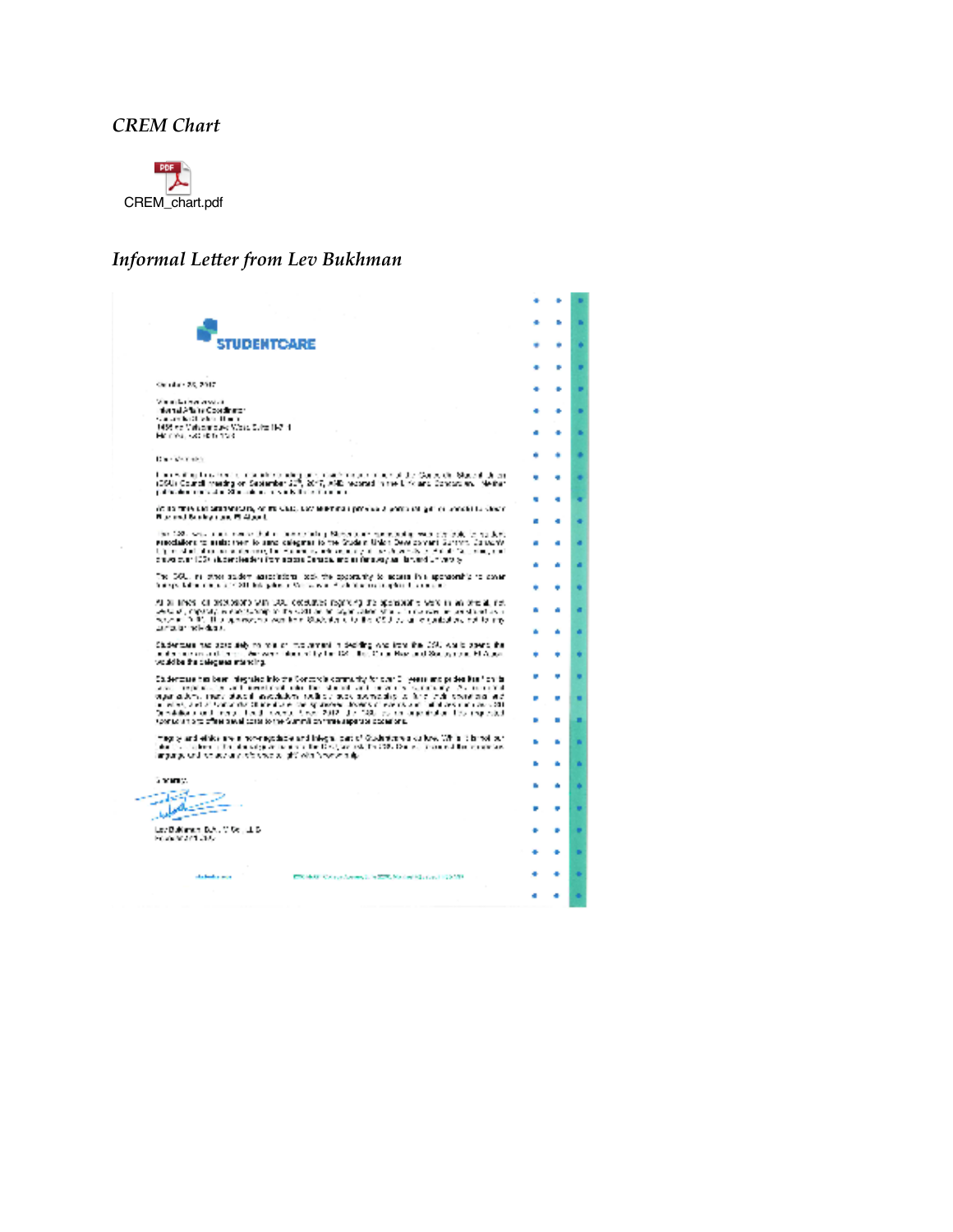*CREM Chart*

CREM_chart.pdf

*Informal Letter from Lev Bukhman*